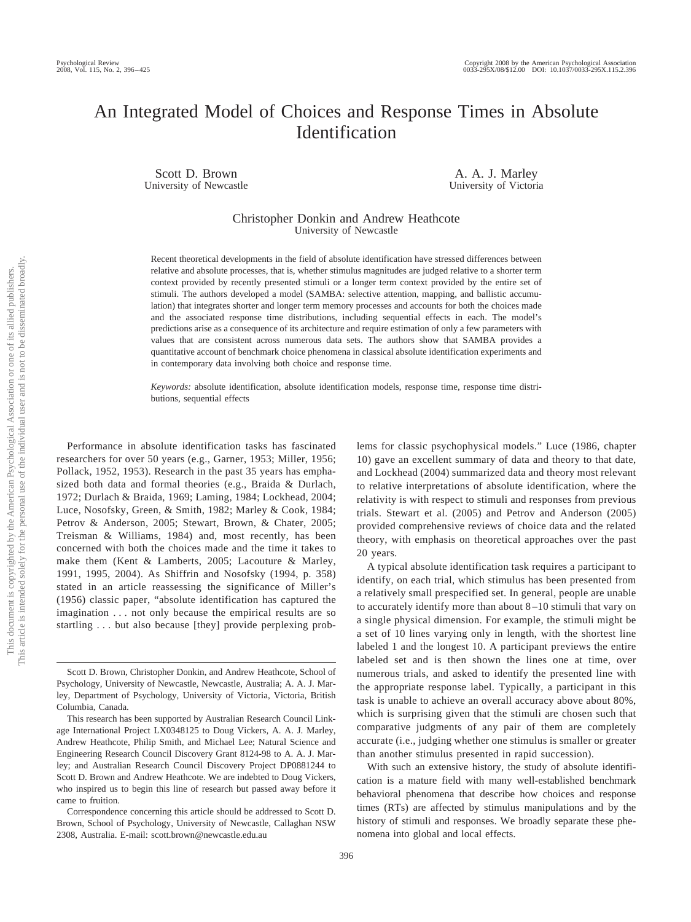# An Integrated Model of Choices and Response Times in Absolute Identification

Scott D. Brown
University of Newcastle

A. A. J. Marley
University of Victoria

Christopher Donkin and Andrew Heathcote
University of Newcastle

Recent theoretical developments in the field of absolute identification have stressed differences between relative and absolute processes, that is, whether stimulus magnitudes are judged relative to a shorter term context provided by recently presented stimuli or a longer term context provided by the entire set of stimuli. The authors developed a model (SAMBA: selective attention, mapping, and ballistic accumulation) that integrates shorter and longer term memory processes and accounts for both the choices made and the associated response time distributions, including sequential effects in each. The model's predictions arise as a consequence of its architecture and require estimation of only a few parameters with values that are consistent across numerous data sets. The authors show that SAMBA provides a quantitative account of benchmark choice phenomena in classical absolute identification experiments and in contemporary data involving both choice and response time.

*Keywords:* absolute identification, absolute identification models, response time, response time distributions, sequential effects

Performance in absolute identification tasks has fascinated researchers for over 50 years (e.g., Garner, 1953; Miller, 1956; Pollack, 1952, 1953). Research in the past 35 years has emphasized both data and formal theories (e.g., Braida & Durlach, 1972; Durlach & Braida, 1969; Laming, 1984; Lockhead, 2004; Luce, Nosofsky, Green, & Smith, 1982; Marley & Cook, 1984; Petrov & Anderson, 2005; Stewart, Brown, & Chater, 2005; Treisman & Williams, 1984) and, most recently, has been concerned with both the choices made and the time it takes to make them (Kent & Lamberts, 2005; Lacouture & Marley, 1991, 1995, 2004). As Shiffrin and Nosofsky (1994, p. 358) stated in an article reassessing the significance of Miller's (1956) classic paper, "absolute identification has captured the imagination . . . not only because the empirical results are so startling . . . but also because [they] provide perplexing problems for classic psychophysical models." Luce (1986, chapter 10) gave an excellent summary of data and theory to that date, and Lockhead (2004) summarized data and theory most relevant to relative interpretations of absolute identification, where the relativity is with respect to stimuli and responses from previous trials. Stewart et al. (2005) and Petrov and Anderson (2005) provided comprehensive reviews of choice data and the related theory, with emphasis on theoretical approaches over the past 20 years.

A typical absolute identification task requires a participant to identify, on each trial, which stimulus has been presented from a relatively small prespecified set. In general, people are unable to accurately identify more than about 8–10 stimuli that vary on a single physical dimension. For example, the stimuli might be a set of 10 lines varying only in length, with the shortest line labeled 1 and the longest 10. A participant previews the entire labeled set and is then shown the lines one at time, over numerous trials, and asked to identify the presented line with the appropriate response label. Typically, a participant in this task is unable to achieve an overall accuracy above about 80%, which is surprising given that the stimuli are chosen such that comparative judgments of any pair of them are completely accurate (i.e., judging whether one stimulus is smaller or greater than another stimulus presented in rapid succession).

With such an extensive history, the study of absolute identification is a mature field with many well-established benchmark behavioral phenomena that describe how choices and response times (RTs) are affected by stimulus manipulations and by the history of stimuli and responses. We broadly separate these phenomena into global and local effects.

---

Scott D. Brown, Christopher Donkin, and Andrew Heathcote, School of Psychology, University of Newcastle, Newcastle, Australia; A. A. J. Marley, Department of Psychology, University of Victoria, Victoria, British Columbia, Canada.

This research has been supported by Australian Research Council Linkage International Project LX0348125 to Doug Vickers, A. A. J. Marley, Andrew Heathcote, Philip Smith, and Michael Lee; Natural Science and Engineering Research Council Discovery Grant 8124-98 to A. A. J. Marley; and Australian Research Council Discovery Project DP0881244 to Scott D. Brown and Andrew Heathcote. We are indebted to Doug Vickers, who inspired us to begin this line of research but passed away before it came to fruition.

Correspondence concerning this article should be addressed to Scott D. Brown, School of Psychology, University of Newcastle, Callaghan NSW 2308, Australia. E-mail: scott.brown@newcastle.edu.au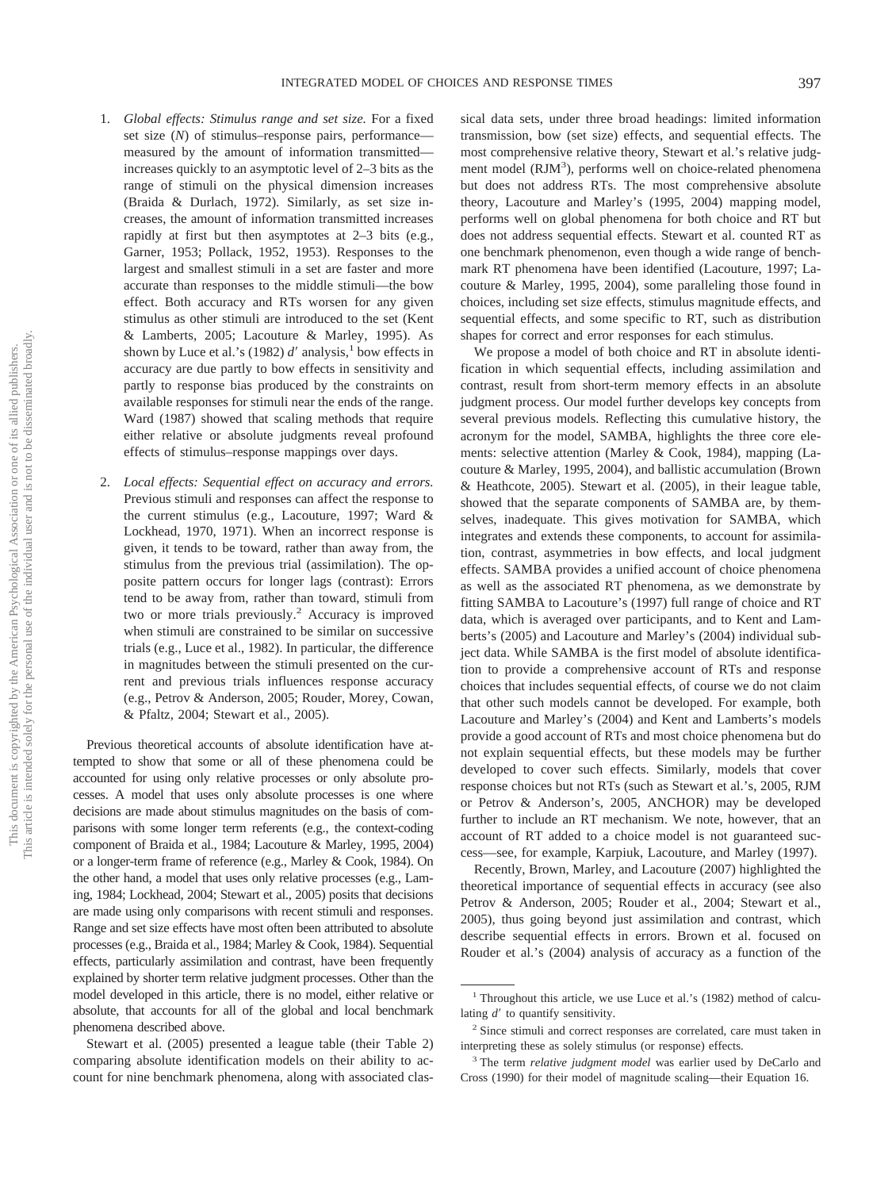1. *Global effects: Stimulus range and set size.* For a fixed set size (*N*) of stimulus–response pairs, performance—measured by the amount of information transmitted—increases quickly to an asymptotic level of 2–3 bits as the range of stimuli on the physical dimension increases (Braida & Durlach, 1972). Similarly, as set size increases, the amount of information transmitted increases rapidly at first but then asymptotes at 2–3 bits (e.g., Garner, 1953; Pollack, 1952, 1953). Responses to the largest and smallest stimuli in a set are faster and more accurate than responses to the middle stimuli—the bow effect. Both accuracy and RTs worsen for any given stimulus as other stimuli are introduced to the set (Kent & Lamberts, 2005; Lacouture & Marley, 1995). As shown by Luce et al.'s (1982) $d'$ analysis,[1] bow effects in accuracy are due partly to bow effects in sensitivity and partly to response bias produced by the constraints on available responses for stimuli near the ends of the range. Ward (1987) showed that scaling methods that require either relative or absolute judgments reveal profound effects of stimulus–response mappings over days.

2. *Local effects: Sequential effect on accuracy and errors.* Previous stimuli and responses can affect the response to the current stimulus (e.g., Lacouture, 1997; Ward & Lockhead, 1970, 1971). When an incorrect response is given, it tends to be toward, rather than away from, the stimulus from the previous trial (assimilation). The opposite pattern occurs for longer lags (contrast): Errors tend to be away from, rather than toward, stimuli from two or more trials previously.[2] Accuracy is improved when stimuli are constrained to be similar on successive trials (e.g., Luce et al., 1982). In particular, the difference in magnitudes between the stimuli presented on the current and previous trials influences response accuracy (e.g., Petrov & Anderson, 2005; Rouder, Morey, Cowan, & Pfaltz, 2004; Stewart et al., 2005).

Previous theoretical accounts of absolute identification have attempted to show that some or all of these phenomena could be accounted for using only relative processes or only absolute processes. A model that uses only absolute processes is one where decisions are made about stimulus magnitudes on the basis of comparisons with some longer term referents (e.g., the context-coding component of Braida et al., 1984; Lacouture & Marley, 1995, 2004) or a longer-term frame of reference (e.g., Marley & Cook, 1984). On the other hand, a model that uses only relative processes (e.g., Laming, 1984; Lockhead, 2004; Stewart et al., 2005) posits that decisions are made using only comparisons with recent stimuli and responses. Range and set size effects have most often been attributed to absolute processes (e.g., Braida et al., 1984; Marley & Cook, 1984). Sequential effects, particularly assimilation and contrast, have been frequently explained by shorter term relative judgment processes. Other than the model developed in this article, there is no model, either relative or absolute, that accounts for all of the global and local benchmark phenomena described above.

Stewart et al. (2005) presented a league table (their Table 2) comparing absolute identification models on their ability to account for nine benchmark phenomena, along with associated classical data sets, under three broad headings: limited information transmission, bow (set size) effects, and sequential effects. The most comprehensive relative theory, Stewart et al.'s relative judgment model (RJM[3]), performs well on choice-related phenomena but does not address RTs. The most comprehensive absolute theory, Lacouture and Marley's (1995, 2004) mapping model, performs well on global phenomena for both choice and RT but does not address sequential effects. Stewart et al. counted RT as one benchmark phenomenon, even though a wide range of benchmark RT phenomena have been identified (Lacouture, 1997; Lacouture & Marley, 1995, 2004), some paralleling those found in choices, including set size effects, stimulus magnitude effects, and sequential effects, and some specific to RT, such as distribution shapes for correct and error responses for each stimulus.

We propose a model of both choice and RT in absolute identification in which sequential effects, including assimilation and contrast, result from short-term memory effects in an absolute judgment process. Our model further develops key concepts from several previous models. Reflecting this cumulative history, the acronym for the model, SAMBA, highlights the three core elements: selective attention (Marley & Cook, 1984), mapping (Lacouture & Marley, 1995, 2004), and ballistic accumulation (Brown & Heathcote, 2005). Stewart et al. (2005), in their league table, showed that the separate components of SAMBA are, by themselves, inadequate. This gives motivation for SAMBA, which integrates and extends these components, to account for assimilation, contrast, asymmetries in bow effects, and local judgment effects. SAMBA provides a unified account of choice phenomena as well as the associated RT phenomena, as we demonstrate by fitting SAMBA to Lacouture's (1997) full range of choice and RT data, which is averaged over participants, and to Kent and Lamberts's (2005) and Lacouture and Marley's (2004) individual subject data. While SAMBA is the first model of absolute identification to provide a comprehensive account of RTs and response choices that includes sequential effects, of course we do not claim that other such models cannot be developed. For example, both Lacouture and Marley's (2004) and Kent and Lamberts's models provide a good account of RTs and most choice phenomena but do not explain sequential effects, but these models may be further developed to cover such effects. Similarly, models that cover response choices but not RTs (such as Stewart et al.'s, 2005, RJM or Petrov & Anderson's, 2005, ANCHOR) may be developed further to include an RT mechanism. We note, however, that an account of RT added to a choice model is not guaranteed success—see, for example, Karpiuk, Lacouture, and Marley (1997).

Recently, Brown, Marley, and Lacouture (2007) highlighted the theoretical importance of sequential effects in accuracy (see also Petrov & Anderson, 2005; Rouder et al., 2004; Stewart et al., 2005), thus going beyond just assimilation and contrast, which describe sequential effects in errors. Brown et al. focused on Rouder et al.'s (2004) analysis of accuracy as a function of the

[1] Throughout this article, we use Luce et al.'s (1982) method of calculating $d'$ to quantify sensitivity.

[2] Since stimuli and correct responses are correlated, care must taken in interpreting these as solely stimulus (or response) effects.

[3] The term *relative judgment model* was earlier used by DeCarlo and Cross (1990) for their model of magnitude scaling—their Equation 16.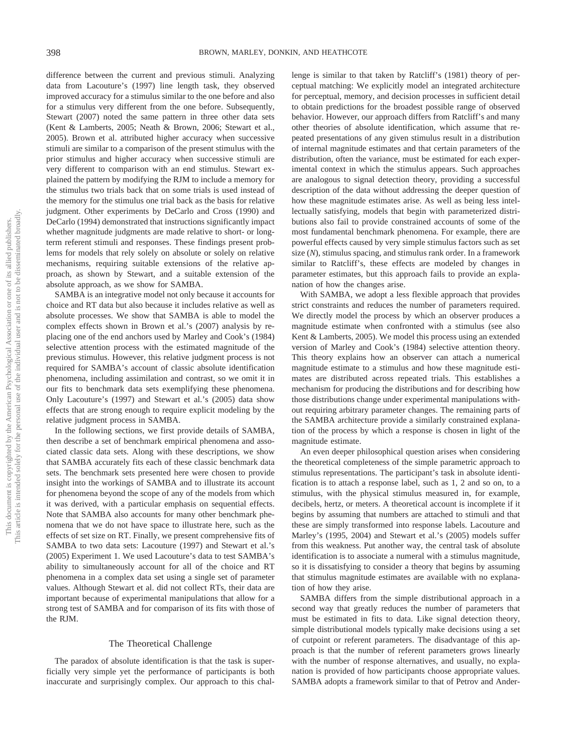difference between the current and previous stimuli. Analyzing data from Lacouture's (1997) line length task, they observed improved accuracy for a stimulus similar to the one before and also for a stimulus very different from the one before. Subsequently, Stewart (2007) noted the same pattern in three other data sets (Kent & Lamberts, 2005; Neath & Brown, 2006; Stewart et al., 2005). Brown et al. attributed higher accuracy when successive stimuli are similar to a comparison of the present stimulus with the prior stimulus and higher accuracy when successive stimuli are very different to comparison with an end stimulus. Stewart explained the pattern by modifying the RJM to include a memory for the stimulus two trials back that on some trials is used instead of the memory for the stimulus one trial back as the basis for relative judgment. Other experiments by DeCarlo and Cross (1990) and DeCarlo (1994) demonstrated that instructions significantly impact whether magnitude judgments are made relative to short- or long-term referent stimuli and responses. These findings present problems for models that rely solely on absolute or solely on relative mechanisms, requiring suitable extensions of the relative approach, as shown by Stewart, and a suitable extension of the absolute approach, as we show for SAMBA.

SAMBA is an integrative model not only because it accounts for choice and RT data but also because it includes relative as well as absolute processes. We show that SAMBA is able to model the complex effects shown in Brown et al.'s (2007) analysis by replacing one of the end anchors used by Marley and Cook's (1984) selective attention process with the estimated magnitude of the previous stimulus. However, this relative judgment process is not required for SAMBA's account of classic absolute identification phenomena, including assimilation and contrast, so we omit it in our fits to benchmark data sets exemplifying these phenomena. Only Lacouture's (1997) and Stewart et al.'s (2005) data show effects that are strong enough to require explicit modeling by the relative judgment process in SAMBA.

In the following sections, we first provide details of SAMBA, then describe a set of benchmark empirical phenomena and associated classic data sets. Along with these descriptions, we show that SAMBA accurately fits each of these classic benchmark data sets. The benchmark sets presented here were chosen to provide insight into the workings of SAMBA and to illustrate its account for phenomena beyond the scope of any of the models from which it was derived, with a particular emphasis on sequential effects. Note that SAMBA also accounts for many other benchmark phenomena that we do not have space to illustrate here, such as the effects of set size on RT. Finally, we present comprehensive fits of SAMBA to two data sets: Lacouture (1997) and Stewart et al.'s (2005) Experiment 1. We used Lacouture's data to test SAMBA's ability to simultaneously account for all of the choice and RT phenomena in a complex data set using a single set of parameter values. Although Stewart et al. did not collect RTs, their data are important because of experimental manipulations that allow for a strong test of SAMBA and for comparison of its fits with those of the RJM.

## The Theoretical Challenge

The paradox of absolute identification is that the task is superficially very simple yet the performance of participants is both inaccurate and surprisingly complex. Our approach to this challenge is similar to that taken by Ratcliff's (1981) theory of perceptual matching: We explicitly model an integrated architecture for perceptual, memory, and decision processes in sufficient detail to obtain predictions for the broadest possible range of observed behavior. However, our approach differs from Ratcliff's and many other theories of absolute identification, which assume that repeated presentations of any given stimulus result in a distribution of internal magnitude estimates and that certain parameters of the distribution, often the variance, must be estimated for each experimental context in which the stimulus appears. Such approaches are analogous to signal detection theory, providing a successful description of the data without addressing the deeper question of how these magnitude estimates arise. As well as being less intellectually satisfying, models that begin with parameterized distributions also fail to provide constrained accounts of some of the most fundamental benchmark phenomena. For example, there are powerful effects caused by very simple stimulus factors such as set size ($N$), stimulus spacing, and stimulus rank order. In a framework similar to Ratcliff's, these effects are modeled by changes in parameter estimates, but this approach fails to provide an explanation of how the changes arise.

With SAMBA, we adopt a less flexible approach that provides strict constraints and reduces the number of parameters required. We directly model the process by which an observer produces a magnitude estimate when confronted with a stimulus (see also Kent & Lamberts, 2005). We model this process using an extended version of Marley and Cook's (1984) selective attention theory. This theory explains how an observer can attach a numerical magnitude estimate to a stimulus and how these magnitude estimates are distributed across repeated trials. This establishes a mechanism for producing the distributions and for describing how those distributions change under experimental manipulations without requiring arbitrary parameter changes. The remaining parts of the SAMBA architecture provide a similarly constrained explanation of the process by which a response is chosen in light of the magnitude estimate.

An even deeper philosophical question arises when considering the theoretical completeness of the simple parametric approach to stimulus representations. The participant's task in absolute identification is to attach a response label, such as 1, 2 and so on, to a stimulus, with the physical stimulus measured in, for example, decibels, hertz, or meters. A theoretical account is incomplete if it begins by assuming that numbers are attached to stimuli and that these are simply transformed into response labels. Lacouture and Marley's (1995, 2004) and Stewart et al.'s (2005) models suffer from this weakness. Put another way, the central task of absolute identification is to associate a numeral with a stimulus magnitude, so it is dissatisfying to consider a theory that begins by assuming that stimulus magnitude estimates are available with no explanation of how they arise.

SAMBA differs from the simple distributional approach in a second way that greatly reduces the number of parameters that must be estimated in fits to data. Like signal detection theory, simple distributional models typically make decisions using a set of cutpoint or referent parameters. The disadvantage of this approach is that the number of referent parameters grows linearly with the number of response alternatives, and usually, no explanation is provided of how participants choose appropriate values. SAMBA adopts a framework similar to that of Petrov and Ander-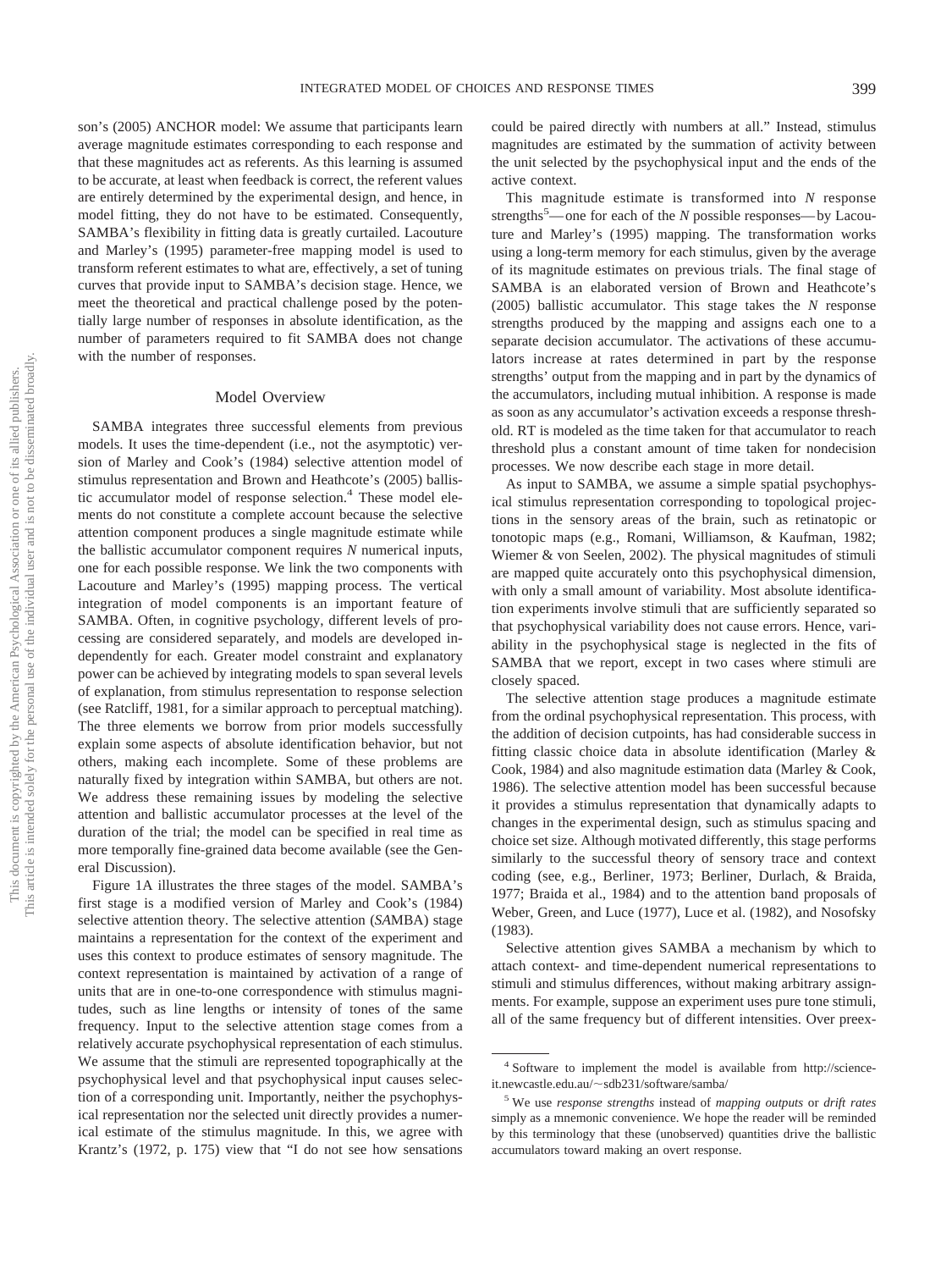son's (2005) ANCHOR model: We assume that participants learn average magnitude estimates corresponding to each response and that these magnitudes act as referents. As this learning is assumed to be accurate, at least when feedback is correct, the referent values are entirely determined by the experimental design, and hence, in model fitting, they do not have to be estimated. Consequently, SAMBA's flexibility in fitting data is greatly curtailed. Lacouture and Marley's (1995) parameter-free mapping model is used to transform referent estimates to what are, effectively, a set of tuning curves that provide input to SAMBA's decision stage. Hence, we meet the theoretical and practical challenge posed by the potentially large number of responses in absolute identification, as the number of parameters required to fit SAMBA does not change with the number of responses.

## Model Overview

SAMBA integrates three successful elements from previous models. It uses the time-dependent (i.e., not the asymptotic) version of Marley and Cook's (1984) selective attention model of stimulus representation and Brown and Heathcote's (2005) ballistic accumulator model of response selection.[4] These model elements do not constitute a complete account because the selective attention component produces a single magnitude estimate while the ballistic accumulator component requires *N* numerical inputs, one for each possible response. We link the two components with Lacouture and Marley's (1995) mapping process. The vertical integration of model components is an important feature of SAMBA. Often, in cognitive psychology, different levels of processing are considered separately, and models are developed independently for each. Greater model constraint and explanatory power can be achieved by integrating models to span several levels of explanation, from stimulus representation to response selection (see Ratcliff, 1981, for a similar approach to perceptual matching). The three elements we borrow from prior models successfully explain some aspects of absolute identification behavior, but not others, making each incomplete. Some of these problems are naturally fixed by integration within SAMBA, but others are not. We address these remaining issues by modeling the selective attention and ballistic accumulator processes at the level of the duration of the trial; the model can be specified in real time as more temporally fine-grained data become available (see the General Discussion).

Figure 1A illustrates the three stages of the model. SAMBA's first stage is a modified version of Marley and Cook's (1984) selective attention theory. The selective attention (*SA*MBA) stage maintains a representation for the context of the experiment and uses this context to produce estimates of sensory magnitude. The context representation is maintained by activation of a range of units that are in one-to-one correspondence with stimulus magnitudes, such as line lengths or intensity of tones of the same frequency. Input to the selective attention stage comes from a relatively accurate psychophysical representation of each stimulus. We assume that the stimuli are represented topographically at the psychophysical level and that psychophysical input causes selection of a corresponding unit. Importantly, neither the psychophysical representation nor the selected unit directly provides a numerical estimate of the stimulus magnitude. In this, we agree with Krantz's (1972, p. 175) view that "I do not see how sensations could be paired directly with numbers at all." Instead, stimulus magnitudes are estimated by the summation of activity between the unit selected by the psychophysical input and the ends of the active context.

This magnitude estimate is transformed into *N* response strengths[5]—one for each of the *N* possible responses—by Lacouture and Marley's (1995) mapping. The transformation works using a long-term memory for each stimulus, given by the average of its magnitude estimates on previous trials. The final stage of SAMBA is an elaborated version of Brown and Heathcote's (2005) ballistic accumulator. This stage takes the *N* response strengths produced by the mapping and assigns each one to a separate decision accumulator. The activations of these accumulators increase at rates determined in part by the response strengths' output from the mapping and in part by the dynamics of the accumulators, including mutual inhibition. A response is made as soon as any accumulator's activation exceeds a response threshold. RT is modeled as the time taken for that accumulator to reach threshold plus a constant amount of time taken for nondecision processes. We now describe each stage in more detail.

As input to SAMBA, we assume a simple spatial psychophysical stimulus representation corresponding to topological projections in the sensory areas of the brain, such as retinatopic or tonotopic maps (e.g., Romani, Williamson, & Kaufman, 1982; Wiemer & von Seelen, 2002). The physical magnitudes of stimuli are mapped quite accurately onto this psychophysical dimension, with only a small amount of variability. Most absolute identification experiments involve stimuli that are sufficiently separated so that psychophysical variability does not cause errors. Hence, variability in the psychophysical stage is neglected in the fits of SAMBA that we report, except in two cases where stimuli are closely spaced.

The selective attention stage produces a magnitude estimate from the ordinal psychophysical representation. This process, with the addition of decision cutpoints, has had considerable success in fitting classic choice data in absolute identification (Marley & Cook, 1984) and also magnitude estimation data (Marley & Cook, 1986). The selective attention model has been successful because it provides a stimulus representation that dynamically adapts to changes in the experimental design, such as stimulus spacing and choice set size. Although motivated differently, this stage performs similarly to the successful theory of sensory trace and context coding (see, e.g., Berliner, 1973; Berliner, Durlach, & Braida, 1977; Braida et al., 1984) and to the attention band proposals of Weber, Green, and Luce (1977), Luce et al. (1982), and Nosofsky (1983).

Selective attention gives SAMBA a mechanism by which to attach context- and time-dependent numerical representations to stimuli and stimulus differences, without making arbitrary assignments. For example, suppose an experiment uses pure tone stimuli, all of the same frequency but of different intensities. Over preex-

[4] Software to implement the model is available from http://science-it.newcastle.edu.au/~sdb231/software/samba/

[5] We use *response strengths* instead of *mapping outputs* or *drift rates* simply as a mnemonic convenience. We hope the reader will be reminded by this terminology that these (unobserved) quantities drive the ballistic accumulators toward making an overt response.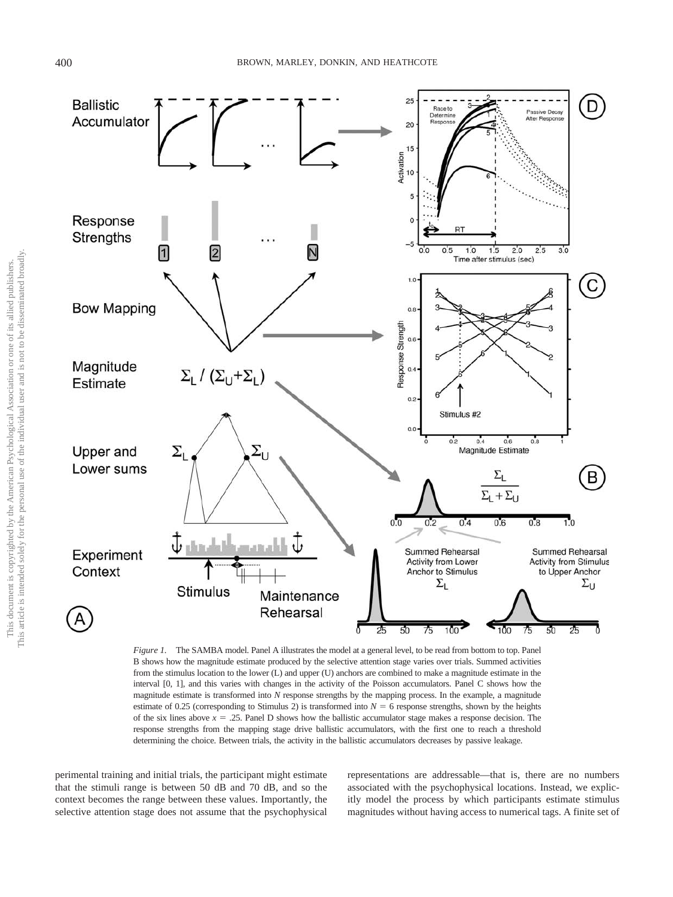*Figure 1.* The SAMBA model. Panel A illustrates the model at a general level, to be read from bottom to top. Panel B shows how the magnitude estimate produced by the selective attention stage varies over trials. Summed activities from the stimulus location to the lower (L) and upper (U) anchors are combined to make a magnitude estimate in the interval [0, 1], and this varies with changes in the activity of the Poisson accumulators. Panel C shows how the magnitude estimate is transformed into $N$ response strengths by the mapping process. In the example, a magnitude estimate of 0.25 (corresponding to Stimulus 2) is transformed into $N = 6$ response strengths, shown by the heights of the six lines above $x = .25$. Panel D shows how the ballistic accumulator stage makes a response decision. The response strengths from the mapping stage drive ballistic accumulators, with the first one to reach a threshold determining the choice. Between trials, the activity in the ballistic accumulators decreases by passive leakage.

perimental training and initial trials, the participant might estimate that the stimuli range is between 50 dB and 70 dB, and so the context becomes the range between these values. Importantly, the selective attention stage does not assume that the psychophysical representations are addressable—that is, there are no numbers associated with the psychophysical locations. Instead, we explicitly model the process by which participants estimate stimulus magnitudes without having access to numerical tags. A finite set of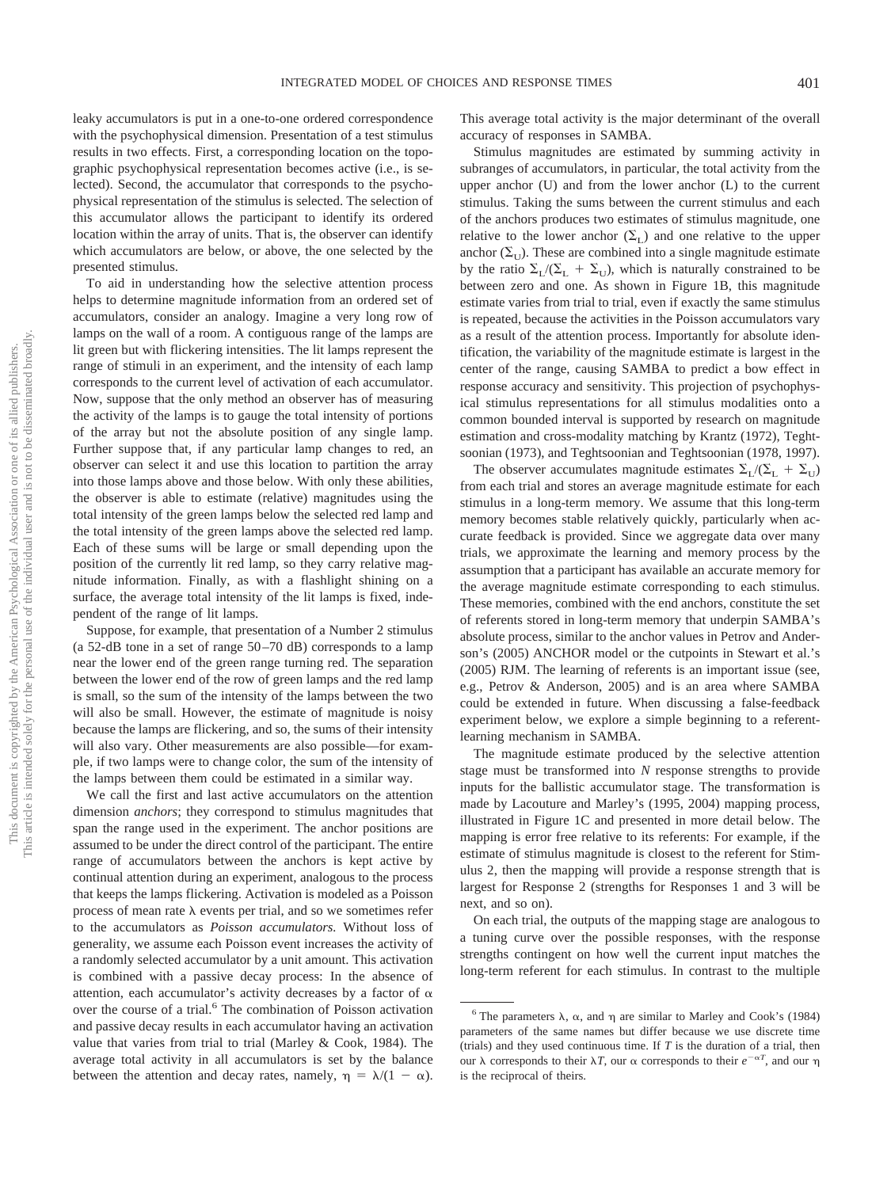leaky accumulators is put in a one-to-one ordered correspondence with the psychophysical dimension. Presentation of a test stimulus results in two effects. First, a corresponding location on the topographic psychophysical representation becomes active (i.e., is selected). Second, the accumulator that corresponds to the psychophysical representation of the stimulus is selected. The selection of this accumulator allows the participant to identify its ordered location within the array of units. That is, the observer can identify which accumulators are below, or above, the one selected by the presented stimulus.

To aid in understanding how the selective attention process helps to determine magnitude information from an ordered set of accumulators, consider an analogy. Imagine a very long row of lamps on the wall of a room. A contiguous range of the lamps are lit green but with flickering intensities. The lit lamps represent the range of stimuli in an experiment, and the intensity of each lamp corresponds to the current level of activation of each accumulator. Now, suppose that the only method an observer has of measuring the activity of the lamps is to gauge the total intensity of portions of the array but not the absolute position of any single lamp. Further suppose that, if any particular lamp changes to red, an observer can select it and use this location to partition the array into those lamps above and those below. With only these abilities, the observer is able to estimate (relative) magnitudes using the total intensity of the green lamps below the selected red lamp and the total intensity of the green lamps above the selected red lamp. Each of these sums will be large or small depending upon the position of the currently lit red lamp, so they carry relative magnitude information. Finally, as with a flashlight shining on a surface, the average total intensity of the lit lamps is fixed, independent of the range of lit lamps.

Suppose, for example, that presentation of a Number 2 stimulus (a 52-dB tone in a set of range 50–70 dB) corresponds to a lamp near the lower end of the green range turning red. The separation between the lower end of the row of green lamps and the red lamp is small, so the sum of the intensity of the lamps between the two will also be small. However, the estimate of magnitude is noisy because the lamps are flickering, and so, the sums of their intensity will also vary. Other measurements are also possible—for example, if two lamps were to change color, the sum of the intensity of the lamps between them could be estimated in a similar way.

We call the first and last active accumulators on the attention dimension *anchors*; they correspond to stimulus magnitudes that span the range used in the experiment. The anchor positions are assumed to be under the direct control of the participant. The entire range of accumulators between the anchors is kept active by continual attention during an experiment, analogous to the process that keeps the lamps flickering. Activation is modeled as a Poisson process of mean rate $\lambda$ events per trial, and so we sometimes refer to the accumulators as *Poisson accumulators.* Without loss of generality, we assume each Poisson event increases the activity of a randomly selected accumulator by a unit amount. This activation is combined with a passive decay process: In the absence of attention, each accumulator's activity decreases by a factor of $\alpha$ over the course of a trial.[6] The combination of Poisson activation and passive decay results in each accumulator having an activation value that varies from trial to trial (Marley & Cook, 1984). The average total activity in all accumulators is set by the balance between the attention and decay rates, namely, $\eta = \lambda/(1 - \alpha)$. This average total activity is the major determinant of the overall accuracy of responses in SAMBA.

Stimulus magnitudes are estimated by summing activity in subranges of accumulators, in particular, the total activity from the upper anchor (U) and from the lower anchor (L) to the current stimulus. Taking the sums between the current stimulus and each of the anchors produces two estimates of stimulus magnitude, one relative to the lower anchor ($\Sigma_L$) and one relative to the upper anchor ($\Sigma_U$). These are combined into a single magnitude estimate by the ratio $\Sigma_L/(\Sigma_L + \Sigma_U)$, which is naturally constrained to be between zero and one. As shown in Figure 1B, this magnitude estimate varies from trial to trial, even if exactly the same stimulus is repeated, because the activities in the Poisson accumulators vary as a result of the attention process. Importantly for absolute identification, the variability of the magnitude estimate is largest in the center of the range, causing SAMBA to predict a bow effect in response accuracy and sensitivity. This projection of psychophysical stimulus representations for all stimulus modalities onto a common bounded interval is supported by research on magnitude estimation and cross-modality matching by Krantz (1972), Teghtsoonian (1973), and Teghtsoonian and Teghtsoonian (1978, 1997).

The observer accumulates magnitude estimates $\Sigma_L/(\Sigma_L + \Sigma_U)$ from each trial and stores an average magnitude estimate for each stimulus in a long-term memory. We assume that this long-term memory becomes stable relatively quickly, particularly when accurate feedback is provided. Since we aggregate data over many trials, we approximate the learning and memory process by the assumption that a participant has available an accurate memory for the average magnitude estimate corresponding to each stimulus. These memories, combined with the end anchors, constitute the set of referents stored in long-term memory that underpin SAMBA's absolute process, similar to the anchor values in Petrov and Anderson's (2005) ANCHOR model or the cutpoints in Stewart et al.'s (2005) RJM. The learning of referents is an important issue (see, e.g., Petrov & Anderson, 2005) and is an area where SAMBA could be extended in future. When discussing a false-feedback experiment below, we explore a simple beginning to a referent-learning mechanism in SAMBA.

The magnitude estimate produced by the selective attention stage must be transformed into *N* response strengths to provide inputs for the ballistic accumulator stage. The transformation is made by Lacouture and Marley's (1995, 2004) mapping process, illustrated in Figure 1C and presented in more detail below. The mapping is error free relative to its referents: For example, if the estimate of stimulus magnitude is closest to the referent for Stimulus 2, then the mapping will provide a response strength that is largest for Response 2 (strengths for Responses 1 and 3 will be next, and so on).

On each trial, the outputs of the mapping stage are analogous to a tuning curve over the possible responses, with the response strengths contingent on how well the current input matches the long-term referent for each stimulus. In contrast to the multiple

[6] The parameters $\lambda$, $\alpha$, and $\eta$ are similar to Marley and Cook's (1984) parameters of the same names but differ because we use discrete time (trials) and they used continuous time. If $T$ is the duration of a trial, then our $\lambda$ corresponds to their $\lambda T$, our $\alpha$ corresponds to their $e^{-\alpha T}$, and our $\eta$ is the reciprocal of theirs.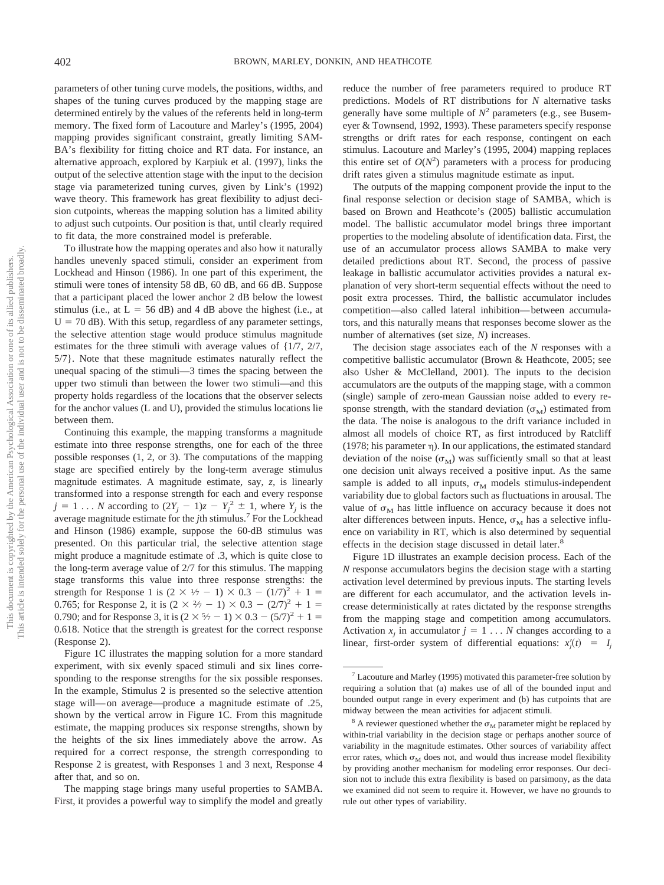parameters of other tuning curve models, the positions, widths, and shapes of the tuning curves produced by the mapping stage are determined entirely by the values of the referents held in long-term memory. The fixed form of Lacouture and Marley's (1995, 2004) mapping provides significant constraint, greatly limiting SAMBA's flexibility for fitting choice and RT data. For instance, an alternative approach, explored by Karpiuk et al. (1997), links the output of the selective attention stage with the input to the decision stage via parameterized tuning curves, given by Link's (1992) wave theory. This framework has great flexibility to adjust decision cutpoints, whereas the mapping solution has a limited ability to adjust such cutpoints. Our position is that, until clearly required to fit data, the more constrained model is preferable.

To illustrate how the mapping operates and also how it naturally handles unevenly spaced stimuli, consider an experiment from Lockhead and Hinson (1986). In one part of this experiment, the stimuli were tones of intensity 58 dB, 60 dB, and 66 dB. Suppose that a participant placed the lower anchor 2 dB below the lowest stimulus (i.e., at L = 56 dB) and 4 dB above the highest (i.e., at U = 70 dB). With this setup, regardless of any parameter settings, the selective attention stage would produce stimulus magnitude estimates for the three stimuli with average values of {1/7, 2/7, 5/7}. Note that these magnitude estimates naturally reflect the unequal spacing of the stimuli—3 times the spacing between the upper two stimuli than between the lower two stimuli—and this property holds regardless of the locations that the observer selects for the anchor values (L and U), provided the stimulus locations lie between them.

Continuing this example, the mapping transforms a magnitude estimate into three response strengths, one for each of the three possible responses (1, 2, or 3). The computations of the mapping stage are specified entirely by the long-term average stimulus magnitude estimates. A magnitude estimate, say, $z$, is linearly transformed into a response strength for each and every response $j = 1 \ldots N$ according to $(2Y_j - 1)z - Y_j^2 \pm 1$, where $Y_j$ is the average magnitude estimate for the $j$th stimulus.[7] For the Lockhead and Hinson (1986) example, suppose the 60-dB stimulus was presented. On this particular trial, the selective attention stage might produce a magnitude estimate of .3, which is quite close to the long-term average value of 2/7 for this stimulus. The mapping stage transforms this value into three response strengths: the strength for Response 1 is $(2 \times 1/7 - 1) \times 0.3 - (1/7)^2 + 1 = 0.765$; for Response 2, it is $(2 \times 2/7 - 1) \times 0.3 - (2/7)^2 + 1 = 0.790$; and for Response 3, it is $(2 \times 5/7 - 1) \times 0.3 - (5/7)^2 + 1 = 0.618$. Notice that the strength is greatest for the correct response (Response 2).

Figure 1C illustrates the mapping solution for a more standard experiment, with six evenly spaced stimuli and six lines corresponding to the response strengths for the six possible responses. In the example, Stimulus 2 is presented so the selective attention stage will—on average—produce a magnitude estimate of .25, shown by the vertical arrow in Figure 1C. From this magnitude estimate, the mapping produces six response strengths, shown by the heights of the six lines immediately above the arrow. As required for a correct response, the strength corresponding to Response 2 is greatest, with Responses 1 and 3 next, Response 4 after that, and so on.

The mapping stage brings many useful properties to SAMBA. First, it provides a powerful way to simplify the model and greatly reduce the number of free parameters required to produce RT predictions. Models of RT distributions for $N$ alternative tasks generally have some multiple of $N^2$ parameters (e.g., see Busemeyer & Townsend, 1992, 1993). These parameters specify response strengths or drift rates for each response, contingent on each stimulus. Lacouture and Marley's (1995, 2004) mapping replaces this entire set of $O(N^2)$ parameters with a process for producing drift rates given a stimulus magnitude estimate as input.

The outputs of the mapping component provide the input to the final response selection or decision stage of SAMBA, which is based on Brown and Heathcote's (2005) ballistic accumulation model. The ballistic accumulator model brings three important properties to the modeling absolute of identification data. First, the use of an accumulator process allows SAMBA to make very detailed predictions about RT. Second, the process of passive leakage in ballistic accumulator activities provides a natural explanation of very short-term sequential effects without the need to posit extra processes. Third, the ballistic accumulator includes competition—also called lateral inhibition—between accumulators, and this naturally means that responses become slower as the number of alternatives (set size, $N$) increases.

The decision stage associates each of the $N$ responses with a competitive ballistic accumulator (Brown & Heathcote, 2005; see also Usher & McClelland, 2001). The inputs to the decision accumulators are the outputs of the mapping stage, with a common (single) sample of zero-mean Gaussian noise added to every response strength, with the standard deviation ($\sigma_M$) estimated from the data. The noise is analogous to the drift variance included in almost all models of choice RT, as first introduced by Ratcliff (1978; his parameter $\eta$). In our applications, the estimated standard deviation of the noise ($\sigma_M$) was sufficiently small so that at least one decision unit always received a positive input. As the same sample is added to all inputs, $\sigma_M$ models stimulus-independent variability due to global factors such as fluctuations in arousal. The value of $\sigma_M$ has little influence on accuracy because it does not alter differences between inputs. Hence, $\sigma_M$ has a selective influence on variability in RT, which is also determined by sequential effects in the decision stage discussed in detail later.[8]

Figure 1D illustrates an example decision process. Each of the $N$ response accumulators begins the decision stage with a starting activation level determined by previous inputs. The starting levels are different for each accumulator, and the activation levels increase deterministically at rates dictated by the response strengths from the mapping stage and competition among accumulators. Activation $x_j$ in accumulator $j = 1 \ldots N$ changes according to a linear, first-order system of differential equations: $x_j'(t) = I_j$

[7] Lacouture and Marley (1995) motivated this parameter-free solution by requiring a solution that (a) makes use of all of the bounded input and bounded output range in every experiment and (b) has cutpoints that are midway between the mean activities for adjacent stimuli.

[8] A reviewer questioned whether the $\sigma_M$ parameter might be replaced by within-trial variability in the decision stage or perhaps another source of variability in the magnitude estimates. Other sources of variability affect error rates, which $\sigma_M$ does not, and would thus increase model flexibility by providing another mechanism for modeling error responses. Our decision not to include this extra flexibility is based on parsimony, as the data we examined did not seem to require it. However, we have no grounds to rule out other types of variability.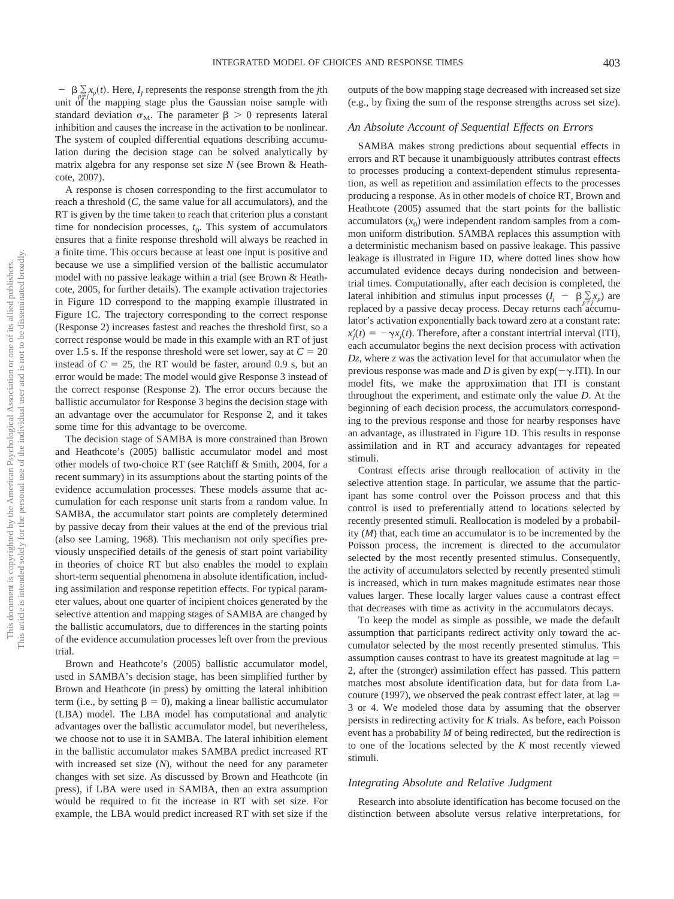$- \beta \sum_{p \neq j} x_p(t)$. Here, $I_j$ represents the response strength from the $j$th unit of the mapping stage plus the Gaussian noise sample with standard deviation $\sigma_M$. The parameter $\beta > 0$ represents lateral inhibition and causes the increase in the activation to be nonlinear. The system of coupled differential equations describing accumulation during the decision stage can be solved analytically by matrix algebra for any response set size $N$ (see Brown & Heathcote, 2007).

A response is chosen corresponding to the first accumulator to reach a threshold ($C$, the same value for all accumulators), and the RT is given by the time taken to reach that criterion plus a constant time for nondecision processes, $t_0$. This system of accumulators ensures that a finite response threshold will always be reached in a finite time. This occurs because at least one input is positive and because we use a simplified version of the ballistic accumulator model with no passive leakage within a trial (see Brown & Heathcote, 2005, for further details). The example activation trajectories in Figure 1D correspond to the mapping example illustrated in Figure 1C. The trajectory corresponding to the correct response (Response 2) increases fastest and reaches the threshold first, so a correct response would be made in this example with an RT of just over 1.5 s. If the response threshold were set lower, say at $C = 20$ instead of $C = 25$, the RT would be faster, around 0.9 s, but an error would be made: The model would give Response 3 instead of the correct response (Response 2). The error occurs because the ballistic accumulator for Response 3 begins the decision stage with an advantage over the accumulator for Response 2, and it takes some time for this advantage to be overcome.

The decision stage of SAMBA is more constrained than Brown and Heathcote's (2005) ballistic accumulator model and most other models of two-choice RT (see Ratcliff & Smith, 2004, for a recent summary) in its assumptions about the starting points of the evidence accumulation processes. These models assume that accumulation for each response unit starts from a random value. In SAMBA, the accumulator start points are completely determined by passive decay from their values at the end of the previous trial (also see Laming, 1968). This mechanism not only specifies previously unspecified details of the genesis of start point variability in theories of choice RT but also enables the model to explain short-term sequential phenomena in absolute identification, including assimilation and response repetition effects. For typical parameter values, about one quarter of incipient choices generated by the selective attention and mapping stages of SAMBA are changed by the ballistic accumulators, due to differences in the starting points of the evidence accumulation processes left over from the previous trial.

Brown and Heathcote's (2005) ballistic accumulator model, used in SAMBA's decision stage, has been simplified further by Brown and Heathcote (in press) by omitting the lateral inhibition term (i.e., by setting $\beta = 0$), making a linear ballistic accumulator (LBA) model. The LBA model has computational and analytic advantages over the ballistic accumulator model, but nevertheless, we choose not to use it in SAMBA. The lateral inhibition element in the ballistic accumulator makes SAMBA predict increased RT with increased set size ($N$), without the need for any parameter changes with set size. As discussed by Brown and Heathcote (in press), if LBA were used in SAMBA, then an extra assumption would be required to fit the increase in RT with set size. For example, the LBA would predict increased RT with set size if the outputs of the bow mapping stage decreased with increased set size (e.g., by fixing the sum of the response strengths across set size).

### An Absolute Account of Sequential Effects on Errors

SAMBA makes strong predictions about sequential effects in errors and RT because it unambiguously attributes contrast effects to processes producing a context-dependent stimulus representation, as well as repetition and assimilation effects to the processes producing a response. As in other models of choice RT, Brown and Heathcote (2005) assumed that the start points for the ballistic accumulators ($x_0$) were independent random samples from a common uniform distribution. SAMBA replaces this assumption with a deterministic mechanism based on passive leakage. This passive leakage is illustrated in Figure 1D, where dotted lines show how accumulated evidence decays during nondecision and between-trial times. Computationally, after each decision is completed, the lateral inhibition and stimulus input processes ($I_j - \beta \sum_{p \neq j} x_p$) are replaced by a passive decay process. Decay returns each accumulator's activation exponentially back toward zero at a constant rate: $x_j'(t) = -\gamma x_j(t)$. Therefore, after a constant intertrial interval (ITI), each accumulator begins the next decision process with activation $Dz$, where $z$ was the activation level for that accumulator when the previous response was made and $D$ is given by $\exp(-\gamma.\text{ITI})$. In our model fits, we make the approximation that ITI is constant throughout the experiment, and estimate only the value $D$. At the beginning of each decision process, the accumulators corresponding to the previous response and those for nearby responses have an advantage, as illustrated in Figure 1D. This results in response assimilation and in RT and accuracy advantages for repeated stimuli.

Contrast effects arise through reallocation of activity in the selective attention stage. In particular, we assume that the participant has some control over the Poisson process and that this control is used to preferentially attend to locations selected by recently presented stimuli. Reallocation is modeled by a probability ($M$) that, each time an accumulator is to be incremented by the Poisson process, the increment is directed to the accumulator selected by the most recently presented stimulus. Consequently, the activity of accumulators selected by recently presented stimuli is increased, which in turn makes magnitude estimates near those values larger. These locally larger values cause a contrast effect that decreases with time as activity in the accumulators decays.

To keep the model as simple as possible, we made the default assumption that participants redirect activity only toward the accumulator selected by the most recently presented stimulus. This assumption causes contrast to have its greatest magnitude at lag = 2, after the (stronger) assimilation effect has passed. This pattern matches most absolute identification data, but for data from Lacouture (1997), we observed the peak contrast effect later, at lag = 3 or 4. We modeled those data by assuming that the observer persists in redirecting activity for $K$ trials. As before, each Poisson event has a probability $M$ of being redirected, but the redirection is to one of the locations selected by the $K$ most recently viewed stimuli.

### Integrating Absolute and Relative Judgment

Research into absolute identification has become focused on the distinction between absolute versus relative interpretations, for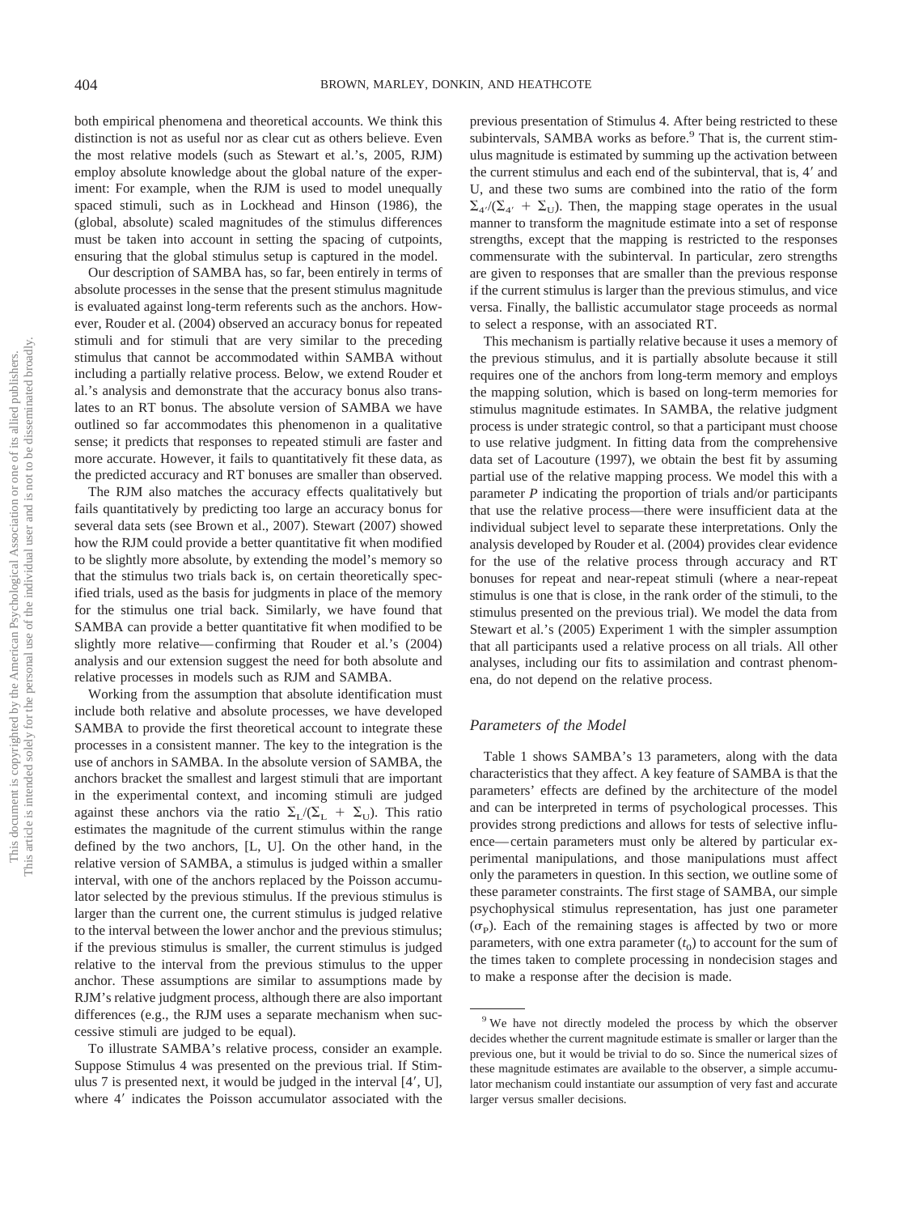both empirical phenomena and theoretical accounts. We think this distinction is not as useful nor as clear cut as others believe. Even the most relative models (such as Stewart et al.'s, 2005, RJM) employ absolute knowledge about the global nature of the experiment: For example, when the RJM is used to model unequally spaced stimuli, such as in Lockhead and Hinson (1986), the (global, absolute) scaled magnitudes of the stimulus differences must be taken into account in setting the spacing of cutpoints, ensuring that the global stimulus setup is captured in the model.

Our description of SAMBA has, so far, been entirely in terms of absolute processes in the sense that the present stimulus magnitude is evaluated against long-term referents such as the anchors. However, Rouder et al. (2004) observed an accuracy bonus for repeated stimuli and for stimuli that are very similar to the preceding stimulus that cannot be accommodated within SAMBA without including a partially relative process. Below, we extend Rouder et al.'s analysis and demonstrate that the accuracy bonus also translates to an RT bonus. The absolute version of SAMBA we have outlined so far accommodates this phenomenon in a qualitative sense; it predicts that responses to repeated stimuli are faster and more accurate. However, it fails to quantitatively fit these data, as the predicted accuracy and RT bonuses are smaller than observed.

The RJM also matches the accuracy effects qualitatively but fails quantitatively by predicting too large an accuracy bonus for several data sets (see Brown et al., 2007). Stewart (2007) showed how the RJM could provide a better quantitative fit when modified to be slightly more absolute, by extending the model's memory so that the stimulus two trials back is, on certain theoretically specified trials, used as the basis for judgments in place of the memory for the stimulus one trial back. Similarly, we have found that SAMBA can provide a better quantitative fit when modified to be slightly more relative—confirming that Rouder et al.'s (2004) analysis and our extension suggest the need for both absolute and relative processes in models such as RJM and SAMBA.

Working from the assumption that absolute identification must include both relative and absolute processes, we have developed SAMBA to provide the first theoretical account to integrate these processes in a consistent manner. The key to the integration is the use of anchors in SAMBA. In the absolute version of SAMBA, the anchors bracket the smallest and largest stimuli that are important in the experimental context, and incoming stimuli are judged against these anchors via the ratio $\Sigma_L/(\Sigma_L + \Sigma_U)$. This ratio estimates the magnitude of the current stimulus within the range defined by the two anchors, [L, U]. On the other hand, in the relative version of SAMBA, a stimulus is judged within a smaller interval, with one of the anchors replaced by the Poisson accumulator selected by the previous stimulus. If the previous stimulus is larger than the current one, the current stimulus is judged relative to the interval between the lower anchor and the previous stimulus; if the previous stimulus is smaller, the current stimulus is judged relative to the interval from the previous stimulus to the upper anchor. These assumptions are similar to assumptions made by RJM's relative judgment process, although there are also important differences (e.g., the RJM uses a separate mechanism when successive stimuli are judged to be equal).

To illustrate SAMBA's relative process, consider an example. Suppose Stimulus 4 was presented on the previous trial. If Stimulus 7 is presented next, it would be judged in the interval [4′, U], where 4′ indicates the Poisson accumulator associated with the previous presentation of Stimulus 4. After being restricted to these subintervals, SAMBA works as before.[9] That is, the current stimulus magnitude is estimated by summing up the activation between the current stimulus and each end of the subinterval, that is, 4′ and U, and these two sums are combined into the ratio of the form $\Sigma_{4'}/(\Sigma_{4'} + \Sigma_U)$. Then, the mapping stage operates in the usual manner to transform the magnitude estimate into a set of response strengths, except that the mapping is restricted to the responses commensurate with the subinterval. In particular, zero strengths are given to responses that are smaller than the previous response if the current stimulus is larger than the previous stimulus, and vice versa. Finally, the ballistic accumulator stage proceeds as normal to select a response, with an associated RT.

This mechanism is partially relative because it uses a memory of the previous stimulus, and it is partially absolute because it still requires one of the anchors from long-term memory and employs the mapping solution, which is based on long-term memories for stimulus magnitude estimates. In SAMBA, the relative judgment process is under strategic control, so that a participant must choose to use relative judgment. In fitting data from the comprehensive data set of Lacouture (1997), we obtain the best fit by assuming partial use of the relative mapping process. We model this with a parameter $P$ indicating the proportion of trials and/or participants that use the relative process—there were insufficient data at the individual subject level to separate these interpretations. Only the analysis developed by Rouder et al. (2004) provides clear evidence for the use of the relative process through accuracy and RT bonuses for repeat and near-repeat stimuli (where a near-repeat stimulus is one that is close, in the rank order of the stimuli, to the stimulus presented on the previous trial). We model the data from Stewart et al.'s (2005) Experiment 1 with the simpler assumption that all participants used a relative process on all trials. All other analyses, including our fits to assimilation and contrast phenomena, do not depend on the relative process.

### Parameters of the Model

Table 1 shows SAMBA's 13 parameters, along with the data characteristics that they affect. A key feature of SAMBA is that the parameters' effects are defined by the architecture of the model and can be interpreted in terms of psychological processes. This provides strong predictions and allows for tests of selective influence—certain parameters must only be altered by particular experimental manipulations, and those manipulations must affect only the parameters in question. In this section, we outline some of these parameter constraints. The first stage of SAMBA, our simple psychophysical stimulus representation, has just one parameter ($\sigma_P$). Each of the remaining stages is affected by two or more parameters, with one extra parameter ($t_0$) to account for the sum of the times taken to complete processing in nondecision stages and to make a response after the decision is made.

[9] We have not directly modeled the process by which the observer decides whether the current magnitude estimate is smaller or larger than the previous one, but it would be trivial to do so. Since the numerical sizes of these magnitude estimates are available to the observer, a simple accumulator mechanism could instantiate our assumption of very fast and accurate larger versus smaller decisions.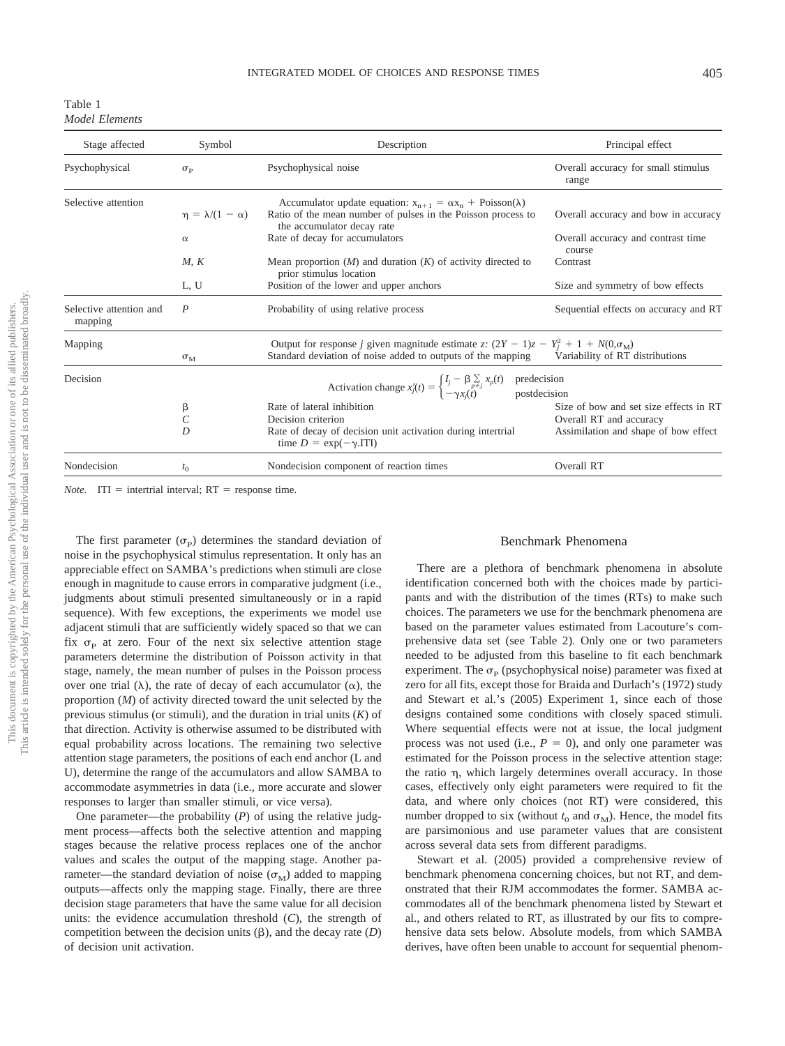Table 1
*Model Elements*

| Stage affected | Symbol | Description | Principal effect |
|---|---|---|---|
| Psychophysical | $\sigma_P$ | Psychophysical noise | Overall accuracy for small stimulus range |
| Selective attention | | Accumulator update equation: $x_{n+1} = \alpha x_n + \text{Poisson}(\lambda)$ | |
| | $\eta = \lambda/(1 - \alpha)$ | Ratio of the mean number of pulses in the Poisson process to the accumulator decay rate | Overall accuracy and bow in accuracy |
| | $\alpha$ | Rate of decay for accumulators | Overall accuracy and contrast time course |
| | $M$, $K$ | Mean proportion ($M$) and duration ($K$) of activity directed to prior stimulus location | Contrast |
| | L, U | Position of the lower and upper anchors | Size and symmetry of bow effects |
| Selective attention and mapping | $P$ | Probability of using relative process | Sequential effects on accuracy and RT |
| Mapping | | Output for response $j$ given magnitude estimate $z$: $(2Y - 1)z - Y_j^2 + 1 + N(0,\sigma_M)$ | |
| | $\sigma_M$ | Standard deviation of noise added to outputs of the mapping | Variability of RT distributions |
| Decision | | Activation change $x_j'(t) = \begin{cases} I_j - \beta \sum_{p \neq j} x_p(t) & \text{predecision} \\ -\gamma x_j(t) & \text{postdecision} \end{cases}$ | |
| | $\beta$ | Rate of lateral inhibition | Size of bow and set size effects in RT |
| | $C$ | Decision criterion | Overall RT and accuracy |
| | $D$ | Rate of decay of decision unit activation during intertrial time $D = \exp(-\gamma.\text{ITI})$ | Assimilation and shape of bow effect |
| Nondecision | $t_0$ | Nondecision component of reaction times | Overall RT |

*Note.* ITI = intertrial interval; RT = response time.

The first parameter ($\sigma_P$) determines the standard deviation of noise in the psychophysical stimulus representation. It only has an appreciable effect on SAMBA's predictions when stimuli are close enough in magnitude to cause errors in comparative judgment (i.e., judgments about stimuli presented simultaneously or in a rapid sequence). With few exceptions, the experiments we model use adjacent stimuli that are sufficiently widely spaced so that we can fix $\sigma_P$ at zero. Four of the next six selective attention stage parameters determine the distribution of Poisson activity in that stage, namely, the mean number of pulses in the Poisson process over one trial ($\lambda$), the rate of decay of each accumulator ($\alpha$), the proportion ($M$) of activity directed toward the unit selected by the previous stimulus (or stimuli), and the duration in trial units ($K$) of that direction. Activity is otherwise assumed to be distributed with equal probability across locations. The remaining two selective attention stage parameters, the positions of each end anchor (L and U), determine the range of the accumulators and allow SAMBA to accommodate asymmetries in data (i.e., more accurate and slower responses to larger than smaller stimuli, or vice versa).

One parameter—the probability ($P$) of using the relative judgment process—affects both the selective attention and mapping stages because the relative process replaces one of the anchor values and scales the output of the mapping stage. Another parameter—the standard deviation of noise ($\sigma_M$) added to mapping outputs—affects only the mapping stage. Finally, there are three decision stage parameters that have the same value for all decision units: the evidence accumulation threshold ($C$), the strength of competition between the decision units ($\beta$), and the decay rate ($D$) of decision unit activation.

## Benchmark Phenomena

There are a plethora of benchmark phenomena in absolute identification concerned both with the choices made by participants and with the distribution of the times (RTs) to make such choices. The parameters we use for the benchmark phenomena are based on the parameter values estimated from Lacouture's comprehensive data set (see Table 2). Only one or two parameters needed to be adjusted from this baseline to fit each benchmark experiment. The $\sigma_P$ (psychophysical noise) parameter was fixed at zero for all fits, except those for Braida and Durlach's (1972) study and Stewart et al.'s (2005) Experiment 1, since each of those designs contained some conditions with closely spaced stimuli. Where sequential effects were not at issue, the local judgment process was not used (i.e., $P = 0$), and only one parameter was estimated for the Poisson process in the selective attention stage: the ratio $\eta$, which largely determines overall accuracy. In those cases, effectively only eight parameters were required to fit the data, and where only choices (not RT) were considered, this number dropped to six (without $t_0$ and $\sigma_M$). Hence, the model fits are parsimonious and use parameter values that are consistent across several data sets from different paradigms.

Stewart et al. (2005) provided a comprehensive review of benchmark phenomena concerning choices, but not RT, and demonstrated that their RJM accommodates the former. SAMBA accommodates all of the benchmark phenomena listed by Stewart et al., and others related to RT, as illustrated by our fits to comprehensive data sets below. Absolute models, from which SAMBA derives, have often been unable to account for sequential phenom-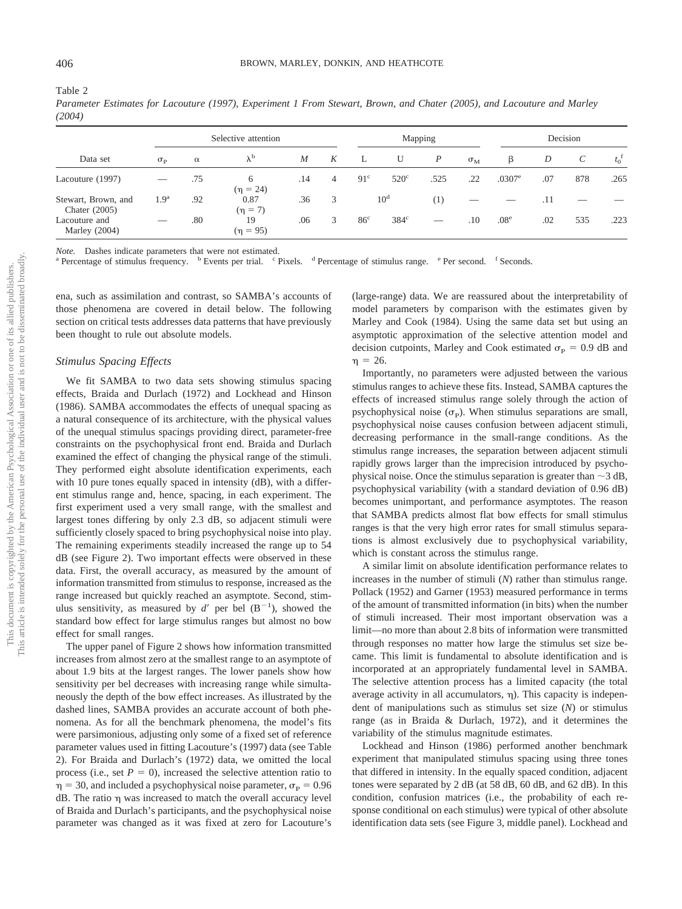Table 2

*Parameter Estimates for Lacouture (1997), Experiment 1 From Stewart, Brown, and Chater (2005), and Lacouture and Marley (2004)*

| Data set | Selective attention | | | | | Mapping | | | | Decision | | | |
|---|---|---|---|---|---|---|---|---|---|---|---|---|---|
| | $\sigma_P$ | $\alpha$ | $\lambda$[b] | $M$ | $K$ | L | U | $P$ | $\sigma_M$ | $\beta$ | $D$ | $C$ | $t_0$[f] |
| Lacouture (1997) | — | .75 | 6 ($\eta = 24$) | .14 | 4 | 91[c] | 520[c] | .525 | .22 | .0307[e] | .07 | 878 | .265 |
| Stewart, Brown, and Chater (2005) | 1.9[a] | .92 | 0.87 ($\eta = 7$) | .36 | 3 | 10[d] | | (1) | — | — | .11 | — | — |
| Lacouture and Marley (2004) | — | .80 | 19 ($\eta = 95$) | .06 | 3 | 86[c] | 384[c] | — | .10 | .08[e] | .02 | 535 | .223 |

*Note.* Dashes indicate parameters that were not estimated.
[a] Percentage of stimulus frequency. [b] Events per trial. [c] Pixels. [d] Percentage of stimulus range. [e] Per second. [f] Seconds.

ena, such as assimilation and contrast, so SAMBA's accounts of those phenomena are covered in detail below. The following section on critical tests addresses data patterns that have previously been thought to rule out absolute models.

### *Stimulus Spacing Effects*

We fit SAMBA to two data sets showing stimulus spacing effects, Braida and Durlach (1972) and Lockhead and Hinson (1986). SAMBA accommodates the effects of unequal spacing as a natural consequence of its architecture, with the physical values of the unequal stimulus spacings providing direct, parameter-free constraints on the psychophysical front end. Braida and Durlach examined the effect of changing the physical range of the stimuli. They performed eight absolute identification experiments, each with 10 pure tones equally spaced in intensity (dB), with a different stimulus range and, hence, spacing, in each experiment. The first experiment used a very small range, with the smallest and largest tones differing by only 2.3 dB, so adjacent stimuli were sufficiently closely spaced to bring psychophysical noise into play. The remaining experiments steadily increased the range up to 54 dB (see Figure 2). Two important effects were observed in these data. First, the overall accuracy, as measured by the amount of information transmitted from stimulus to response, increased as the range increased but quickly reached an asymptote. Second, stimulus sensitivity, as measured by $d'$ per bel ($B^{-1}$), showed the standard bow effect for large stimulus ranges but almost no bow effect for small ranges.

The upper panel of Figure 2 shows how information transmitted increases from almost zero at the smallest range to an asymptote of about 1.9 bits at the largest ranges. The lower panels show how sensitivity per bel decreases with increasing range while simultaneously the depth of the bow effect increases. As illustrated by the dashed lines, SAMBA provides an accurate account of both phenomena. As for all the benchmark phenomena, the model's fits were parsimonious, adjusting only some of a fixed set of reference parameter values used in fitting Lacouture's (1997) data (see Table 2). For Braida and Durlach's (1972) data, we omitted the local process (i.e., set $P = 0$), increased the selective attention ratio to $\eta = 30$, and included a psychophysical noise parameter, $\sigma_P = 0.96$ dB. The ratio $\eta$ was increased to match the overall accuracy level of Braida and Durlach's participants, and the psychophysical noise parameter was changed as it was fixed at zero for Lacouture's (large-range) data. We are reassured about the interpretability of model parameters by comparison with the estimates given by Marley and Cook (1984). Using the same data set but using an asymptotic approximation of the selective attention model and decision cutpoints, Marley and Cook estimated $\sigma_P = 0.9$ dB and $\eta = 26$.

Importantly, no parameters were adjusted between the various stimulus ranges to achieve these fits. Instead, SAMBA captures the effects of increased stimulus range solely through the action of psychophysical noise ($\sigma_P$). When stimulus separations are small, psychophysical noise causes confusion between adjacent stimuli, decreasing performance in the small-range conditions. As the stimulus range increases, the separation between adjacent stimuli rapidly grows larger than the imprecision introduced by psychophysical noise. Once the stimulus separation is greater than ~3 dB, psychophysical variability (with a standard deviation of 0.96 dB) becomes unimportant, and performance asymptotes. The reason that SAMBA predicts almost flat bow effects for small stimulus ranges is that the very high error rates for small stimulus separations is almost exclusively due to psychophysical variability, which is constant across the stimulus range.

A similar limit on absolute identification performance relates to increases in the number of stimuli ($N$) rather than stimulus range. Pollack (1952) and Garner (1953) measured performance in terms of the amount of transmitted information (in bits) when the number of stimuli increased. Their most important observation was a limit—no more than about 2.8 bits of information were transmitted through responses no matter how large the stimulus set size became. This limit is fundamental to absolute identification and is incorporated at an appropriately fundamental level in SAMBA. The selective attention process has a limited capacity (the total average activity in all accumulators, $\eta$). This capacity is independent of manipulations such as stimulus set size ($N$) or stimulus range (as in Braida & Durlach, 1972), and it determines the variability of the stimulus magnitude estimates.

Lockhead and Hinson (1986) performed another benchmark experiment that manipulated stimulus spacing using three tones that differed in intensity. In the equally spaced condition, adjacent tones were separated by 2 dB (at 58 dB, 60 dB, and 62 dB). In this condition, confusion matrices (i.e., the probability of each response conditional on each stimulus) were typical of other absolute identification data sets (see Figure 3, middle panel). Lockhead and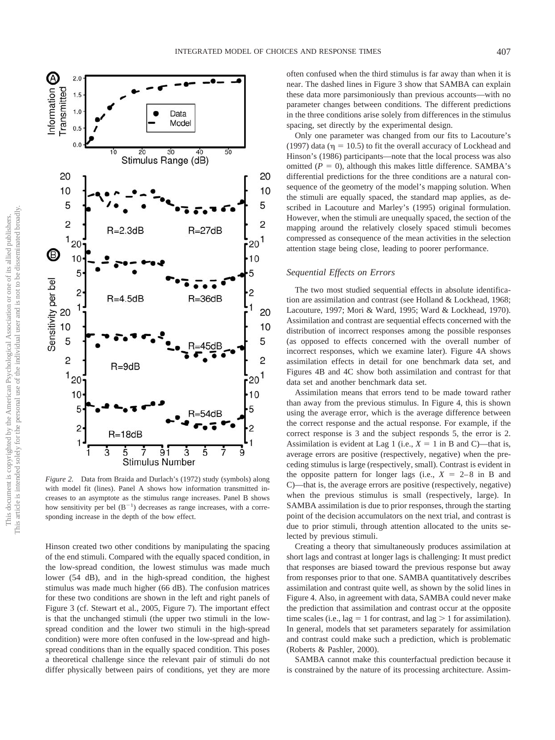*Figure 2.* Data from Braida and Durlach's (1972) study (symbols) along with model fit (lines). Panel A shows how information transmitted increases to an asymptote as the stimulus range increases. Panel B shows how sensitivity per bel ($B^{-1}$) decreases as range increases, with a corresponding increase in the depth of the bow effect.

Hinson created two other conditions by manipulating the spacing of the end stimuli. Compared with the equally spaced condition, in the low-spread condition, the lowest stimulus was made much lower (54 dB), and in the high-spread condition, the highest stimulus was made much higher (66 dB). The confusion matrices for these two conditions are shown in the left and right panels of Figure 3 (cf. Stewart et al., 2005, Figure 7). The important effect is that the unchanged stimuli (the upper two stimuli in the low-spread condition and the lower two stimuli in the high-spread condition) were more often confused in the low-spread and high-spread conditions than in the equally spaced condition. This poses a theoretical challenge since the relevant pair of stimuli do not differ physically between pairs of conditions, yet they are more often confused when the third stimulus is far away than when it is near. The dashed lines in Figure 3 show that SAMBA can explain these data more parsimoniously than previous accounts—with no parameter changes between conditions. The different predictions in the three conditions arise solely from differences in the stimulus spacing, set directly by the experimental design.

Only one parameter was changed from our fits to Lacouture's (1997) data ($\eta = 10.5$) to fit the overall accuracy of Lockhead and Hinson's (1986) participants—note that the local process was also omitted ($P = 0$), although this makes little difference. SAMBA's differential predictions for the three conditions are a natural consequence of the geometry of the model's mapping solution. When the stimuli are equally spaced, the standard map applies, as described in Lacouture and Marley's (1995) original formulation. However, when the stimuli are unequally spaced, the section of the mapping around the relatively closely spaced stimuli becomes compressed as consequence of the mean activities in the selection attention stage being close, leading to poorer performance.

## Sequential Effects on Errors

The two most studied sequential effects in absolute identification are assimilation and contrast (see Holland & Lockhead, 1968; Lacouture, 1997; Mori & Ward, 1995; Ward & Lockhead, 1970). Assimilation and contrast are sequential effects concerned with the distribution of incorrect responses among the possible responses (as opposed to effects concerned with the overall number of incorrect responses, which we examine later). Figure 4A shows assimilation effects in detail for one benchmark data set, and Figures 4B and 4C show both assimilation and contrast for that data set and another benchmark data set.

Assimilation means that errors tend to be made toward rather than away from the previous stimulus. In Figure 4, this is shown using the average error, which is the average difference between the correct response and the actual response. For example, if the correct response is 3 and the subject responds 5, the error is 2. Assimilation is evident at Lag 1 (i.e., $X = 1$ in B and C)—that is, average errors are positive (respectively, negative) when the preceding stimulus is large (respectively, small). Contrast is evident in the opposite pattern for longer lags (i.e., $X = 2$–$8$ in B and C)—that is, the average errors are positive (respectively, negative) when the previous stimulus is small (respectively, large). In SAMBA assimilation is due to prior responses, through the starting point of the decision accumulators on the next trial, and contrast is due to prior stimuli, through attention allocated to the units selected by previous stimuli.

Creating a theory that simultaneously produces assimilation at short lags and contrast at longer lags is challenging: It must predict that responses are biased toward the previous response but away from responses prior to that one. SAMBA quantitatively describes assimilation and contrast quite well, as shown by the solid lines in Figure 4. Also, in agreement with data, SAMBA could never make the prediction that assimilation and contrast occur at the opposite time scales (i.e., lag = 1 for contrast, and lag > 1 for assimilation). In general, models that set parameters separately for assimilation and contrast could make such a prediction, which is problematic (Roberts & Pashler, 2000).

SAMBA cannot make this counterfactual prediction because it is constrained by the nature of its processing architecture. Assim-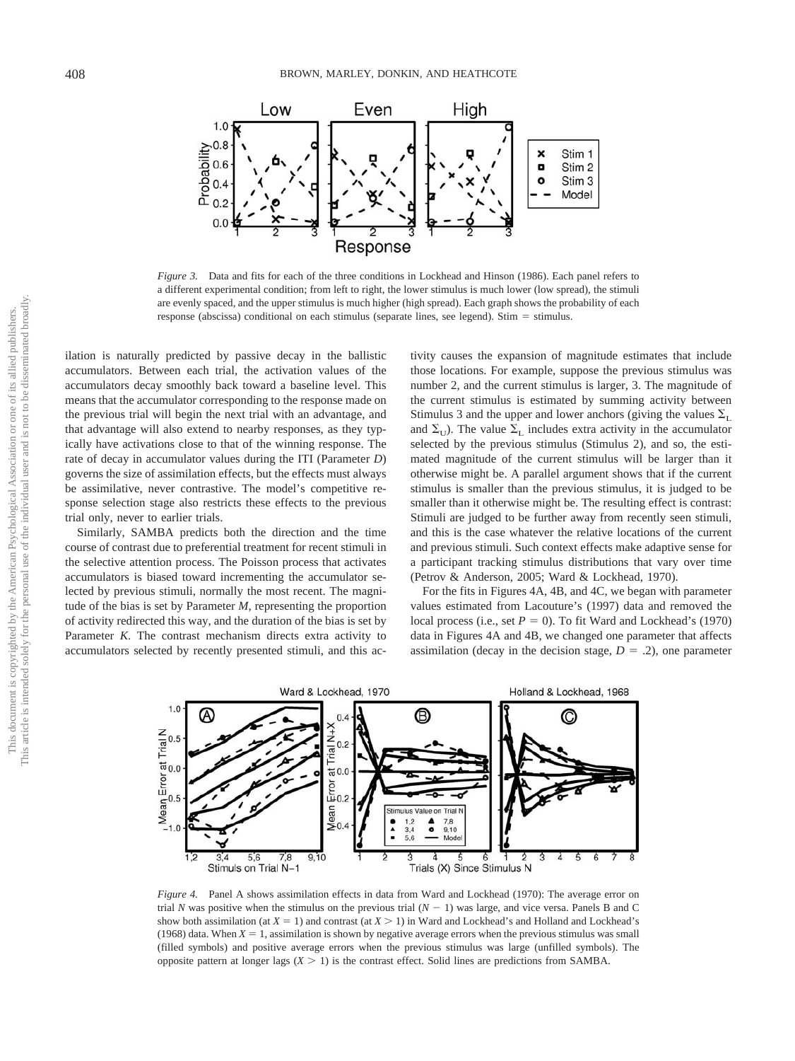*Figure 3.* Data and fits for each of the three conditions in Lockhead and Hinson (1986). Each panel refers to a different experimental condition; from left to right, the lower stimulus is much lower (low spread), the stimuli are evenly spaced, and the upper stimulus is much higher (high spread). Each graph shows the probability of each response (abscissa) conditional on each stimulus (separate lines, see legend). Stim = stimulus.

ilation is naturally predicted by passive decay in the ballistic accumulators. Between each trial, the activation values of the accumulators decay smoothly back toward a baseline level. This means that the accumulator corresponding to the response made on the previous trial will begin the next trial with an advantage, and that advantage will also extend to nearby responses, as they typically have activations close to that of the winning response. The rate of decay in accumulator values during the ITI (Parameter *D*) governs the size of assimilation effects, but the effects must always be assimilative, never contrastive. The model's competitive response selection stage also restricts these effects to the previous trial only, never to earlier trials.

Similarly, SAMBA predicts both the direction and the time course of contrast due to preferential treatment for recent stimuli in the selective attention process. The Poisson process that activates accumulators is biased toward incrementing the accumulator selected by previous stimuli, normally the most recent. The magnitude of the bias is set by Parameter *M*, representing the proportion of activity redirected this way, and the duration of the bias is set by Parameter *K*. The contrast mechanism directs extra activity to accumulators selected by recently presented stimuli, and this activity causes the expansion of magnitude estimates that include those locations. For example, suppose the previous stimulus was number 2, and the current stimulus is larger, 3. The magnitude of the current stimulus is estimated by summing activity between Stimulus 3 and the upper and lower anchors (giving the values $\Sigma_L$ and $\Sigma_U$). The value $\Sigma_L$ includes extra activity in the accumulator selected by the previous stimulus (Stimulus 2), and so, the estimated magnitude of the current stimulus will be larger than it otherwise might be. A parallel argument shows that if the current stimulus is smaller than the previous stimulus, it is judged to be smaller than it otherwise might be. The resulting effect is contrast: Stimuli are judged to be further away from recently seen stimuli, and this is the case whatever the relative locations of the current and previous stimuli. Such context effects make adaptive sense for a participant tracking stimulus distributions that vary over time (Petrov & Anderson, 2005; Ward & Lockhead, 1970).

For the fits in Figures 4A, 4B, and 4C, we began with parameter values estimated from Lacouture's (1997) data and removed the local process (i.e., set $P = 0$). To fit Ward and Lockhead's (1970) data in Figures 4A and 4B, we changed one parameter that affects assimilation (decay in the decision stage, $D = .2$), one parameter

*Figure 4.* Panel A shows assimilation effects in data from Ward and Lockhead (1970): The average error on trial *N* was positive when the stimulus on the previous trial ($N - 1$) was large, and vice versa. Panels B and C show both assimilation (at $X = 1$) and contrast (at $X > 1$) in Ward and Lockhead's and Holland and Lockhead's (1968) data. When $X = 1$, assimilation is shown by negative average errors when the previous stimulus was small (filled symbols) and positive average errors when the previous stimulus was large (unfilled symbols). The opposite pattern at longer lags ($X > 1$) is the contrast effect. Solid lines are predictions from SAMBA.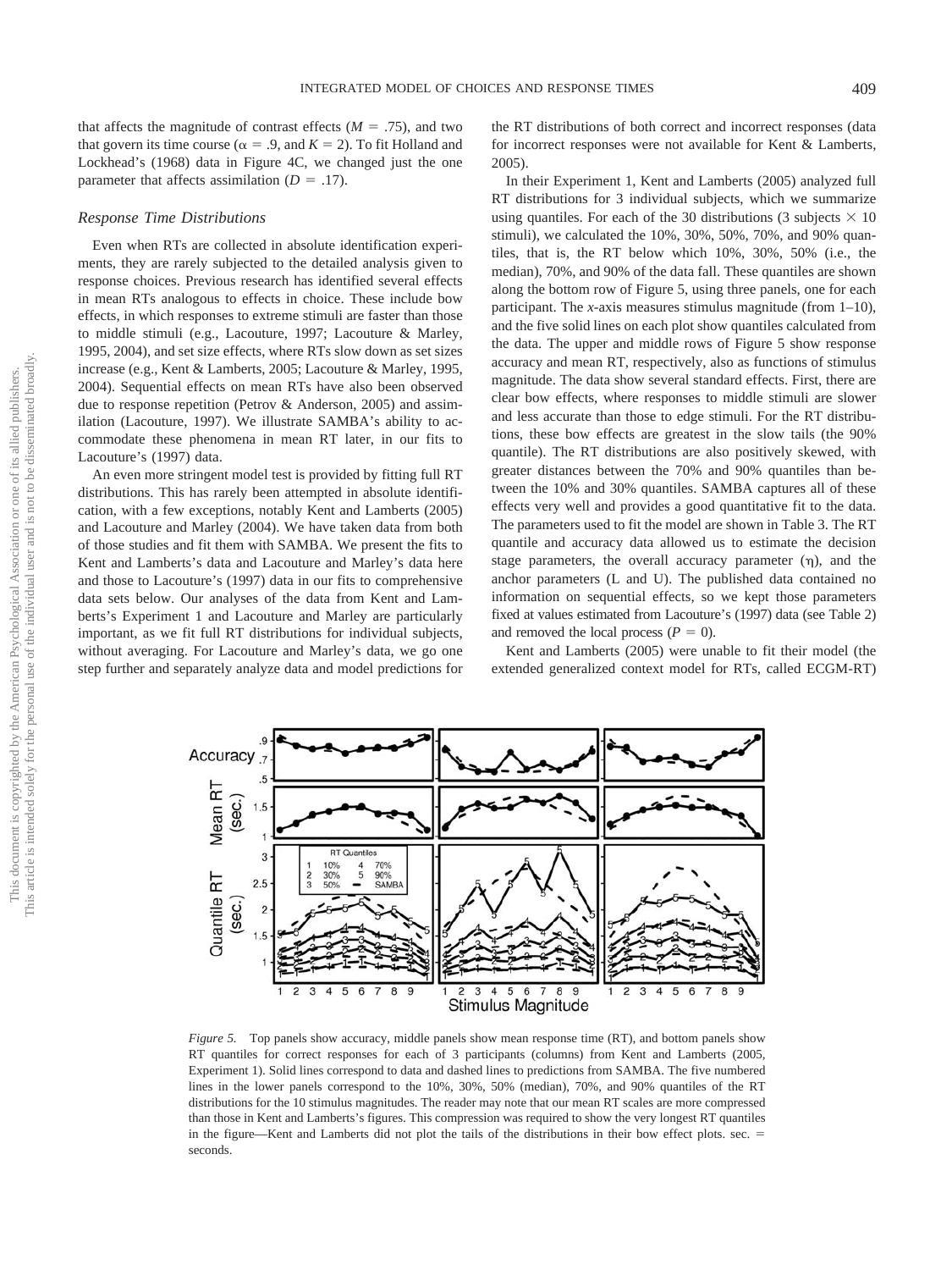that affects the magnitude of contrast effects ($M = .75$), and two that govern its time course ($\alpha = .9$, and $K = 2$). To fit Holland and Lockhead's (1968) data in Figure 4C, we changed just the one parameter that affects assimilation ($D = .17$).

### Response Time Distributions

Even when RTs are collected in absolute identification experiments, they are rarely subjected to the detailed analysis given to response choices. Previous research has identified several effects in mean RTs analogous to effects in choice. These include bow effects, in which responses to extreme stimuli are faster than those to middle stimuli (e.g., Lacouture, 1997; Lacouture & Marley, 1995, 2004), and set size effects, where RTs slow down as set sizes increase (e.g., Kent & Lamberts, 2005; Lacouture & Marley, 1995, 2004). Sequential effects on mean RTs have also been observed due to response repetition (Petrov & Anderson, 2005) and assimilation (Lacouture, 1997). We illustrate SAMBA's ability to accommodate these phenomena in mean RT later, in our fits to Lacouture's (1997) data.

An even more stringent model test is provided by fitting full RT distributions. This has rarely been attempted in absolute identification, with a few exceptions, notably Kent and Lamberts (2005) and Lacouture and Marley (2004). We have taken data from both of those studies and fit them with SAMBA. We present the fits to Kent and Lamberts's data and Lacouture and Marley's data here and those to Lacouture's (1997) data in our fits to comprehensive data sets below. Our analyses of the data from Kent and Lamberts's Experiment 1 and Lacouture and Marley are particularly important, as we fit full RT distributions for individual subjects, without averaging. For Lacouture and Marley's data, we go one step further and separately analyze data and model predictions for the RT distributions of both correct and incorrect responses (data for incorrect responses were not available for Kent & Lamberts, 2005).

In their Experiment 1, Kent and Lamberts (2005) analyzed full RT distributions for 3 individual subjects, which we summarize using quantiles. For each of the 30 distributions (3 subjects $\times$ 10 stimuli), we calculated the 10%, 30%, 50%, 70%, and 90% quantiles, that is, the RT below which 10%, 30%, 50% (i.e., the median), 70%, and 90% of the data fall. These quantiles are shown along the bottom row of Figure 5, using three panels, one for each participant. The *x*-axis measures stimulus magnitude (from 1–10), and the five solid lines on each plot show quantiles calculated from the data. The upper and middle rows of Figure 5 show response accuracy and mean RT, respectively, also as functions of stimulus magnitude. The data show several standard effects. First, there are clear bow effects, where responses to middle stimuli are slower and less accurate than those to edge stimuli. For the RT distributions, these bow effects are greatest in the slow tails (the 90% quantile). The RT distributions are also positively skewed, with greater distances between the 70% and 90% quantiles than between the 10% and 30% quantiles. SAMBA captures all of these effects very well and provides a good quantitative fit to the data. The parameters used to fit the model are shown in Table 3. The RT quantile and accuracy data allowed us to estimate the decision stage parameters, the overall accuracy parameter ($\eta$), and the anchor parameters (L and U). The published data contained no information on sequential effects, so we kept those parameters fixed at values estimated from Lacouture's (1997) data (see Table 2) and removed the local process ($P = 0$).

Kent and Lamberts (2005) were unable to fit their model (the extended generalized context model for RTs, called ECGM-RT)

*Figure 5.* Top panels show accuracy, middle panels show mean response time (RT), and bottom panels show RT quantiles for correct responses for each of 3 participants (columns) from Kent and Lamberts (2005, Experiment 1). Solid lines correspond to data and dashed lines to predictions from SAMBA. The five numbered lines in the lower panels correspond to the 10%, 30%, 50% (median), 70%, and 90% quantiles of the RT distributions for the 10 stimulus magnitudes. The reader may note that our mean RT scales are more compressed than those in Kent and Lamberts's figures. This compression was required to show the very longest RT quantiles in the figure—Kent and Lamberts did not plot the tails of the distributions in their bow effect plots. sec. = seconds.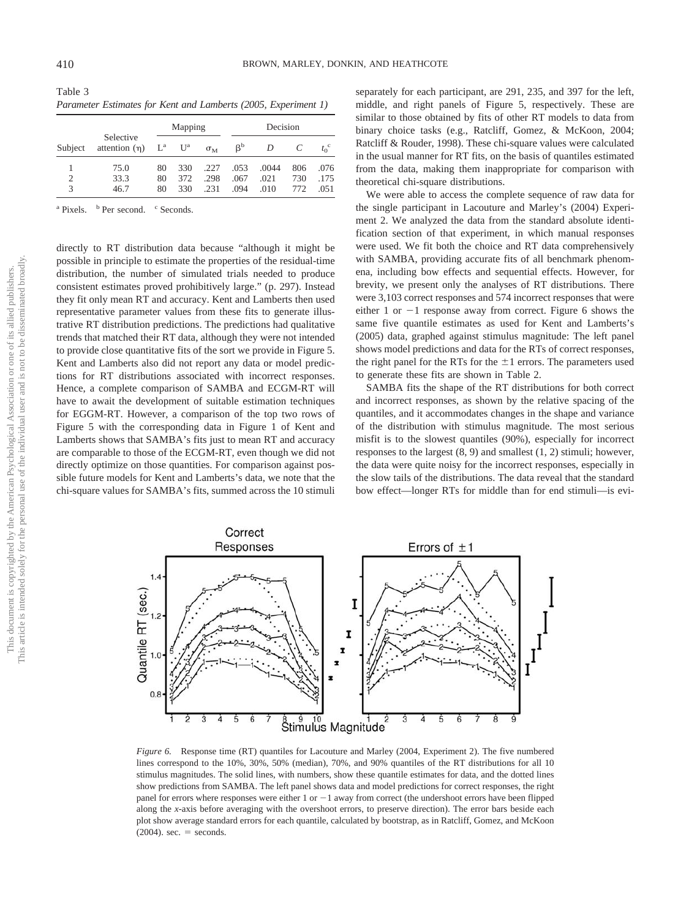Table 3
*Parameter Estimates for Kent and Lamberts (2005, Experiment 1)*

| Subject | Selective attention (η) | Mapping | | | Decision | | | |
|---|---|---|---|---|---|---|---|---|
| | | L[a] | U[a] | $\sigma_M$ | β[b] | *D* | *C* | $t_0$[c] |
| 1 | 75.0 | 80 | 330 | .227 | .053 | .0044 | 806 | .076 |
| 2 | 33.3 | 80 | 372 | .298 | .067 | .021 | 730 | .175 |
| 3 | 46.7 | 80 | 330 | .231 | .094 | .010 | 772 | .051 |

[a] Pixels. [b] Per second. [c] Seconds.

directly to RT distribution data because "although it might be possible in principle to estimate the properties of the residual-time distribution, the number of simulated trials needed to produce consistent estimates proved prohibitively large." (p. 297). Instead they fit only mean RT and accuracy. Kent and Lamberts then used representative parameter values from these fits to generate illustrative RT distribution predictions. The predictions had qualitative trends that matched their RT data, although they were not intended to provide close quantitative fits of the sort we provide in Figure 5. Kent and Lamberts also did not report any data or model predictions for RT distributions associated with incorrect responses. Hence, a complete comparison of SAMBA and ECGM-RT will have to await the development of suitable estimation techniques for EGGM-RT. However, a comparison of the top two rows of Figure 5 with the corresponding data in Figure 1 of Kent and Lamberts shows that SAMBA's fits just to mean RT and accuracy are comparable to those of the ECGM-RT, even though we did not directly optimize on those quantities. For comparison against possible future models for Kent and Lamberts's data, we note that the chi-square values for SAMBA's fits, summed across the 10 stimuli separately for each participant, are 291, 235, and 397 for the left, middle, and right panels of Figure 5, respectively. These are similar to those obtained by fits of other RT models to data from binary choice tasks (e.g., Ratcliff, Gomez, & McKoon, 2004; Ratcliff & Rouder, 1998). These chi-square values were calculated in the usual manner for RT fits, on the basis of quantiles estimated from the data, making them inappropriate for comparison with theoretical chi-square distributions.

We were able to access the complete sequence of raw data for the single participant in Lacouture and Marley's (2004) Experiment 2. We analyzed the data from the standard absolute identification section of that experiment, in which manual responses were used. We fit both the choice and RT data comprehensively with SAMBA, providing accurate fits of all benchmark phenomena, including bow effects and sequential effects. However, for brevity, we present only the analyses of RT distributions. There were 3,103 correct responses and 574 incorrect responses that were either 1 or −1 response away from correct. Figure 6 shows the same five quantile estimates as used for Kent and Lamberts's (2005) data, graphed against stimulus magnitude: The left panel shows model predictions and data for the RTs of correct responses, the right panel for the RTs for the ±1 errors. The parameters used to generate these fits are shown in Table 2.

SAMBA fits the shape of the RT distributions for both correct and incorrect responses, as shown by the relative spacing of the quantiles, and it accommodates changes in the shape and variance of the distribution with stimulus magnitude. The most serious misfit is to the slowest quantiles (90%), especially for incorrect responses to the largest (8, 9) and smallest (1, 2) stimuli; however, the data were quite noisy for the incorrect responses, especially in the slow tails of the distributions. The data reveal that the standard bow effect—longer RTs for middle than for end stimuli—is evi-

*Figure 6.* Response time (RT) quantiles for Lacouture and Marley (2004, Experiment 2). The five numbered lines correspond to the 10%, 30%, 50% (median), 70%, and 90% quantiles of the RT distributions for all 10 stimulus magnitudes. The solid lines, with numbers, show these quantile estimates for data, and the dotted lines show predictions from SAMBA. The left panel shows data and model predictions for correct responses, the right panel for errors where responses were either 1 or −1 away from correct (the undershoot errors have been flipped along the *x*-axis before averaging with the overshoot errors, to preserve direction). The error bars beside each plot show average standard errors for each quantile, calculated by bootstrap, as in Ratcliff, Gomez, and McKoon (2004). sec. = seconds.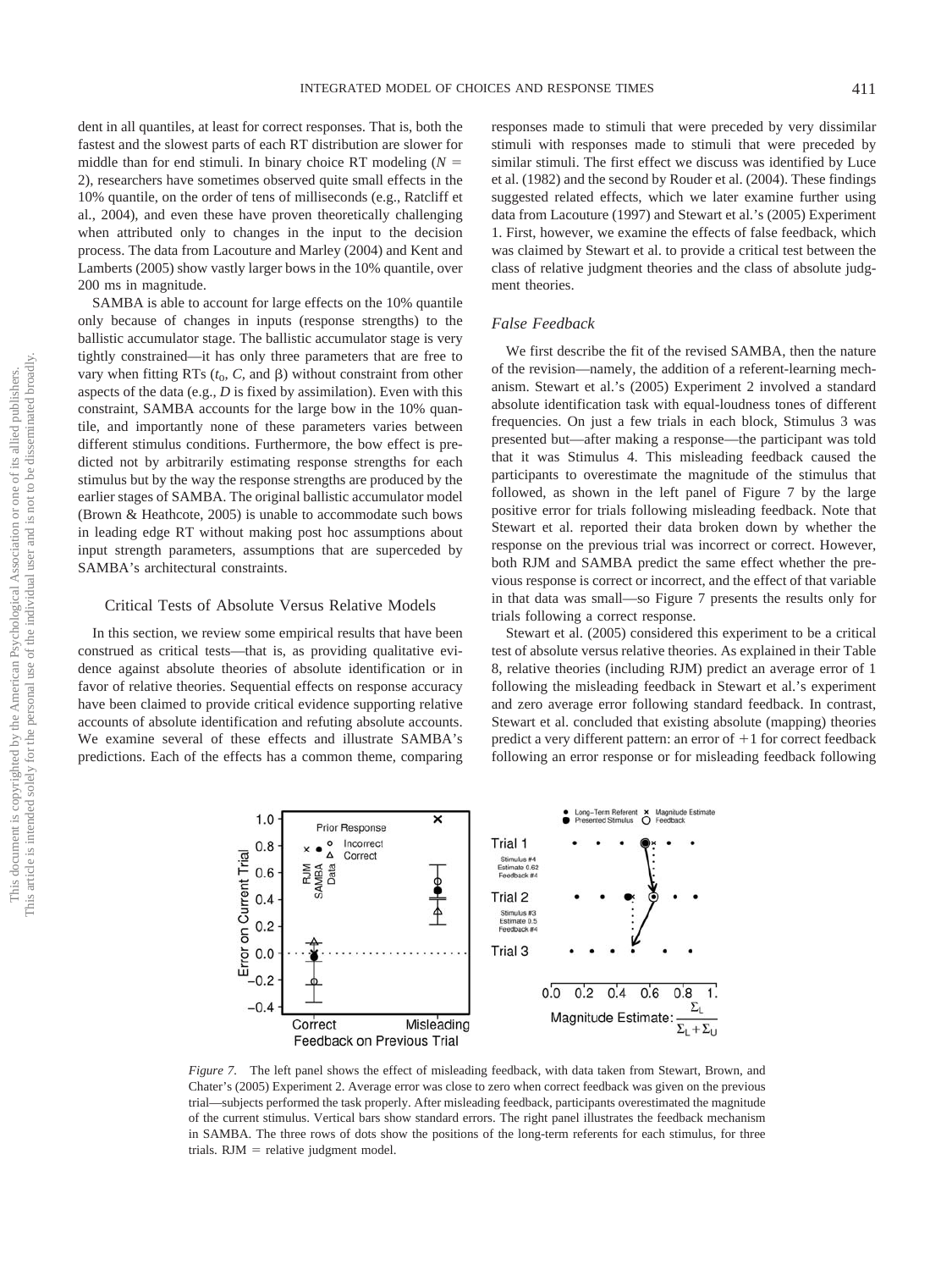dent in all quantiles, at least for correct responses. That is, both the fastest and the slowest parts of each RT distribution are slower for middle than for end stimuli. In binary choice RT modeling ($N = 2$), researchers have sometimes observed quite small effects in the 10% quantile, on the order of tens of milliseconds (e.g., Ratcliff et al., 2004), and even these have proven theoretically challenging when attributed only to changes in the input to the decision process. The data from Lacouture and Marley (2004) and Kent and Lamberts (2005) show vastly larger bows in the 10% quantile, over 200 ms in magnitude.

SAMBA is able to account for large effects on the 10% quantile only because of changes in inputs (response strengths) to the ballistic accumulator stage. The ballistic accumulator stage is very tightly constrained—it has only three parameters that are free to vary when fitting RTs ($t_0$, $C$, and $\beta$) without constraint from other aspects of the data (e.g., $D$ is fixed by assimilation). Even with this constraint, SAMBA accounts for the large bow in the 10% quantile, and importantly none of these parameters varies between different stimulus conditions. Furthermore, the bow effect is predicted not by arbitrarily estimating response strengths for each stimulus but by the way the response strengths are produced by the earlier stages of SAMBA. The original ballistic accumulator model (Brown & Heathcote, 2005) is unable to accommodate such bows in leading edge RT without making post hoc assumptions about input strength parameters, assumptions that are superceded by SAMBA's architectural constraints.

## Critical Tests of Absolute Versus Relative Models

In this section, we review some empirical results that have been construed as critical tests—that is, as providing qualitative evidence against absolute theories of absolute identification or in favor of relative theories. Sequential effects on response accuracy have been claimed to provide critical evidence supporting relative accounts of absolute identification and refuting absolute accounts. We examine several of these effects and illustrate SAMBA's predictions. Each of the effects has a common theme, comparing responses made to stimuli that were preceded by very dissimilar stimuli with responses made to stimuli that were preceded by similar stimuli. The first effect we discuss was identified by Luce et al. (1982) and the second by Rouder et al. (2004). These findings suggested related effects, which we later examine further using data from Lacouture (1997) and Stewart et al.'s (2005) Experiment 1. First, however, we examine the effects of false feedback, which was claimed by Stewart et al. to provide a critical test between the class of relative judgment theories and the class of absolute judgment theories.

### *False Feedback*

We first describe the fit of the revised SAMBA, then the nature of the revision—namely, the addition of a referent-learning mechanism. Stewart et al.'s (2005) Experiment 2 involved a standard absolute identification task with equal-loudness tones of different frequencies. On just a few trials in each block, Stimulus 3 was presented but—after making a response—the participant was told that it was Stimulus 4. This misleading feedback caused the participants to overestimate the magnitude of the stimulus that followed, as shown in the left panel of Figure 7 by the large positive error for trials following misleading feedback. Note that Stewart et al. reported their data broken down by whether the response on the previous trial was incorrect or correct. However, both RJM and SAMBA predict the same effect whether the previous response is correct or incorrect, and the effect of that variable in that data was small—so Figure 7 presents the results only for trials following a correct response.

Stewart et al. (2005) considered this experiment to be a critical test of absolute versus relative theories. As explained in their Table 8, relative theories (including RJM) predict an average error of 1 following the misleading feedback in Stewart et al.'s experiment and zero average error following standard feedback. In contrast, Stewart et al. concluded that existing absolute (mapping) theories predict a very different pattern: an error of +1 for correct feedback following an error response or for misleading feedback following

*Figure 7.* The left panel shows the effect of misleading feedback, with data taken from Stewart, Brown, and Chater's (2005) Experiment 2. Average error was close to zero when correct feedback was given on the previous trial—subjects performed the task properly. After misleading feedback, participants overestimated the magnitude of the current stimulus. Vertical bars show standard errors. The right panel illustrates the feedback mechanism in SAMBA. The three rows of dots show the positions of the long-term referents for each stimulus, for three trials. RJM = relative judgment model.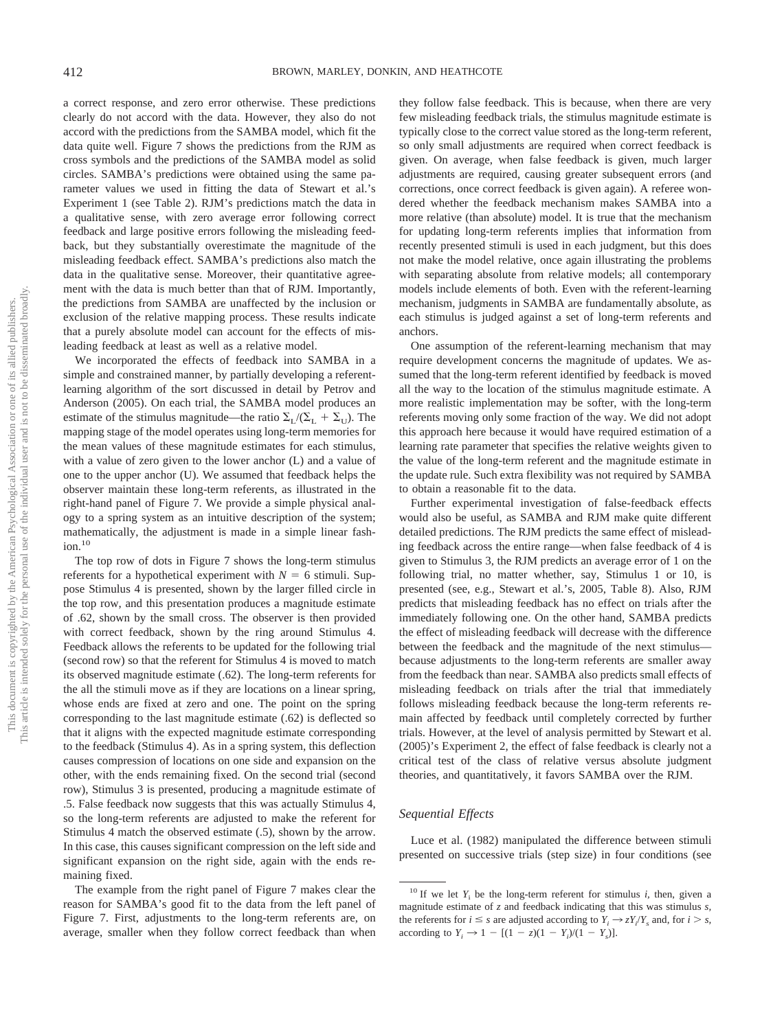a correct response, and zero error otherwise. These predictions clearly do not accord with the data. However, they also do not accord with the predictions from the SAMBA model, which fit the data quite well. Figure 7 shows the predictions from the RJM as cross symbols and the predictions of the SAMBA model as solid circles. SAMBA's predictions were obtained using the same parameter values we used in fitting the data of Stewart et al.'s Experiment 1 (see Table 2). RJM's predictions match the data in a qualitative sense, with zero average error following correct feedback and large positive errors following the misleading feedback, but they substantially overestimate the magnitude of the misleading feedback effect. SAMBA's predictions also match the data in the qualitative sense. Moreover, their quantitative agreement with the data is much better than that of RJM. Importantly, the predictions from SAMBA are unaffected by the inclusion or exclusion of the relative mapping process. These results indicate that a purely absolute model can account for the effects of misleading feedback at least as well as a relative model.

We incorporated the effects of feedback into SAMBA in a simple and constrained manner, by partially developing a referent-learning algorithm of the sort discussed in detail by Petrov and Anderson (2005). On each trial, the SAMBA model produces an estimate of the stimulus magnitude—the ratio $\Sigma_L/(\Sigma_L + \Sigma_U)$. The mapping stage of the model operates using long-term memories for the mean values of these magnitude estimates for each stimulus, with a value of zero given to the lower anchor (L) and a value of one to the upper anchor (U). We assumed that feedback helps the observer maintain these long-term referents, as illustrated in the right-hand panel of Figure 7. We provide a simple physical analogy to a spring system as an intuitive description of the system; mathematically, the adjustment is made in a simple linear fashion.[10]

The top row of dots in Figure 7 shows the long-term stimulus referents for a hypothetical experiment with $N = 6$ stimuli. Suppose Stimulus 4 is presented, shown by the larger filled circle in the top row, and this presentation produces a magnitude estimate of .62, shown by the small cross. The observer is then provided with correct feedback, shown by the ring around Stimulus 4. Feedback allows the referents to be updated for the following trial (second row) so that the referent for Stimulus 4 is moved to match its observed magnitude estimate (.62). The long-term referents for the all the stimuli move as if they are locations on a linear spring, whose ends are fixed at zero and one. The point on the spring corresponding to the last magnitude estimate (.62) is deflected so that it aligns with the expected magnitude estimate corresponding to the feedback (Stimulus 4). As in a spring system, this deflection causes compression of locations on one side and expansion on the other, with the ends remaining fixed. On the second trial (second row), Stimulus 3 is presented, producing a magnitude estimate of .5. False feedback now suggests that this was actually Stimulus 4, so the long-term referents are adjusted to make the referent for Stimulus 4 match the observed estimate (.5), shown by the arrow. In this case, this causes significant compression on the left side and significant expansion on the right side, again with the ends remaining fixed.

The example from the right panel of Figure 7 makes clear the reason for SAMBA's good fit to the data from the left panel of Figure 7. First, adjustments to the long-term referents are, on average, smaller when they follow correct feedback than when they follow false feedback. This is because, when there are very few misleading feedback trials, the stimulus magnitude estimate is typically close to the correct value stored as the long-term referent, so only small adjustments are required when correct feedback is given. On average, when false feedback is given, much larger adjustments are required, causing greater subsequent errors (and corrections, once correct feedback is given again). A referee wondered whether the feedback mechanism makes SAMBA into a more relative (than absolute) model. It is true that the mechanism for updating long-term referents implies that information from recently presented stimuli is used in each judgment, but this does not make the model relative, once again illustrating the problems with separating absolute from relative models; all contemporary models include elements of both. Even with the referent-learning mechanism, judgments in SAMBA are fundamentally absolute, as each stimulus is judged against a set of long-term referents and anchors.

One assumption of the referent-learning mechanism that may require development concerns the magnitude of updates. We assumed that the long-term referent identified by feedback is moved all the way to the location of the stimulus magnitude estimate. A more realistic implementation may be softer, with the long-term referents moving only some fraction of the way. We did not adopt this approach here because it would have required estimation of a learning rate parameter that specifies the relative weights given to the value of the long-term referent and the magnitude estimate in the update rule. Such extra flexibility was not required by SAMBA to obtain a reasonable fit to the data.

Further experimental investigation of false-feedback effects would also be useful, as SAMBA and RJM make quite different detailed predictions. The RJM predicts the same effect of misleading feedback across the entire range—when false feedback of 4 is given to Stimulus 3, the RJM predicts an average error of 1 on the following trial, no matter whether, say, Stimulus 1 or 10, is presented (see, e.g., Stewart et al.'s, 2005, Table 8). Also, RJM predicts that misleading feedback has no effect on trials after the immediately following one. On the other hand, SAMBA predicts the effect of misleading feedback will decrease with the difference between the feedback and the magnitude of the next stimulus—because adjustments to the long-term referents are smaller away from the feedback than near. SAMBA also predicts small effects of misleading feedback on trials after the trial that immediately follows misleading feedback because the long-term referents remain affected by feedback until completely corrected by further trials. However, at the level of analysis permitted by Stewart et al. (2005)'s Experiment 2, the effect of false feedback is clearly not a critical test of the class of relative versus absolute judgment theories, and quantitatively, it favors SAMBA over the RJM.

### Sequential Effects

Luce et al. (1982) manipulated the difference between stimuli presented on successive trials (step size) in four conditions (see

---

[10] If we let $Y_i$ be the long-term referent for stimulus $i$, then, given a magnitude estimate of $z$ and feedback indicating that this was stimulus $s$, the referents for $i \leq s$ are adjusted according to $Y_i \rightarrow zY_i/Y_s$ and, for $i > s$, according to $Y_i \rightarrow 1 - [(1 - z)(1 - Y_i)/(1 - Y_s)]$.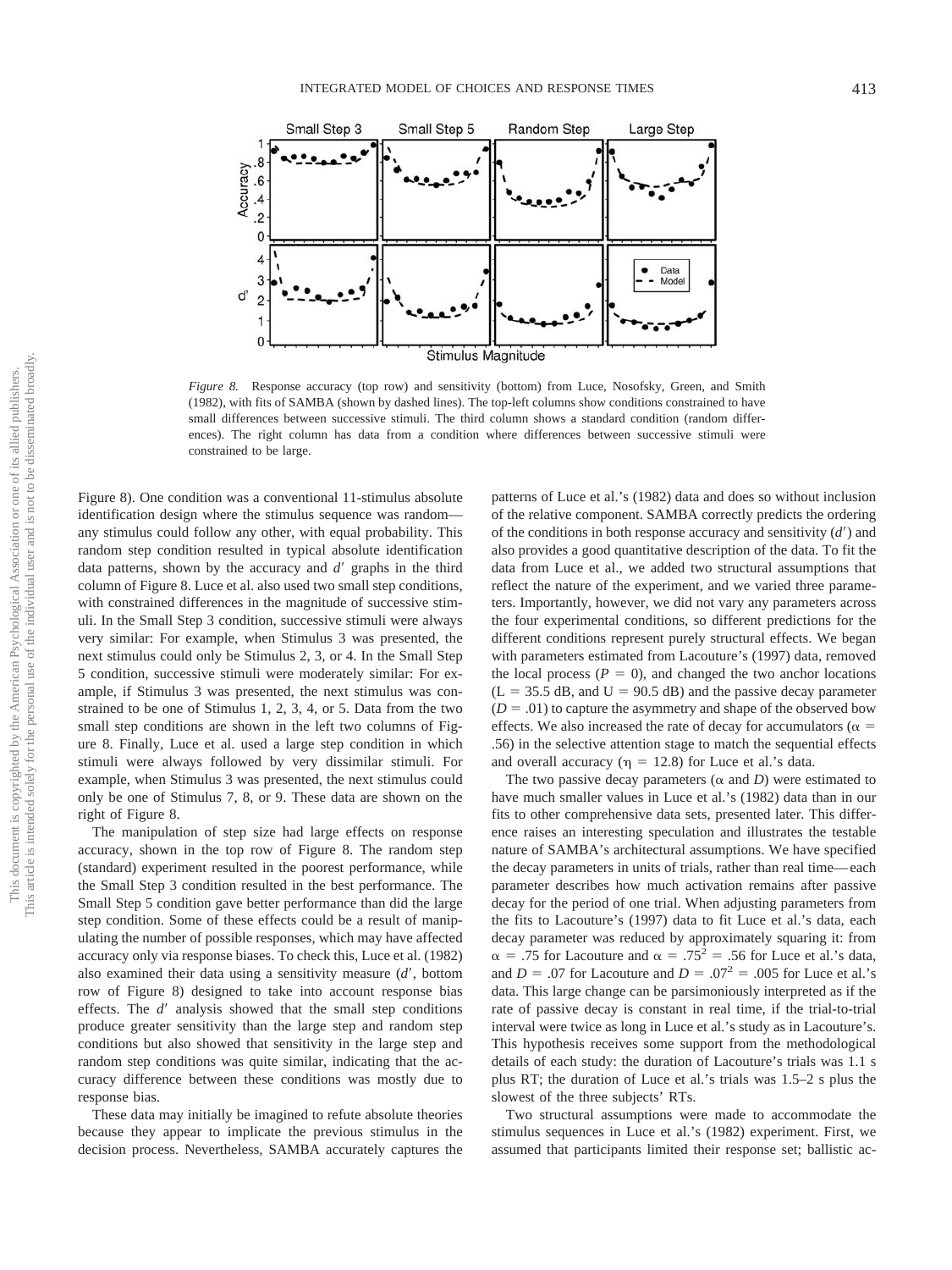*Figure 8.* Response accuracy (top row) and sensitivity (bottom) from Luce, Nosofsky, Green, and Smith (1982), with fits of SAMBA (shown by dashed lines). The top-left columns show conditions constrained to have small differences between successive stimuli. The third column shows a standard condition (random differences). The right column has data from a condition where differences between successive stimuli were constrained to be large.

Figure 8). One condition was a conventional 11-stimulus absolute identification design where the stimulus sequence was random—any stimulus could follow any other, with equal probability. This random step condition resulted in typical absolute identification data patterns, shown by the accuracy and $d'$ graphs in the third column of Figure 8. Luce et al. also used two small step conditions, with constrained differences in the magnitude of successive stimuli. In the Small Step 3 condition, successive stimuli were always very similar: For example, when Stimulus 3 was presented, the next stimulus could only be Stimulus 2, 3, or 4. In the Small Step 5 condition, successive stimuli were moderately similar: For example, if Stimulus 3 was presented, the next stimulus was constrained to be one of Stimulus 1, 2, 3, 4, or 5. Data from the two small step conditions are shown in the left two columns of Figure 8. Finally, Luce et al. used a large step condition in which stimuli were always followed by very dissimilar stimuli. For example, when Stimulus 3 was presented, the next stimulus could only be one of Stimulus 7, 8, or 9. These data are shown on the right of Figure 8.

The manipulation of step size had large effects on response accuracy, shown in the top row of Figure 8. The random step (standard) experiment resulted in the poorest performance, while the Small Step 3 condition resulted in the best performance. The Small Step 5 condition gave better performance than did the large step condition. Some of these effects could be a result of manipulating the number of possible responses, which may have affected accuracy only via response biases. To check this, Luce et al. (1982) also examined their data using a sensitivity measure ($d'$, bottom row of Figure 8) designed to take into account response bias effects. The $d'$ analysis showed that the small step conditions produce greater sensitivity than the large step and random step conditions but also showed that sensitivity in the large step and random step conditions was quite similar, indicating that the accuracy difference between these conditions was mostly due to response bias.

These data may initially be imagined to refute absolute theories because they appear to implicate the previous stimulus in the decision process. Nevertheless, SAMBA accurately captures the patterns of Luce et al.'s (1982) data and does so without inclusion of the relative component. SAMBA correctly predicts the ordering of the conditions in both response accuracy and sensitivity ($d'$) and also provides a good quantitative description of the data. To fit the data from Luce et al., we added two structural assumptions that reflect the nature of the experiment, and we varied three parameters. Importantly, however, we did not vary any parameters across the four experimental conditions, so different predictions for the different conditions represent purely structural effects. We began with parameters estimated from Lacouture's (1997) data, removed the local process ($P = 0$), and changed the two anchor locations ($L = 35.5$ dB, and $U = 90.5$ dB) and the passive decay parameter ($D = .01$) to capture the asymmetry and shape of the observed bow effects. We also increased the rate of decay for accumulators ($\alpha = .56$) in the selective attention stage to match the sequential effects and overall accuracy ($\eta = 12.8$) for Luce et al.'s data.

The two passive decay parameters ($\alpha$ and $D$) were estimated to have much smaller values in Luce et al.'s (1982) data than in our fits to other comprehensive data sets, presented later. This difference raises an interesting speculation and illustrates the testable nature of SAMBA's architectural assumptions. We have specified the decay parameters in units of trials, rather than real time—each parameter describes how much activation remains after passive decay for the period of one trial. When adjusting parameters from the fits to Lacouture's (1997) data to fit Luce et al.'s data, each decay parameter was reduced by approximately squaring it: from $\alpha = .75$ for Lacouture and $\alpha = .75^2 = .56$ for Luce et al.'s data, and $D = .07$ for Lacouture and $D = .07^2 = .005$ for Luce et al.'s data. This large change can be parsimoniously interpreted as if the rate of passive decay is constant in real time, if the trial-to-trial interval were twice as long in Luce et al.'s study as in Lacouture's. This hypothesis receives some support from the methodological details of each study: the duration of Lacouture's trials was 1.1 s plus RT; the duration of Luce et al.'s trials was 1.5–2 s plus the slowest of the three subjects' RTs.

Two structural assumptions were made to accommodate the stimulus sequences in Luce et al.'s (1982) experiment. First, we assumed that participants limited their response set; ballistic ac-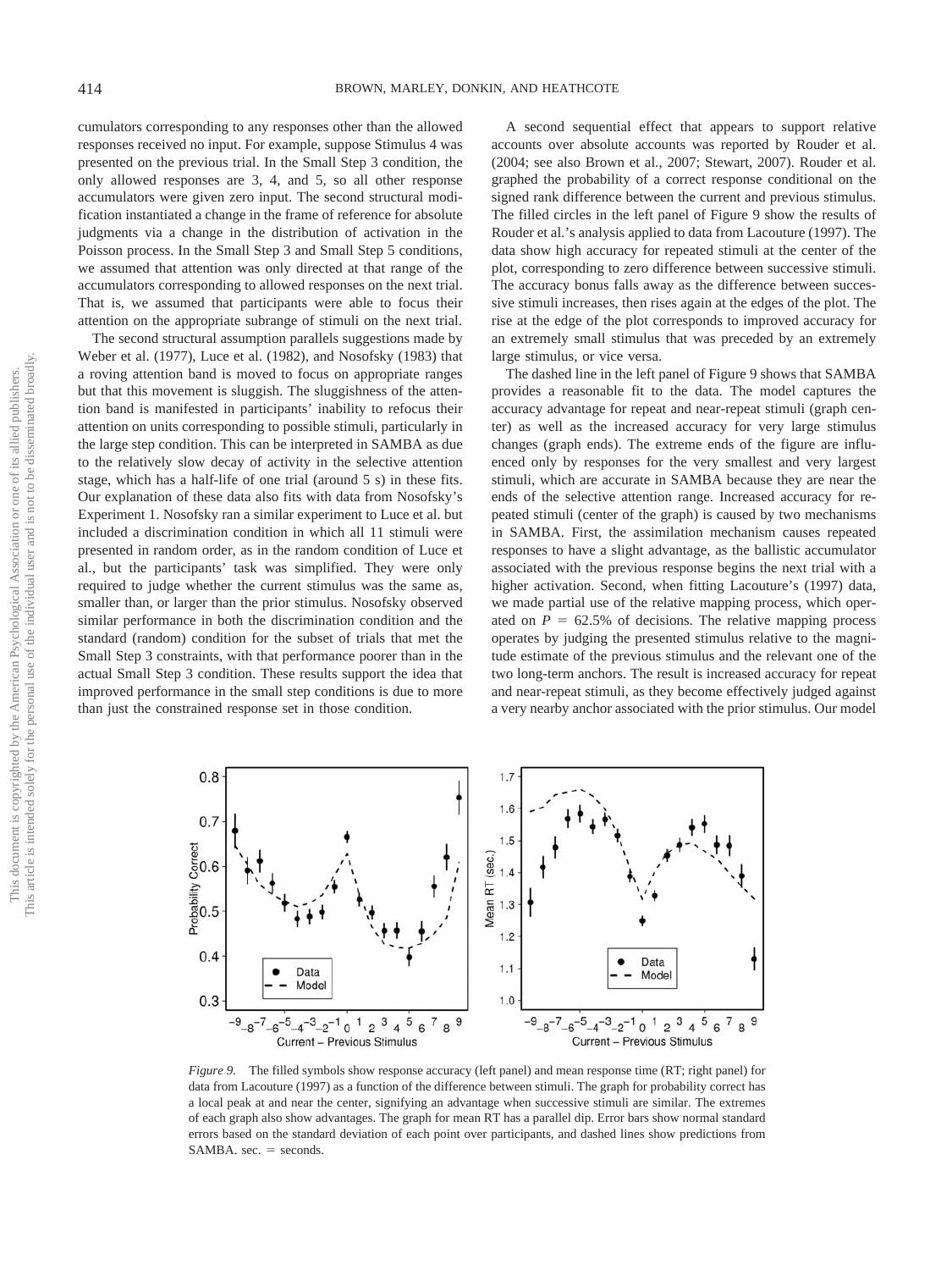cumulators corresponding to any responses other than the allowed responses received no input. For example, suppose Stimulus 4 was presented on the previous trial. In the Small Step 3 condition, the only allowed responses are 3, 4, and 5, so all other response accumulators were given zero input. The second structural modification instantiated a change in the frame of reference for absolute judgments via a change in the distribution of activation in the Poisson process. In the Small Step 3 and Small Step 5 conditions, we assumed that attention was only directed at that range of the accumulators corresponding to allowed responses on the next trial. That is, we assumed that participants were able to focus their attention on the appropriate subrange of stimuli on the next trial.

The second structural assumption parallels suggestions made by Weber et al. (1977), Luce et al. (1982), and Nosofsky (1983) that a roving attention band is moved to focus on appropriate ranges but that this movement is sluggish. The sluggishness of the attention band is manifested in participants' inability to refocus their attention on units corresponding to possible stimuli, particularly in the large step condition. This can be interpreted in SAMBA as due to the relatively slow decay of activity in the selective attention stage, which has a half-life of one trial (around 5 s) in these fits. Our explanation of these data also fits with data from Nosofsky's Experiment 1. Nosofsky ran a similar experiment to Luce et al. but included a discrimination condition in which all 11 stimuli were presented in random order, as in the random condition of Luce et al., but the participants' task was simplified. They were only required to judge whether the current stimulus was the same as, smaller than, or larger than the prior stimulus. Nosofsky observed similar performance in both the discrimination condition and the standard (random) condition for the subset of trials that met the Small Step 3 constraints, with that performance poorer than in the actual Small Step 3 condition. These results support the idea that improved performance in the small step conditions is due to more than just the constrained response set in those condition.

A second sequential effect that appears to support relative accounts over absolute accounts was reported by Rouder et al. (2004; see also Brown et al., 2007; Stewart, 2007). Rouder et al. graphed the probability of a correct response conditional on the signed rank difference between the current and previous stimulus. The filled circles in the left panel of Figure 9 show the results of Rouder et al.'s analysis applied to data from Lacouture (1997). The data show high accuracy for repeated stimuli at the center of the plot, corresponding to zero difference between successive stimuli. The accuracy bonus falls away as the difference between successive stimuli increases, then rises again at the edges of the plot. The rise at the edge of the plot corresponds to improved accuracy for an extremely small stimulus that was preceded by an extremely large stimulus, or vice versa.

The dashed line in the left panel of Figure 9 shows that SAMBA provides a reasonable fit to the data. The model captures the accuracy advantage for repeat and near-repeat stimuli (graph center) as well as the increased accuracy for very large stimulus changes (graph ends). The extreme ends of the figure are influenced only by responses for the very smallest and very largest stimuli, which are accurate in SAMBA because they are near the ends of the selective attention range. Increased accuracy for repeated stimuli (center of the graph) is caused by two mechanisms in SAMBA. First, the assimilation mechanism causes repeated responses to have a slight advantage, as the ballistic accumulator associated with the previous response begins the next trial with a higher activation. Second, when fitting Lacouture's (1997) data, we made partial use of the relative mapping process, which operated on $P = 62.5\%$ of decisions. The relative mapping process operates by judging the presented stimulus relative to the magnitude estimate of the previous stimulus and the relevant one of the two long-term anchors. The result is increased accuracy for repeat and near-repeat stimuli, as they become effectively judged against a very nearby anchor associated with the prior stimulus. Our model

*Figure 9.* The filled symbols show response accuracy (left panel) and mean response time (RT; right panel) for data from Lacouture (1997) as a function of the difference between stimuli. The graph for probability correct has a local peak at and near the center, signifying an advantage when successive stimuli are similar. The extremes of each graph also show advantages. The graph for mean RT has a parallel dip. Error bars show normal standard errors based on the standard deviation of each point over participants, and dashed lines show predictions from SAMBA. sec. = seconds.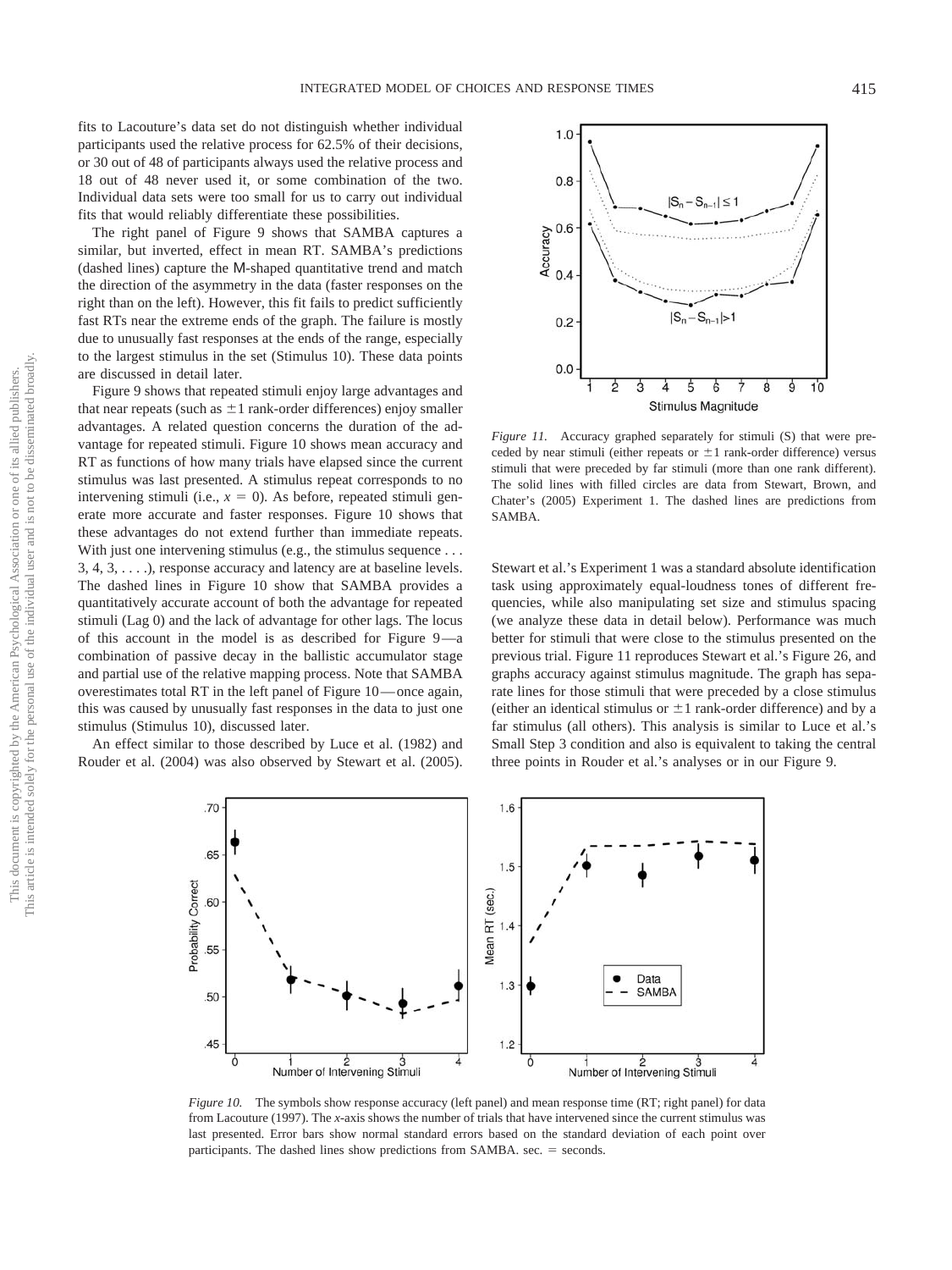fits to Lacouture's data set do not distinguish whether individual participants used the relative process for 62.5% of their decisions, or 30 out of 48 of participants always used the relative process and 18 out of 48 never used it, or some combination of the two. Individual data sets were too small for us to carry out individual fits that would reliably differentiate these possibilities.

The right panel of Figure 9 shows that SAMBA captures a similar, but inverted, effect in mean RT. SAMBA's predictions (dashed lines) capture the M-shaped quantitative trend and match the direction of the asymmetry in the data (faster responses on the right than on the left). However, this fit fails to predict sufficiently fast RTs near the extreme ends of the graph. The failure is mostly due to unusually fast responses at the ends of the range, especially to the largest stimulus in the set (Stimulus 10). These data points are discussed in detail later.

Figure 9 shows that repeated stimuli enjoy large advantages and that near repeats (such as $\pm 1$ rank-order differences) enjoy smaller advantages. A related question concerns the duration of the advantage for repeated stimuli. Figure 10 shows mean accuracy and RT as functions of how many trials have elapsed since the current stimulus was last presented. A stimulus repeat corresponds to no intervening stimuli (i.e., $x = 0$). As before, repeated stimuli generate more accurate and faster responses. Figure 10 shows that these advantages do not extend further than immediate repeats. With just one intervening stimulus (e.g., the stimulus sequence . . . 3, 4, 3, . . . .), response accuracy and latency are at baseline levels. The dashed lines in Figure 10 show that SAMBA provides a quantitatively accurate account of both the advantage for repeated stimuli (Lag 0) and the lack of advantage for other lags. The locus of this account in the model is as described for Figure 9—a combination of passive decay in the ballistic accumulator stage and partial use of the relative mapping process. Note that SAMBA overestimates total RT in the left panel of Figure 10—once again, this was caused by unusually fast responses in the data to just one stimulus (Stimulus 10), discussed later.

An effect similar to those described by Luce et al. (1982) and Rouder et al. (2004) was also observed by Stewart et al. (2005). Stewart et al.'s Experiment 1 was a standard absolute identification task using approximately equal-loudness tones of different frequencies, while also manipulating set size and stimulus spacing (we analyze these data in detail below). Performance was much better for stimuli that were close to the stimulus presented on the previous trial. Figure 11 reproduces Stewart et al.'s Figure 26, and graphs accuracy against stimulus magnitude. The graph has separate lines for those stimuli that were preceded by a close stimulus (either an identical stimulus or $\pm 1$ rank-order difference) and by a far stimulus (all others). This analysis is similar to Luce et al.'s Small Step 3 condition and also is equivalent to taking the central three points in Rouder et al.'s analyses or in our Figure 9.

*Figure 11.* Accuracy graphed separately for stimuli (S) that were preceded by near stimuli (either repeats or $\pm 1$ rank-order difference) versus stimuli that were preceded by far stimuli (more than one rank different). The solid lines with filled circles are data from Stewart, Brown, and Chater's (2005) Experiment 1. The dashed lines are predictions from SAMBA.

*Figure 10.* The symbols show response accuracy (left panel) and mean response time (RT; right panel) for data from Lacouture (1997). The *x*-axis shows the number of trials that have intervened since the current stimulus was last presented. Error bars show normal standard errors based on the standard deviation of each point over participants. The dashed lines show predictions from SAMBA. sec. = seconds.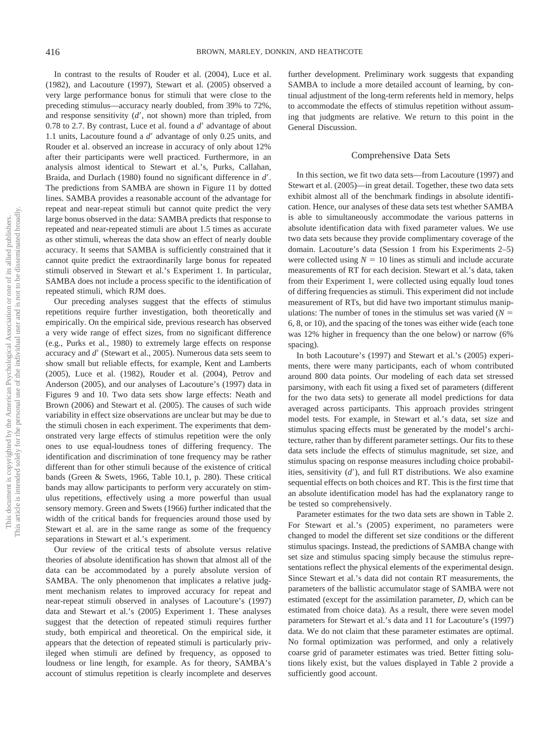In contrast to the results of Rouder et al. (2004), Luce et al. (1982), and Lacouture (1997), Stewart et al. (2005) observed a very large performance bonus for stimuli that were close to the preceding stimulus—accuracy nearly doubled, from 39% to 72%, and response sensitivity ($d'$, not shown) more than tripled, from 0.78 to 2.7. By contrast, Luce et al. found a $d'$ advantage of about 1.1 units, Lacouture found a $d'$ advantage of only 0.25 units, and Rouder et al. observed an increase in accuracy of only about 12% after their participants were well practiced. Furthermore, in an analysis almost identical to Stewart et al.'s, Purks, Callahan, Braida, and Durlach (1980) found no significant difference in $d'$. The predictions from SAMBA are shown in Figure 11 by dotted lines. SAMBA provides a reasonable account of the advantage for repeat and near-repeat stimuli but cannot quite predict the very large bonus observed in the data: SAMBA predicts that response to repeated and near-repeated stimuli are about 1.5 times as accurate as other stimuli, whereas the data show an effect of nearly double accuracy. It seems that SAMBA is sufficiently constrained that it cannot quite predict the extraordinarily large bonus for repeated stimuli observed in Stewart et al.'s Experiment 1. In particular, SAMBA does not include a process specific to the identification of repeated stimuli, which RJM does.

Our preceding analyses suggest that the effects of stimulus repetitions require further investigation, both theoretically and empirically. On the empirical side, previous research has observed a very wide range of effect sizes, from no significant difference (e.g., Purks et al., 1980) to extremely large effects on response accuracy and $d'$ (Stewart et al., 2005). Numerous data sets seem to show small but reliable effects, for example, Kent and Lamberts (2005), Luce et al. (1982), Rouder et al. (2004), Petrov and Anderson (2005), and our analyses of Lacouture's (1997) data in Figures 9 and 10. Two data sets show large effects: Neath and Brown (2006) and Stewart et al. (2005). The causes of such wide variability in effect size observations are unclear but may be due to the stimuli chosen in each experiment. The experiments that demonstrated very large effects of stimulus repetition were the only ones to use equal-loudness tones of differing frequency. The identification and discrimination of tone frequency may be rather different than for other stimuli because of the existence of critical bands (Green & Swets, 1966, Table 10.1, p. 280). These critical bands may allow participants to perform very accurately on stimulus repetitions, effectively using a more powerful than usual sensory memory. Green and Swets (1966) further indicated that the width of the critical bands for frequencies around those used by Stewart et al. are in the same range as some of the frequency separations in Stewart et al.'s experiment.

Our review of the critical tests of absolute versus relative theories of absolute identification has shown that almost all of the data can be accommodated by a purely absolute version of SAMBA. The only phenomenon that implicates a relative judgment mechanism relates to improved accuracy for repeat and near-repeat stimuli observed in analyses of Lacouture's (1997) data and Stewart et al.'s (2005) Experiment 1. These analyses suggest that the detection of repeated stimuli requires further study, both empirical and theoretical. On the empirical side, it appears that the detection of repeated stimuli is particularly privileged when stimuli are defined by frequency, as opposed to loudness or line length, for example. As for theory, SAMBA's account of stimulus repetition is clearly incomplete and deserves further development. Preliminary work suggests that expanding SAMBA to include a more detailed account of learning, by continual adjustment of the long-term referents held in memory, helps to accommodate the effects of stimulus repetition without assuming that judgments are relative. We return to this point in the General Discussion.

## Comprehensive Data Sets

In this section, we fit two data sets—from Lacouture (1997) and Stewart et al. (2005)—in great detail. Together, these two data sets exhibit almost all of the benchmark findings in absolute identification. Hence, our analyses of these data sets test whether SAMBA is able to simultaneously accommodate the various patterns in absolute identification data with fixed parameter values. We use two data sets because they provide complimentary coverage of the domain. Lacouture's data (Session 1 from his Experiments 2–5) were collected using $N = 10$ lines as stimuli and include accurate measurements of RT for each decision. Stewart et al.'s data, taken from their Experiment 1, were collected using equally loud tones of differing frequencies as stimuli. This experiment did not include measurement of RTs, but did have two important stimulus manipulations: The number of tones in the stimulus set was varied ($N =$ 6, 8, or 10), and the spacing of the tones was either wide (each tone was 12% higher in frequency than the one below) or narrow (6% spacing).

In both Lacouture's (1997) and Stewart et al.'s (2005) experiments, there were many participants, each of whom contributed around 800 data points. Our modeling of each data set stressed parsimony, with each fit using a fixed set of parameters (different for the two data sets) to generate all model predictions for data averaged across participants. This approach provides stringent model tests. For example, in Stewart et al.'s data, set size and stimulus spacing effects must be generated by the model's architecture, rather than by different parameter settings. Our fits to these data sets include the effects of stimulus magnitude, set size, and stimulus spacing on response measures including choice probabilities, sensitivity ($d'$), and full RT distributions. We also examine sequential effects on both choices and RT. This is the first time that an absolute identification model has had the explanatory range to be tested so comprehensively.

Parameter estimates for the two data sets are shown in Table 2. For Stewart et al.'s (2005) experiment, no parameters were changed to model the different set size conditions or the different stimulus spacings. Instead, the predictions of SAMBA change with set size and stimulus spacing simply because the stimulus representations reflect the physical elements of the experimental design. Since Stewart et al.'s data did not contain RT measurements, the parameters of the ballistic accumulator stage of SAMBA were not estimated (except for the assimilation parameter, $D$, which can be estimated from choice data). As a result, there were seven model parameters for Stewart et al.'s data and 11 for Lacouture's (1997) data. We do not claim that these parameter estimates are optimal. No formal optimization was performed, and only a relatively coarse grid of parameter estimates was tried. Better fitting solutions likely exist, but the values displayed in Table 2 provide a sufficiently good account.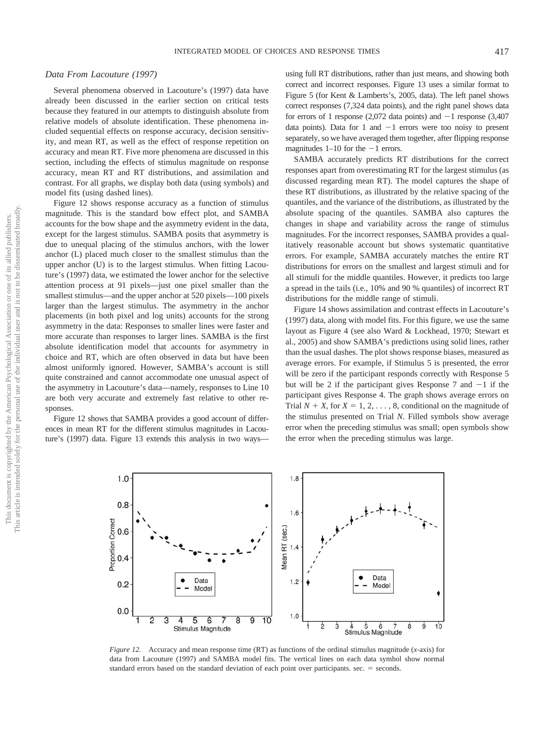### Data From Lacouture (1997)

Several phenomena observed in Lacouture's (1997) data have already been discussed in the earlier section on critical tests because they featured in our attempts to distinguish absolute from relative models of absolute identification. These phenomena included sequential effects on response accuracy, decision sensitivity, and mean RT, as well as the effect of response repetition on accuracy and mean RT. Five more phenomena are discussed in this section, including the effects of stimulus magnitude on response accuracy, mean RT and RT distributions, and assimilation and contrast. For all graphs, we display both data (using symbols) and model fits (using dashed lines).

Figure 12 shows response accuracy as a function of stimulus magnitude. This is the standard bow effect plot, and SAMBA accounts for the bow shape and the asymmetry evident in the data, except for the largest stimulus. SAMBA posits that asymmetry is due to unequal placing of the stimulus anchors, with the lower anchor (L) placed much closer to the smallest stimulus than the upper anchor (U) is to the largest stimulus. When fitting Lacouture's (1997) data, we estimated the lower anchor for the selective attention process at 91 pixels—just one pixel smaller than the smallest stimulus—and the upper anchor at 520 pixels—100 pixels larger than the largest stimulus. The asymmetry in the anchor placements (in both pixel and log units) accounts for the strong asymmetry in the data: Responses to smaller lines were faster and more accurate than responses to larger lines. SAMBA is the first absolute identification model that accounts for asymmetry in choice and RT, which are often observed in data but have been almost uniformly ignored. However, SAMBA's account is still quite constrained and cannot accommodate one unusual aspect of the asymmetry in Lacouture's data—namely, responses to Line 10 are both very accurate and extremely fast relative to other responses.

Figure 12 shows that SAMBA provides a good account of differences in mean RT for the different stimulus magnitudes in Lacouture's (1997) data. Figure 13 extends this analysis in two ways—using full RT distributions, rather than just means, and showing both correct and incorrect responses. Figure 13 uses a similar format to Figure 5 (for Kent & Lamberts's, 2005, data). The left panel shows correct responses (7,324 data points), and the right panel shows data for errors of 1 response (2,072 data points) and −1 response (3,407 data points). Data for 1 and −1 errors were too noisy to present separately, so we have averaged them together, after flipping response magnitudes 1–10 for the −1 errors.

SAMBA accurately predicts RT distributions for the correct responses apart from overestimating RT for the largest stimulus (as discussed regarding mean RT). The model captures the shape of these RT distributions, as illustrated by the relative spacing of the quantiles, and the variance of the distributions, as illustrated by the absolute spacing of the quantiles. SAMBA also captures the changes in shape and variability across the range of stimulus magnitudes. For the incorrect responses, SAMBA provides a qualitatively reasonable account but shows systematic quantitative errors. For example, SAMBA accurately matches the entire RT distributions for errors on the smallest and largest stimuli and for all stimuli for the middle quantiles. However, it predicts too large a spread in the tails (i.e., 10% and 90 % quantiles) of incorrect RT distributions for the middle range of stimuli.

Figure 14 shows assimilation and contrast effects in Lacouture's (1997) data, along with model fits. For this figure, we use the same layout as Figure 4 (see also Ward & Lockhead, 1970; Stewart et al., 2005) and show SAMBA's predictions using solid lines, rather than the usual dashes. The plot shows response biases, measured as average errors. For example, if Stimulus 5 is presented, the error will be zero if the participant responds correctly with Response 5 but will be 2 if the participant gives Response 7 and −1 if the participant gives Response 4. The graph shows average errors on Trial $N + X$, for $X = 1, 2, \ldots, 8$, conditional on the magnitude of the stimulus presented on Trial $N$. Filled symbols show average error when the preceding stimulus was small; open symbols show the error when the preceding stimulus was large.

*Figure 12.* Accuracy and mean response time (RT) as functions of the ordinal stimulus magnitude (*x*-axis) for data from Lacouture (1997) and SAMBA model fits. The vertical lines on each data symbol show normal standard errors based on the standard deviation of each point over participants. sec. = seconds.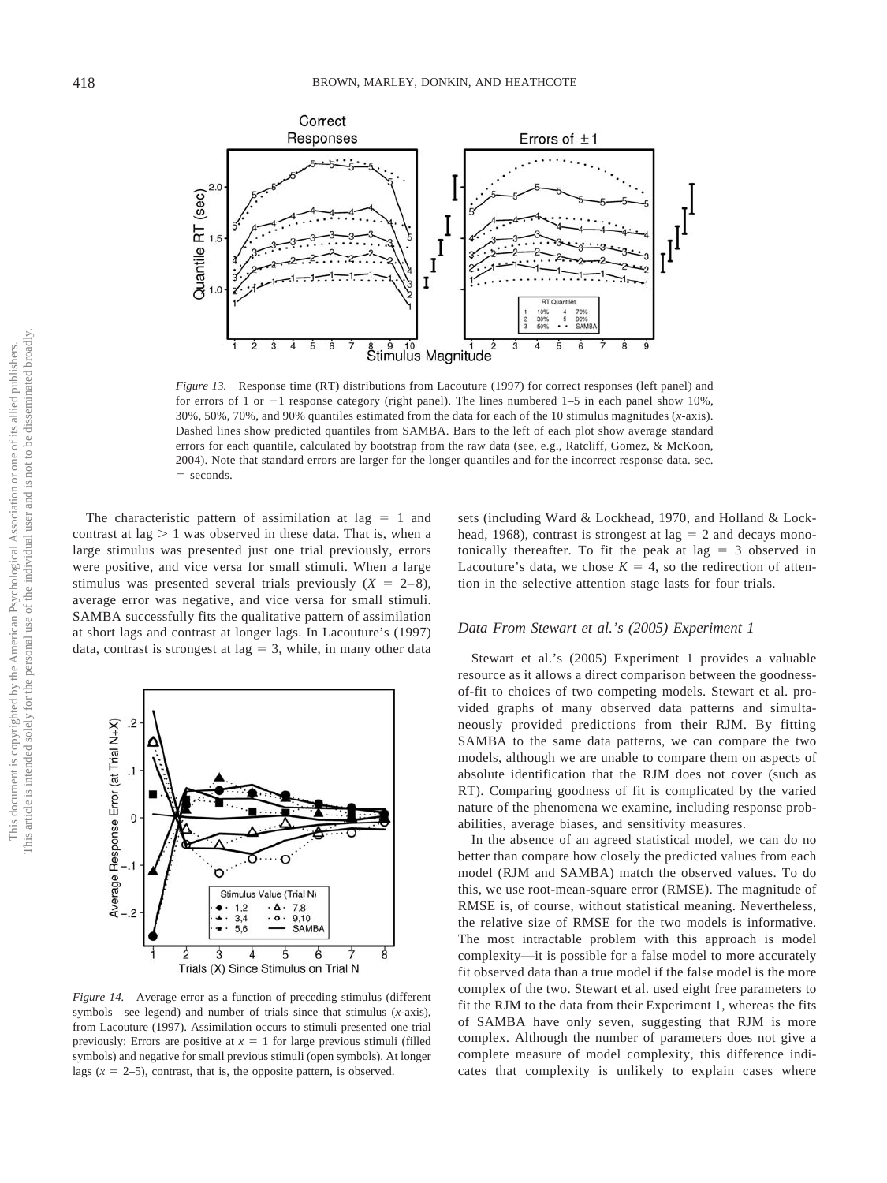*Figure 13.* Response time (RT) distributions from Lacouture (1997) for correct responses (left panel) and for errors of 1 or −1 response category (right panel). The lines numbered 1–5 in each panel show 10%, 30%, 50%, 70%, and 90% quantiles estimated from the data for each of the 10 stimulus magnitudes (*x*-axis). Dashed lines show predicted quantiles from SAMBA. Bars to the left of each plot show average standard errors for each quantile, calculated by bootstrap from the raw data (see, e.g., Ratcliff, Gomez, & McKoon, 2004). Note that standard errors are larger for the longer quantiles and for the incorrect response data. sec. = seconds.

The characteristic pattern of assimilation at lag = 1 and contrast at lag > 1 was observed in these data. That is, when a large stimulus was presented just one trial previously, errors were positive, and vice versa for small stimuli. When a large stimulus was presented several trials previously ($X$ = 2–8), average error was negative, and vice versa for small stimuli. SAMBA successfully fits the qualitative pattern of assimilation at short lags and contrast at longer lags. In Lacouture's (1997) data, contrast is strongest at lag = 3, while, in many other data sets (including Ward & Lockhead, 1970, and Holland & Lockhead, 1968), contrast is strongest at lag = 2 and decays monotonically thereafter. To fit the peak at lag = 3 observed in Lacouture's data, we chose $K = 4$, so the redirection of attention in the selective attention stage lasts for four trials.

*Figure 14.* Average error as a function of preceding stimulus (different symbols—see legend) and number of trials since that stimulus (*x*-axis), from Lacouture (1997). Assimilation occurs to stimuli presented one trial previously: Errors are positive at $x = 1$ for large previous stimuli (filled symbols) and negative for small previous stimuli (open symbols). At longer lags ($x$ = 2–5), contrast, that is, the opposite pattern, is observed.

### Data From Stewart et al.'s (2005) Experiment 1

Stewart et al.'s (2005) Experiment 1 provides a valuable resource as it allows a direct comparison between the goodness-of-fit to choices of two competing models. Stewart et al. provided graphs of many observed data patterns and simultaneously provided predictions from their RJM. By fitting SAMBA to the same data patterns, we can compare the two models, although we are unable to compare them on aspects of absolute identification that the RJM does not cover (such as RT). Comparing goodness of fit is complicated by the varied nature of the phenomena we examine, including response probabilities, average biases, and sensitivity measures.

In the absence of an agreed statistical model, we can do no better than compare how closely the predicted values from each model (RJM and SAMBA) match the observed values. To do this, we use root-mean-square error (RMSE). The magnitude of RMSE is, of course, without statistical meaning. Nevertheless, the relative size of RMSE for the two models is informative. The most intractable problem with this approach is model complexity—it is possible for a false model to more accurately fit observed data than a true model if the false model is the more complex of the two. Stewart et al. used eight free parameters to fit the RJM to the data from their Experiment 1, whereas the fits of SAMBA have only seven, suggesting that RJM is more complex. Although the number of parameters does not give a complete measure of model complexity, this difference indicates that complexity is unlikely to explain cases where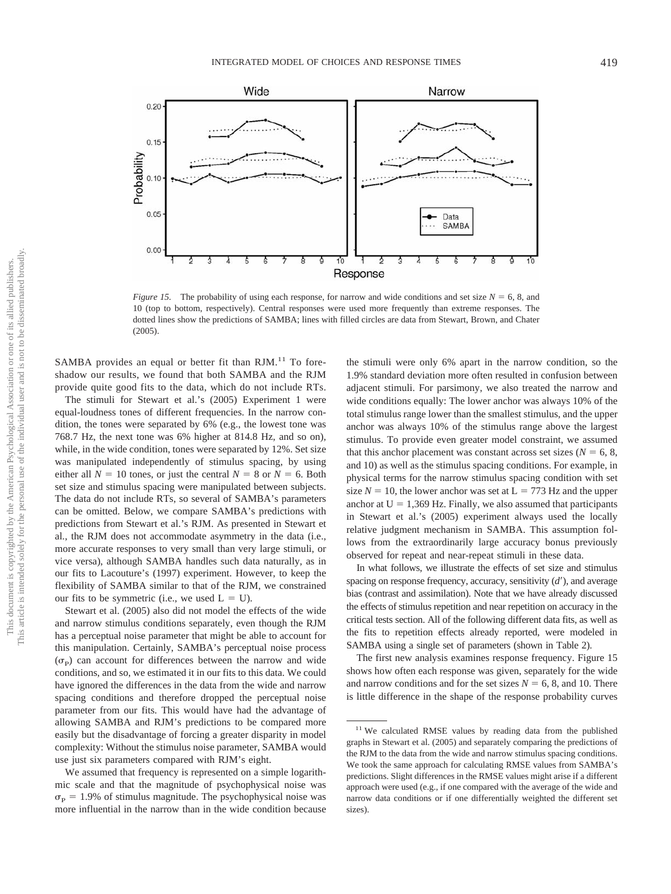*Figure 15.* The probability of using each response, for narrow and wide conditions and set size $N = 6$, 8, and 10 (top to bottom, respectively). Central responses were used more frequently than extreme responses. The dotted lines show the predictions of SAMBA; lines with filled circles are data from Stewart, Brown, and Chater (2005).

SAMBA provides an equal or better fit than RJM.[11] To foreshadow our results, we found that both SAMBA and the RJM provide quite good fits to the data, which do not include RTs.

The stimuli for Stewart et al.'s (2005) Experiment 1 were equal-loudness tones of different frequencies. In the narrow condition, the tones were separated by 6% (e.g., the lowest tone was 768.7 Hz, the next tone was 6% higher at 814.8 Hz, and so on), while, in the wide condition, tones were separated by 12%. Set size was manipulated independently of stimulus spacing, by using either all $N = 10$ tones, or just the central $N = 8$ or $N = 6$. Both set size and stimulus spacing were manipulated between subjects. The data do not include RTs, so several of SAMBA's parameters can be omitted. Below, we compare SAMBA's predictions with predictions from Stewart et al.'s RJM. As presented in Stewart et al., the RJM does not accommodate asymmetry in the data (i.e., more accurate responses to very small than very large stimuli, or vice versa), although SAMBA handles such data naturally, as in our fits to Lacouture's (1997) experiment. However, to keep the flexibility of SAMBA similar to that of the RJM, we constrained our fits to be symmetric (i.e., we used $L = U$).

Stewart et al. (2005) also did not model the effects of the wide and narrow stimulus conditions separately, even though the RJM has a perceptual noise parameter that might be able to account for this manipulation. Certainly, SAMBA's perceptual noise process ($\sigma_P$) can account for differences between the narrow and wide conditions, and so, we estimated it in our fits to this data. We could have ignored the differences in the data from the wide and narrow spacing conditions and therefore dropped the perceptual noise parameter from our fits. This would have had the advantage of allowing SAMBA and RJM's predictions to be compared more easily but the disadvantage of forcing a greater disparity in model complexity: Without the stimulus noise parameter, SAMBA would use just six parameters compared with RJM's eight.

We assumed that frequency is represented on a simple logarithmic scale and that the magnitude of psychophysical noise was $\sigma_P = 1.9\%$ of stimulus magnitude. The psychophysical noise was more influential in the narrow than in the wide condition because the stimuli were only 6% apart in the narrow condition, so the 1.9% standard deviation more often resulted in confusion between adjacent stimuli. For parsimony, we also treated the narrow and wide conditions equally: The lower anchor was always 10% of the total stimulus range lower than the smallest stimulus, and the upper anchor was always 10% of the stimulus range above the largest stimulus. To provide even greater model constraint, we assumed that this anchor placement was constant across set sizes ($N = 6$, 8, and 10) as well as the stimulus spacing conditions. For example, in physical terms for the narrow stimulus spacing condition with set size $N = 10$, the lower anchor was set at $L = 773$ Hz and the upper anchor at $U = 1{,}369$ Hz. Finally, we also assumed that participants in Stewart et al.'s (2005) experiment always used the locally relative judgment mechanism in SAMBA. This assumption follows from the extraordinarily large accuracy bonus previously observed for repeat and near-repeat stimuli in these data.

In what follows, we illustrate the effects of set size and stimulus spacing on response frequency, accuracy, sensitivity ($d'$), and average bias (contrast and assimilation). Note that we have already discussed the effects of stimulus repetition and near repetition on accuracy in the critical tests section. All of the following different data fits, as well as the fits to repetition effects already reported, were modeled in SAMBA using a single set of parameters (shown in Table 2).

The first new analysis examines response frequency. Figure 15 shows how often each response was given, separately for the wide and narrow conditions and for the set sizes $N = 6$, 8, and 10. There is little difference in the shape of the response probability curves

[11] We calculated RMSE values by reading data from the published graphs in Stewart et al. (2005) and separately comparing the predictions of the RJM to the data from the wide and narrow stimulus spacing conditions. We took the same approach for calculating RMSE values from SAMBA's predictions. Slight differences in the RMSE values might arise if a different approach were used (e.g., if one compared with the average of the wide and narrow data conditions or if one differentially weighted the different set sizes).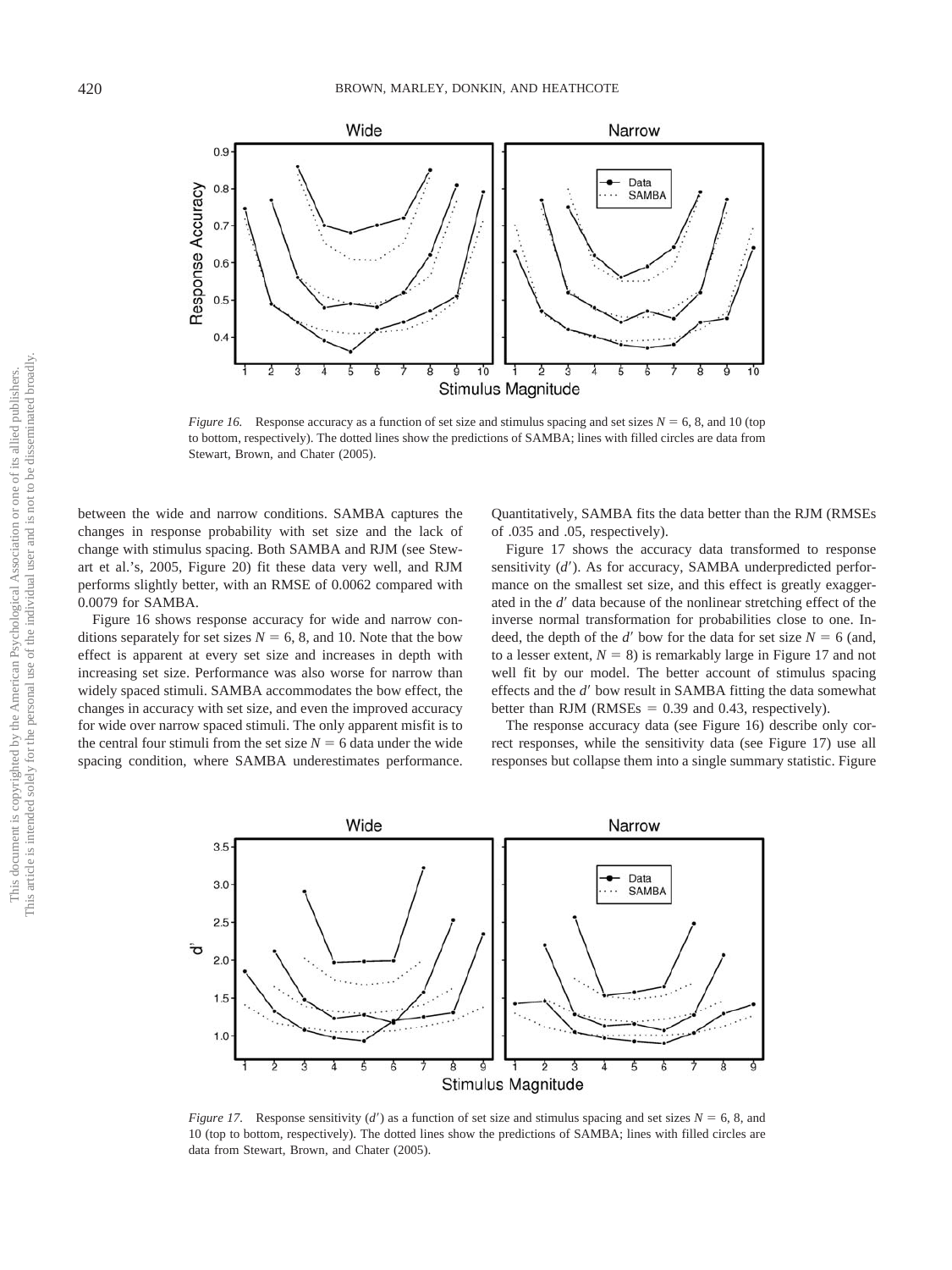*Figure 16.* Response accuracy as a function of set size and stimulus spacing and set sizes $N = 6$, 8, and 10 (top to bottom, respectively). The dotted lines show the predictions of SAMBA; lines with filled circles are data from Stewart, Brown, and Chater (2005).

between the wide and narrow conditions. SAMBA captures the changes in response probability with set size and the lack of change with stimulus spacing. Both SAMBA and RJM (see Stewart et al.'s, 2005, Figure 20) fit these data very well, and RJM performs slightly better, with an RMSE of 0.0062 compared with 0.0079 for SAMBA.

Figure 16 shows response accuracy for wide and narrow conditions separately for set sizes $N = 6$, 8, and 10. Note that the bow effect is apparent at every set size and increases in depth with increasing set size. Performance was also worse for narrow than widely spaced stimuli. SAMBA accommodates the bow effect, the changes in accuracy with set size, and even the improved accuracy for wide over narrow spaced stimuli. The only apparent misfit is to the central four stimuli from the set size $N = 6$ data under the wide spacing condition, where SAMBA underestimates performance. Quantitatively, SAMBA fits the data better than the RJM (RMSEs of .035 and .05, respectively).

Figure 17 shows the accuracy data transformed to response sensitivity ($d'$). As for accuracy, SAMBA underpredicted performance on the smallest set size, and this effect is greatly exaggerated in the $d'$ data because of the nonlinear stretching effect of the inverse normal transformation for probabilities close to one. Indeed, the depth of the $d'$ bow for the data for set size $N = 6$ (and, to a lesser extent, $N = 8$) is remarkably large in Figure 17 and not well fit by our model. The better account of stimulus spacing effects and the $d'$ bow result in SAMBA fitting the data somewhat better than RJM (RMSEs = 0.39 and 0.43, respectively).

The response accuracy data (see Figure 16) describe only correct responses, while the sensitivity data (see Figure 17) use all responses but collapse them into a single summary statistic. Figure

*Figure 17.* Response sensitivity ($d'$) as a function of set size and stimulus spacing and set sizes $N = 6$, 8, and 10 (top to bottom, respectively). The dotted lines show the predictions of SAMBA; lines with filled circles are data from Stewart, Brown, and Chater (2005).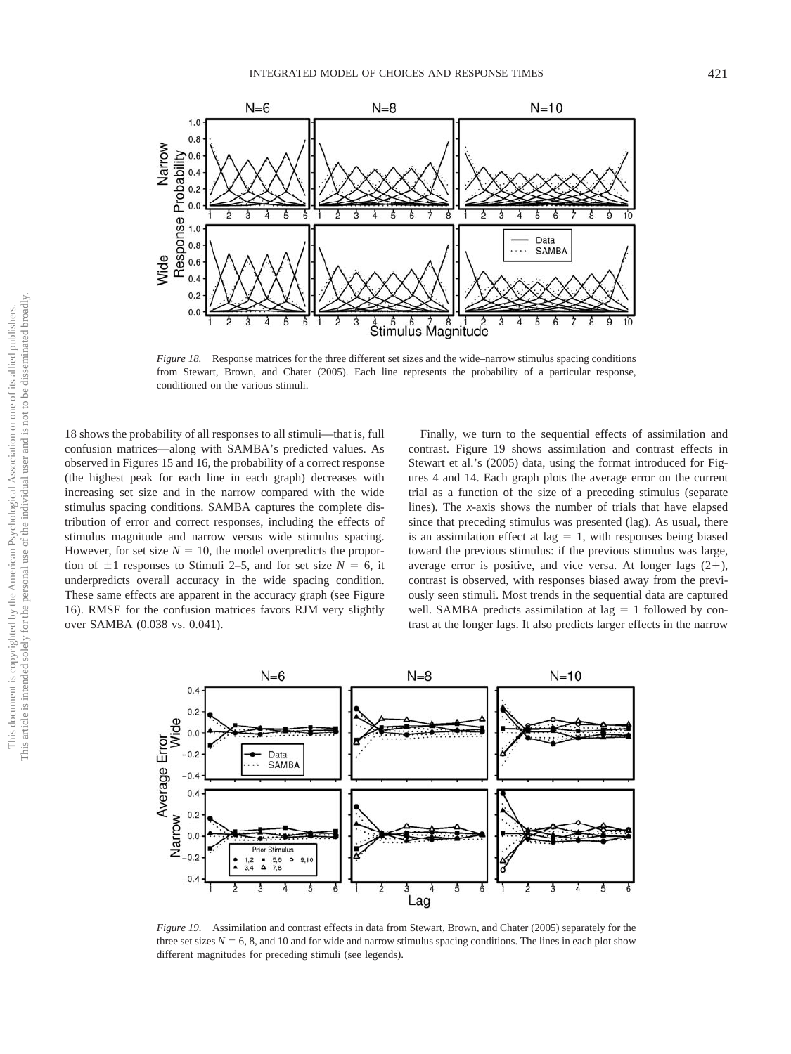*Figure 18.* Response matrices for the three different set sizes and the wide–narrow stimulus spacing conditions from Stewart, Brown, and Chater (2005). Each line represents the probability of a particular response, conditioned on the various stimuli.

18 shows the probability of all responses to all stimuli—that is, full confusion matrices—along with SAMBA's predicted values. As observed in Figures 15 and 16, the probability of a correct response (the highest peak for each line in each graph) decreases with increasing set size and in the narrow compared with the wide stimulus spacing conditions. SAMBA captures the complete distribution of error and correct responses, including the effects of stimulus magnitude and narrow versus wide stimulus spacing. However, for set size $N = 10$, the model overpredicts the proportion of $\pm 1$ responses to Stimuli 2–5, and for set size $N = 6$, it underpredicts overall accuracy in the wide spacing condition. These same effects are apparent in the accuracy graph (see Figure 16). RMSE for the confusion matrices favors RJM very slightly over SAMBA (0.038 vs. 0.041).

Finally, we turn to the sequential effects of assimilation and contrast. Figure 19 shows assimilation and contrast effects in Stewart et al.'s (2005) data, using the format introduced for Figures 4 and 14. Each graph plots the average error on the current trial as a function of the size of a preceding stimulus (separate lines). The *x*-axis shows the number of trials that have elapsed since that preceding stimulus was presented (lag). As usual, there is an assimilation effect at lag = 1, with responses being biased toward the previous stimulus: if the previous stimulus was large, average error is positive, and vice versa. At longer lags (2+), contrast is observed, with responses biased away from the previously seen stimuli. Most trends in the sequential data are captured well. SAMBA predicts assimilation at lag = 1 followed by contrast at the longer lags. It also predicts larger effects in the narrow

*Figure 19.* Assimilation and contrast effects in data from Stewart, Brown, and Chater (2005) separately for the three set sizes $N = 6$, 8, and 10 and for wide and narrow stimulus spacing conditions. The lines in each plot show different magnitudes for preceding stimuli (see legends).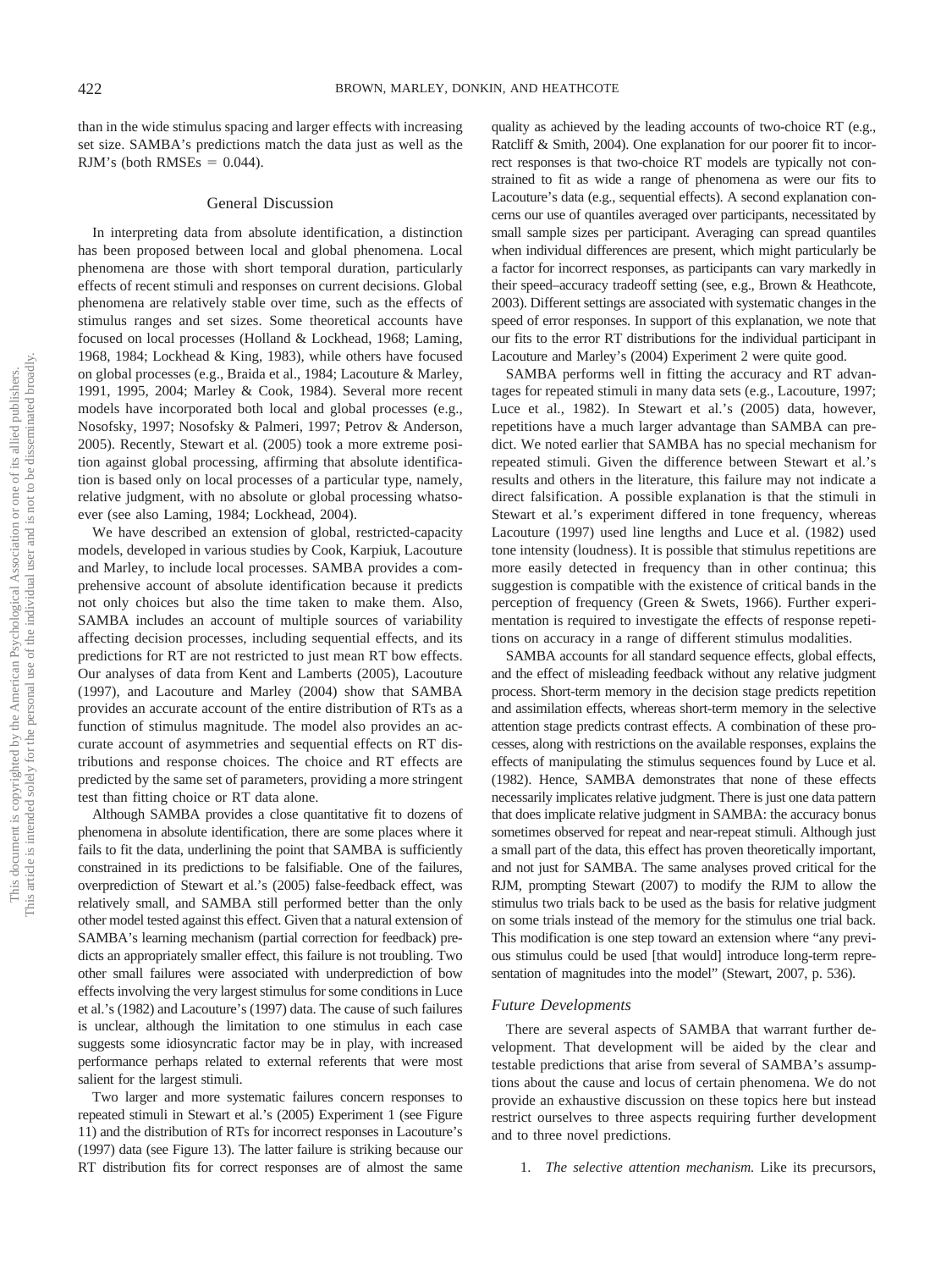than in the wide stimulus spacing and larger effects with increasing set size. SAMBA's predictions match the data just as well as the RJM's (both RMSEs = 0.044).

## General Discussion

In interpreting data from absolute identification, a distinction has been proposed between local and global phenomena. Local phenomena are those with short temporal duration, particularly effects of recent stimuli and responses on current decisions. Global phenomena are relatively stable over time, such as the effects of stimulus ranges and set sizes. Some theoretical accounts have focused on local processes (Holland & Lockhead, 1968; Laming, 1968, 1984; Lockhead & King, 1983), while others have focused on global processes (e.g., Braida et al., 1984; Lacouture & Marley, 1991, 1995, 2004; Marley & Cook, 1984). Several more recent models have incorporated both local and global processes (e.g., Nosofsky, 1997; Nosofsky & Palmeri, 1997; Petrov & Anderson, 2005). Recently, Stewart et al. (2005) took a more extreme position against global processing, affirming that absolute identification is based only on local processes of a particular type, namely, relative judgment, with no absolute or global processing whatsoever (see also Laming, 1984; Lockhead, 2004).

We have described an extension of global, restricted-capacity models, developed in various studies by Cook, Karpiuk, Lacouture and Marley, to include local processes. SAMBA provides a comprehensive account of absolute identification because it predicts not only choices but also the time taken to make them. Also, SAMBA includes an account of multiple sources of variability affecting decision processes, including sequential effects, and its predictions for RT are not restricted to just mean RT bow effects. Our analyses of data from Kent and Lamberts (2005), Lacouture (1997), and Lacouture and Marley (2004) show that SAMBA provides an accurate account of the entire distribution of RTs as a function of stimulus magnitude. The model also provides an accurate account of asymmetries and sequential effects on RT distributions and response choices. The choice and RT effects are predicted by the same set of parameters, providing a more stringent test than fitting choice or RT data alone.

Although SAMBA provides a close quantitative fit to dozens of phenomena in absolute identification, there are some places where it fails to fit the data, underlining the point that SAMBA is sufficiently constrained in its predictions to be falsifiable. One of the failures, overprediction of Stewart et al.'s (2005) false-feedback effect, was relatively small, and SAMBA still performed better than the only other model tested against this effect. Given that a natural extension of SAMBA's learning mechanism (partial correction for feedback) predicts an appropriately smaller effect, this failure is not troubling. Two other small failures were associated with underprediction of bow effects involving the very largest stimulus for some conditions in Luce et al.'s (1982) and Lacouture's (1997) data. The cause of such failures is unclear, although the limitation to one stimulus in each case suggests some idiosyncratic factor may be in play, with increased performance perhaps related to external referents that were most salient for the largest stimuli.

Two larger and more systematic failures concern responses to repeated stimuli in Stewart et al.'s (2005) Experiment 1 (see Figure 11) and the distribution of RTs for incorrect responses in Lacouture's (1997) data (see Figure 13). The latter failure is striking because our RT distribution fits for correct responses are of almost the same quality as achieved by the leading accounts of two-choice RT (e.g., Ratcliff & Smith, 2004). One explanation for our poorer fit to incorrect responses is that two-choice RT models are typically not constrained to fit as wide a range of phenomena as were our fits to Lacouture's data (e.g., sequential effects). A second explanation concerns our use of quantiles averaged over participants, necessitated by small sample sizes per participant. Averaging can spread quantiles when individual differences are present, which might particularly be a factor for incorrect responses, as participants can vary markedly in their speed–accuracy tradeoff setting (see, e.g., Brown & Heathcote, 2003). Different settings are associated with systematic changes in the speed of error responses. In support of this explanation, we note that our fits to the error RT distributions for the individual participant in Lacouture and Marley's (2004) Experiment 2 were quite good.

SAMBA performs well in fitting the accuracy and RT advantages for repeated stimuli in many data sets (e.g., Lacouture, 1997; Luce et al., 1982). In Stewart et al.'s (2005) data, however, repetitions have a much larger advantage than SAMBA can predict. We noted earlier that SAMBA has no special mechanism for repeated stimuli. Given the difference between Stewart et al.'s results and others in the literature, this failure may not indicate a direct falsification. A possible explanation is that the stimuli in Stewart et al.'s experiment differed in tone frequency, whereas Lacouture (1997) used line lengths and Luce et al. (1982) used tone intensity (loudness). It is possible that stimulus repetitions are more easily detected in frequency than in other continua; this suggestion is compatible with the existence of critical bands in the perception of frequency (Green & Swets, 1966). Further experimentation is required to investigate the effects of response repetitions on accuracy in a range of different stimulus modalities.

SAMBA accounts for all standard sequence effects, global effects, and the effect of misleading feedback without any relative judgment process. Short-term memory in the decision stage predicts repetition and assimilation effects, whereas short-term memory in the selective attention stage predicts contrast effects. A combination of these processes, along with restrictions on the available responses, explains the effects of manipulating the stimulus sequences found by Luce et al. (1982). Hence, SAMBA demonstrates that none of these effects necessarily implicates relative judgment. There is just one data pattern that does implicate relative judgment in SAMBA: the accuracy bonus sometimes observed for repeat and near-repeat stimuli. Although just a small part of the data, this effect has proven theoretically important, and not just for SAMBA. The same analyses proved critical for the RJM, prompting Stewart (2007) to modify the RJM to allow the stimulus two trials back to be used as the basis for relative judgment on some trials instead of the memory for the stimulus one trial back. This modification is one step toward an extension where "any previous stimulus could be used [that would] introduce long-term representation of magnitudes into the model" (Stewart, 2007, p. 536).

### Future Developments

There are several aspects of SAMBA that warrant further development. That development will be aided by the clear and testable predictions that arise from several of SAMBA's assumptions about the cause and locus of certain phenomena. We do not provide an exhaustive discussion on these topics here but instead restrict ourselves to three aspects requiring further development and to three novel predictions.

1. *The selective attention mechanism.* Like its precursors,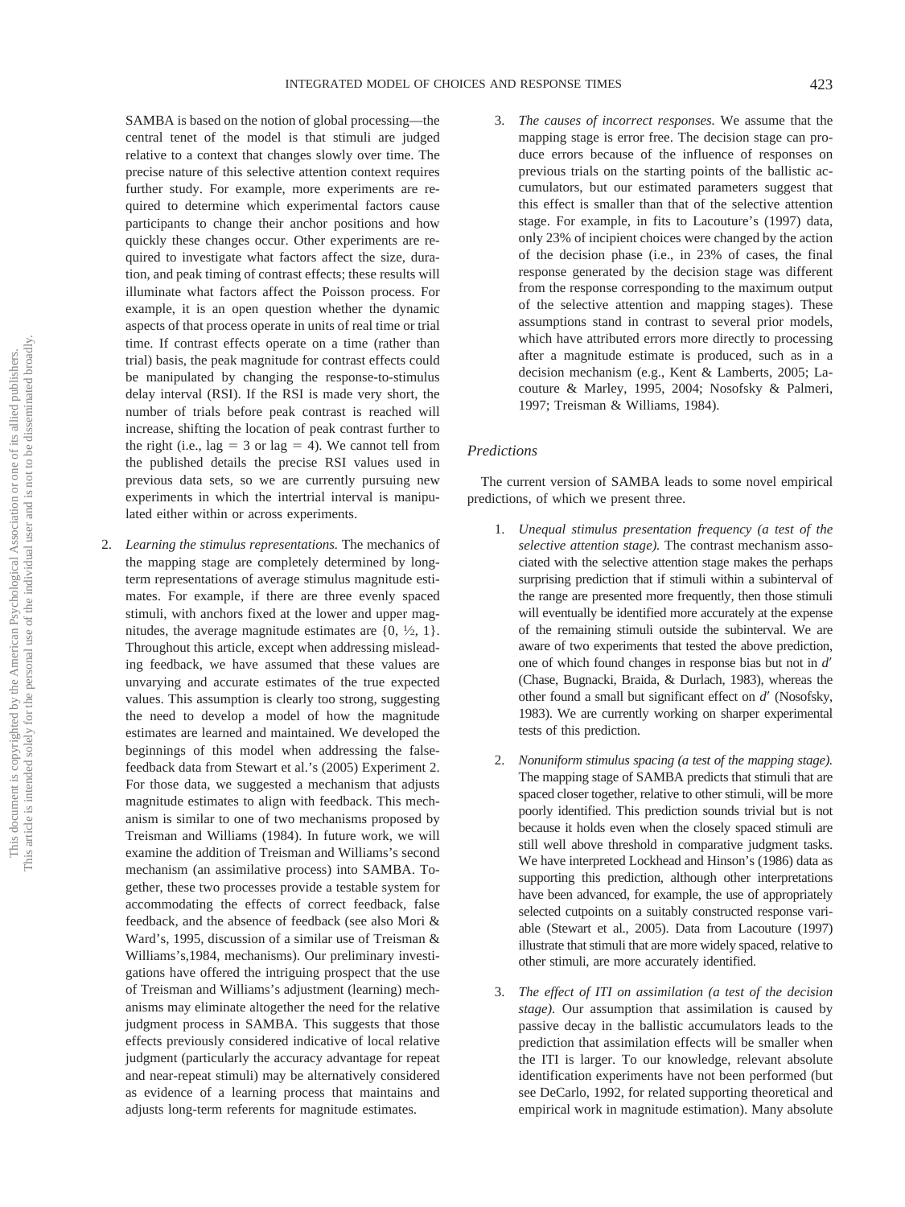SAMBA is based on the notion of global processing—the central tenet of the model is that stimuli are judged relative to a context that changes slowly over time. The precise nature of this selective attention context requires further study. For example, more experiments are required to determine which experimental factors cause participants to change their anchor positions and how quickly these changes occur. Other experiments are required to investigate what factors affect the size, duration, and peak timing of contrast effects; these results will illuminate what factors affect the Poisson process. For example, it is an open question whether the dynamic aspects of that process operate in units of real time or trial time. If contrast effects operate on a time (rather than trial) basis, the peak magnitude for contrast effects could be manipulated by changing the response-to-stimulus delay interval (RSI). If the RSI is made very short, the number of trials before peak contrast is reached will increase, shifting the location of peak contrast further to the right (i.e., lag = 3 or lag = 4). We cannot tell from the published details the precise RSI values used in previous data sets, so we are currently pursuing new experiments in which the intertrial interval is manipulated either within or across experiments.

2. *Learning the stimulus representations.* The mechanics of the mapping stage are completely determined by long-term representations of average stimulus magnitude estimates. For example, if there are three evenly spaced stimuli, with anchors fixed at the lower and upper magnitudes, the average magnitude estimates are {0, ½, 1}. Throughout this article, except when addressing misleading feedback, we have assumed that these values are unvarying and accurate estimates of the true expected values. This assumption is clearly too strong, suggesting the need to develop a model of how the magnitude estimates are learned and maintained. We developed the beginnings of this model when addressing the false-feedback data from Stewart et al.'s (2005) Experiment 2. For those data, we suggested a mechanism that adjusts magnitude estimates to align with feedback. This mechanism is similar to one of two mechanisms proposed by Treisman and Williams (1984). In future work, we will examine the addition of Treisman and Williams's second mechanism (an assimilative process) into SAMBA. Together, these two processes provide a testable system for accommodating the effects of correct feedback, false feedback, and the absence of feedback (see also Mori & Ward's, 1995, discussion of a similar use of Treisman & Williams's,1984, mechanisms). Our preliminary investigations have offered the intriguing prospect that the use of Treisman and Williams's adjustment (learning) mechanisms may eliminate altogether the need for the relative judgment process in SAMBA. This suggests that those effects previously considered indicative of local relative judgment (particularly the accuracy advantage for repeat and near-repeat stimuli) may be alternatively considered as evidence of a learning process that maintains and adjusts long-term referents for magnitude estimates.

3. *The causes of incorrect responses.* We assume that the mapping stage is error free. The decision stage can produce errors because of the influence of responses on previous trials on the starting points of the ballistic accumulators, but our estimated parameters suggest that this effect is smaller than that of the selective attention stage. For example, in fits to Lacouture's (1997) data, only 23% of incipient choices were changed by the action of the decision phase (i.e., in 23% of cases, the final response generated by the decision stage was different from the response corresponding to the maximum output of the selective attention and mapping stages). These assumptions stand in contrast to several prior models, which have attributed errors more directly to processing after a magnitude estimate is produced, such as in a decision mechanism (e.g., Kent & Lamberts, 2005; Lacouture & Marley, 1995, 2004; Nosofsky & Palmeri, 1997; Treisman & Williams, 1984).

### Predictions

The current version of SAMBA leads to some novel empirical predictions, of which we present three.

1. *Unequal stimulus presentation frequency (a test of the selective attention stage).* The contrast mechanism associated with the selective attention stage makes the perhaps surprising prediction that if stimuli within a subinterval of the range are presented more frequently, then those stimuli will eventually be identified more accurately at the expense of the remaining stimuli outside the subinterval. We are aware of two experiments that tested the above prediction, one of which found changes in response bias but not in $d'$ (Chase, Bugnacki, Braida, & Durlach, 1983), whereas the other found a small but significant effect on $d'$ (Nosofsky, 1983). We are currently working on sharper experimental tests of this prediction.

2. *Nonuniform stimulus spacing (a test of the mapping stage).* The mapping stage of SAMBA predicts that stimuli that are spaced closer together, relative to other stimuli, will be more poorly identified. This prediction sounds trivial but is not because it holds even when the closely spaced stimuli are still well above threshold in comparative judgment tasks. We have interpreted Lockhead and Hinson's (1986) data as supporting this prediction, although other interpretations have been advanced, for example, the use of appropriately selected cutpoints on a suitably constructed response variable (Stewart et al., 2005). Data from Lacouture (1997) illustrate that stimuli that are more widely spaced, relative to other stimuli, are more accurately identified.

3. *The effect of ITI on assimilation (a test of the decision stage).* Our assumption that assimilation is caused by passive decay in the ballistic accumulators leads to the prediction that assimilation effects will be smaller when the ITI is larger. To our knowledge, relevant absolute identification experiments have not been performed (but see DeCarlo, 1992, for related supporting theoretical and empirical work in magnitude estimation). Many absolute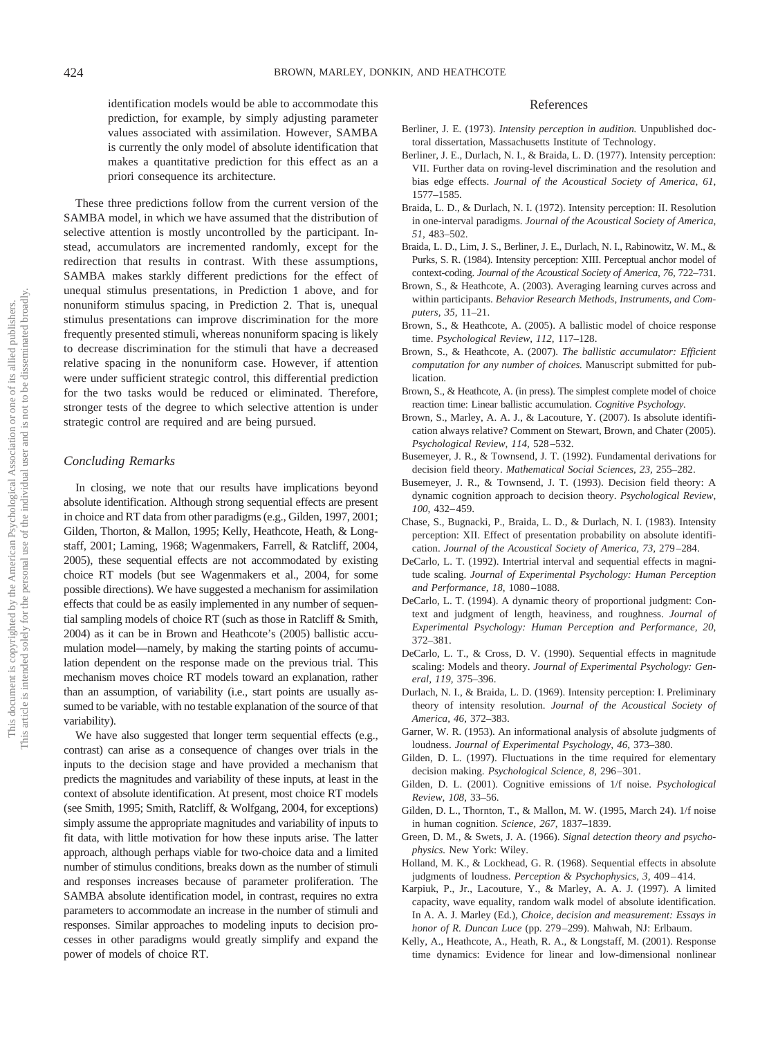identification models would be able to accommodate this prediction, for example, by simply adjusting parameter values associated with assimilation. However, SAMBA is currently the only model of absolute identification that makes a quantitative prediction for this effect as an a priori consequence its architecture.

These three predictions follow from the current version of the SAMBA model, in which we have assumed that the distribution of selective attention is mostly uncontrolled by the participant. Instead, accumulators are incremented randomly, except for the redirection that results in contrast. With these assumptions, SAMBA makes starkly different predictions for the effect of unequal stimulus presentations, in Prediction 1 above, and for nonuniform stimulus spacing, in Prediction 2. That is, unequal stimulus presentations can improve discrimination for the more frequently presented stimuli, whereas nonuniform spacing is likely to decrease discrimination for the stimuli that have a decreased relative spacing in the nonuniform case. However, if attention were under sufficient strategic control, this differential prediction for the two tasks would be reduced or eliminated. Therefore, stronger tests of the degree to which selective attention is under strategic control are required and are being pursued.

### *Concluding Remarks*

In closing, we note that our results have implications beyond absolute identification. Although strong sequential effects are present in choice and RT data from other paradigms (e.g., Gilden, 1997, 2001; Gilden, Thorton, & Mallon, 1995; Kelly, Heathcote, Heath, & Longstaff, 2001; Laming, 1968; Wagenmakers, Farrell, & Ratcliff, 2004, 2005), these sequential effects are not accommodated by existing choice RT models (but see Wagenmakers et al., 2004, for some possible directions). We have suggested a mechanism for assimilation effects that could be as easily implemented in any number of sequential sampling models of choice RT (such as those in Ratcliff & Smith, 2004) as it can be in Brown and Heathcote's (2005) ballistic accumulation model—namely, by making the starting points of accumulation dependent on the response made on the previous trial. This mechanism moves choice RT models toward an explanation, rather than an assumption, of variability (i.e., start points are usually assumed to be variable, with no testable explanation of the source of that variability).

We have also suggested that longer term sequential effects (e.g., contrast) can arise as a consequence of changes over trials in the inputs to the decision stage and have provided a mechanism that predicts the magnitudes and variability of these inputs, at least in the context of absolute identification. At present, most choice RT models (see Smith, 1995; Smith, Ratcliff, & Wolfgang, 2004, for exceptions) simply assume the appropriate magnitudes and variability of inputs to fit data, with little motivation for how these inputs arise. The latter approach, although perhaps viable for two-choice data and a limited number of stimulus conditions, breaks down as the number of stimuli and responses increases because of parameter proliferation. The SAMBA absolute identification model, in contrast, requires no extra parameters to accommodate an increase in the number of stimuli and responses. Similar approaches to modeling inputs to decision processes in other paradigms would greatly simplify and expand the power of models of choice RT.

## References

Berliner, J. E. (1973). *Intensity perception in audition.* Unpublished doctoral dissertation, Massachusetts Institute of Technology.

Berliner, J. E., Durlach, N. I., & Braida, L. D. (1977). Intensity perception: VII. Further data on roving-level discrimination and the resolution and bias edge effects. *Journal of the Acoustical Society of America, 61,* 1577–1585.

Braida, L. D., & Durlach, N. I. (1972). Intensity perception: II. Resolution in one-interval paradigms. *Journal of the Acoustical Society of America, 51,* 483–502.

Braida, L. D., Lim, J. S., Berliner, J. E., Durlach, N. I., Rabinowitz, W. M., & Purks, S. R. (1984). Intensity perception: XIII. Perceptual anchor model of context-coding. *Journal of the Acoustical Society of America, 76,* 722–731.

Brown, S., & Heathcote, A. (2003). Averaging learning curves across and within participants. *Behavior Research Methods, Instruments, and Computers, 35,* 11–21.

Brown, S., & Heathcote, A. (2005). A ballistic model of choice response time. *Psychological Review, 112,* 117–128.

Brown, S., & Heathcote, A. (2007). *The ballistic accumulator: Efficient computation for any number of choices.* Manuscript submitted for publication.

Brown, S., & Heathcote, A. (in press). The simplest complete model of choice reaction time: Linear ballistic accumulation. *Cognitive Psychology.*

Brown, S., Marley, A. A. J., & Lacouture, Y. (2007). Is absolute identification always relative? Comment on Stewart, Brown, and Chater (2005). *Psychological Review, 114,* 528–532.

Busemeyer, J. R., & Townsend, J. T. (1992). Fundamental derivations for decision field theory. *Mathematical Social Sciences, 23,* 255–282.

Busemeyer, J. R., & Townsend, J. T. (1993). Decision field theory: A dynamic cognition approach to decision theory. *Psychological Review, 100,* 432–459.

Chase, S., Bugnacki, P., Braida, L. D., & Durlach, N. I. (1983). Intensity perception: XII. Effect of presentation probability on absolute identification. *Journal of the Acoustical Society of America, 73,* 279–284.

DeCarlo, L. T. (1992). Intertrial interval and sequential effects in magnitude scaling. *Journal of Experimental Psychology: Human Perception and Performance, 18,* 1080–1088.

DeCarlo, L. T. (1994). A dynamic theory of proportional judgment: Context and judgment of length, heaviness, and roughness. *Journal of Experimental Psychology: Human Perception and Performance, 20,* 372–381.

DeCarlo, L. T., & Cross, D. V. (1990). Sequential effects in magnitude scaling: Models and theory. *Journal of Experimental Psychology: General, 119,* 375–396.

Durlach, N. I., & Braida, L. D. (1969). Intensity perception: I. Preliminary theory of intensity resolution. *Journal of the Acoustical Society of America, 46,* 372–383.

Garner, W. R. (1953). An informational analysis of absolute judgments of loudness. *Journal of Experimental Psychology, 46,* 373–380.

Gilden, D. L. (1997). Fluctuations in the time required for elementary decision making. *Psychological Science, 8,* 296–301.

Gilden, D. L. (2001). Cognitive emissions of 1/f noise. *Psychological Review, 108,* 33–56.

Gilden, D. L., Thornton, T., & Mallon, M. W. (1995, March 24). 1/f noise in human cognition. *Science, 267,* 1837–1839.

Green, D. M., & Swets, J. A. (1966). *Signal detection theory and psychophysics.* New York: Wiley.

Holland, M. K., & Lockhead, G. R. (1968). Sequential effects in absolute judgments of loudness. *Perception & Psychophysics, 3,* 409–414.

Karpiuk, P., Jr., Lacouture, Y., & Marley, A. A. J. (1997). A limited capacity, wave equality, random walk model of absolute identification. In A. A. J. Marley (Ed.), *Choice, decision and measurement: Essays in honor of R. Duncan Luce* (pp. 279–299). Mahwah, NJ: Erlbaum.

Kelly, A., Heathcote, A., Heath, R. A., & Longstaff, M. (2001). Response time dynamics: Evidence for linear and low-dimensional nonlinear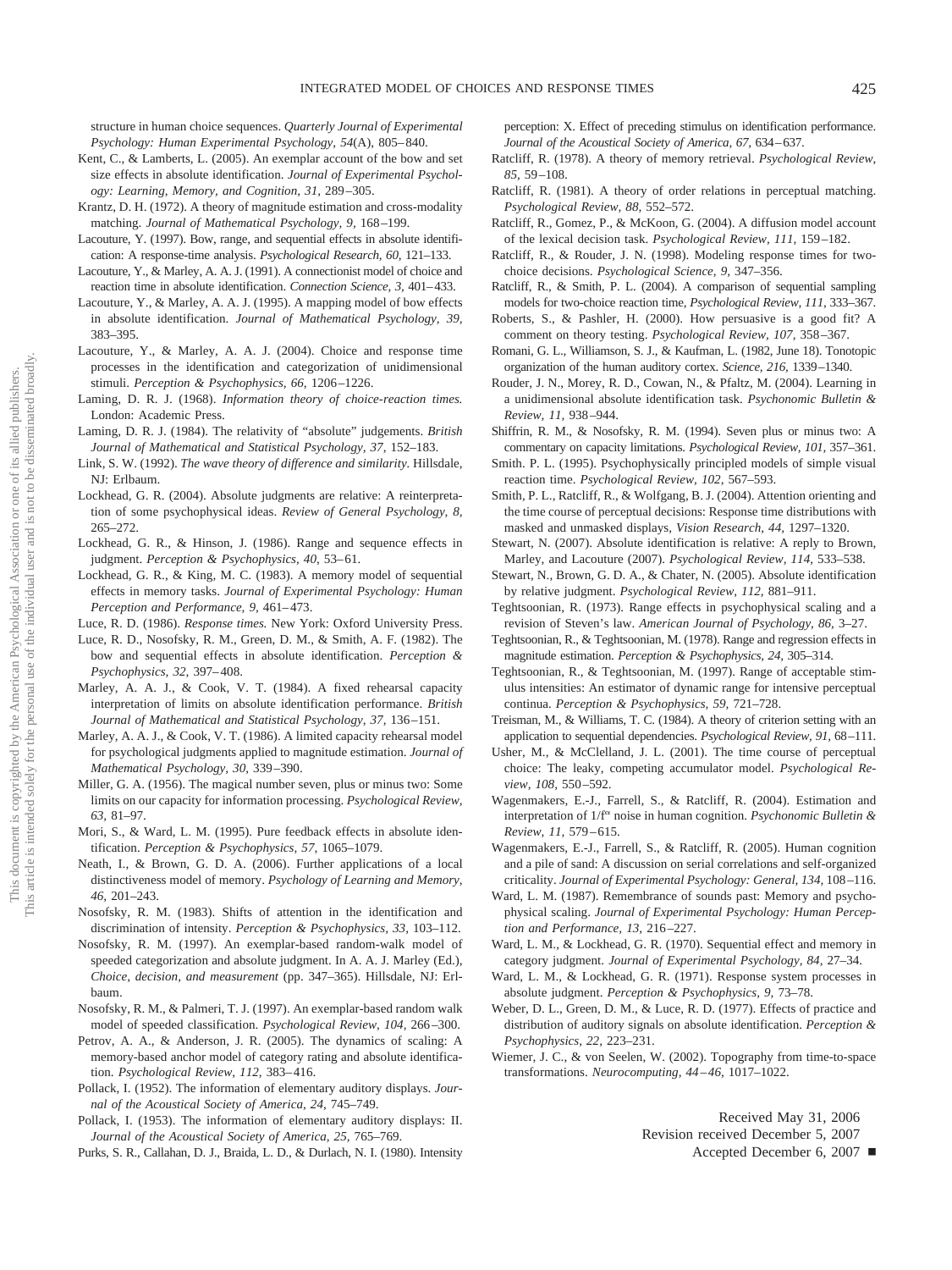structure in human choice sequences. *Quarterly Journal of Experimental Psychology: Human Experimental Psychology, 54*(A), 805–840.

Kent, C., & Lamberts, L. (2005). An exemplar account of the bow and set size effects in absolute identification. *Journal of Experimental Psychology: Learning, Memory, and Cognition, 31,* 289–305.

Krantz, D. H. (1972). A theory of magnitude estimation and cross-modality matching. *Journal of Mathematical Psychology, 9,* 168–199.

Lacouture, Y. (1997). Bow, range, and sequential effects in absolute identification: A response-time analysis. *Psychological Research, 60,* 121–133.

Lacouture, Y., & Marley, A. A. J. (1991). A connectionist model of choice and reaction time in absolute identification. *Connection Science, 3,* 401–433.

Lacouture, Y., & Marley, A. A. J. (1995). A mapping model of bow effects in absolute identification. *Journal of Mathematical Psychology, 39,* 383–395.

Lacouture, Y., & Marley, A. A. J. (2004). Choice and response time processes in the identification and categorization of unidimensional stimuli. *Perception & Psychophysics, 66,* 1206–1226.

Laming, D. R. J. (1968). *Information theory of choice-reaction times.* London: Academic Press.

Laming, D. R. J. (1984). The relativity of "absolute" judgements. *British Journal of Mathematical and Statistical Psychology, 37,* 152–183.

Link, S. W. (1992). *The wave theory of difference and similarity.* Hillsdale, NJ: Erlbaum.

Lockhead, G. R. (2004). Absolute judgments are relative: A reinterpretation of some psychophysical ideas. *Review of General Psychology, 8,* 265–272.

Lockhead, G. R., & Hinson, J. (1986). Range and sequence effects in judgment. *Perception & Psychophysics, 40,* 53–61.

Lockhead, G. R., & King, M. C. (1983). A memory model of sequential effects in memory tasks. *Journal of Experimental Psychology: Human Perception and Performance, 9,* 461–473.

Luce, R. D. (1986). *Response times.* New York: Oxford University Press.

Luce, R. D., Nosofsky, R. M., Green, D. M., & Smith, A. F. (1982). The bow and sequential effects in absolute identification. *Perception & Psychophysics, 32,* 397–408.

Marley, A. A. J., & Cook, V. T. (1984). A fixed rehearsal capacity interpretation of limits on absolute identification performance. *British Journal of Mathematical and Statistical Psychology, 37,* 136–151.

Marley, A. A. J., & Cook, V. T. (1986). A limited capacity rehearsal model for psychological judgments applied to magnitude estimation. *Journal of Mathematical Psychology, 30,* 339–390.

Miller, G. A. (1956). The magical number seven, plus or minus two: Some limits on our capacity for information processing. *Psychological Review, 63,* 81–97.

Mori, S., & Ward, L. M. (1995). Pure feedback effects in absolute identification. *Perception & Psychophysics, 57,* 1065–1079.

Neath, I., & Brown, G. D. A. (2006). Further applications of a local distinctiveness model of memory. *Psychology of Learning and Memory, 46,* 201–243.

Nosofsky, R. M. (1983). Shifts of attention in the identification and discrimination of intensity. *Perception & Psychophysics, 33,* 103–112.

Nosofsky, R. M. (1997). An exemplar-based random-walk model of speeded categorization and absolute judgment. In A. A. J. Marley (Ed.), *Choice, decision, and measurement* (pp. 347–365). Hillsdale, NJ: Erlbaum.

Nosofsky, R. M., & Palmeri, T. J. (1997). An exemplar-based random walk model of speeded classification. *Psychological Review, 104,* 266–300.

Petrov, A. A., & Anderson, J. R. (2005). The dynamics of scaling: A memory-based anchor model of category rating and absolute identification. *Psychological Review, 112,* 383–416.

Pollack, I. (1952). The information of elementary auditory displays. *Journal of the Acoustical Society of America, 24,* 745–749.

Pollack, I. (1953). The information of elementary auditory displays: II. *Journal of the Acoustical Society of America, 25,* 765–769.

Purks, S. R., Callahan, D. J., Braida, L. D., & Durlach, N. I. (1980). Intensity perception: X. Effect of preceding stimulus on identification performance. *Journal of the Acoustical Society of America, 67,* 634–637.

Ratcliff, R. (1978). A theory of memory retrieval. *Psychological Review, 85,* 59–108.

Ratcliff, R. (1981). A theory of order relations in perceptual matching. *Psychological Review, 88,* 552–572.

Ratcliff, R., Gomez, P., & McKoon, G. (2004). A diffusion model account of the lexical decision task. *Psychological Review, 111,* 159–182.

Ratcliff, R., & Rouder, J. N. (1998). Modeling response times for two-choice decisions. *Psychological Science, 9,* 347–356.

Ratcliff, R., & Smith, P. L. (2004). A comparison of sequential sampling models for two-choice reaction time, *Psychological Review, 111,* 333–367.

Roberts, S., & Pashler, H. (2000). How persuasive is a good fit? A comment on theory testing. *Psychological Review, 107,* 358–367.

Romani, G. L., Williamson, S. J., & Kaufman, L. (1982, June 18). Tonotopic organization of the human auditory cortex. *Science, 216,* 1339–1340.

Rouder, J. N., Morey, R. D., Cowan, N., & Pfaltz, M. (2004). Learning in a unidimensional absolute identification task. *Psychonomic Bulletin & Review, 11,* 938–944.

Shiffrin, R. M., & Nosofsky, R. M. (1994). Seven plus or minus two: A commentary on capacity limitations. *Psychological Review, 101,* 357–361.

Smith. P. L. (1995). Psychophysically principled models of simple visual reaction time. *Psychological Review, 102,* 567–593.

Smith, P. L., Ratcliff, R., & Wolfgang, B. J. (2004). Attention orienting and the time course of perceptual decisions: Response time distributions with masked and unmasked displays, *Vision Research, 44,* 1297–1320.

Stewart, N. (2007). Absolute identification is relative: A reply to Brown, Marley, and Lacouture (2007). *Psychological Review, 114,* 533–538.

Stewart, N., Brown, G. D. A., & Chater, N. (2005). Absolute identification by relative judgment. *Psychological Review, 112,* 881–911.

Teghtsoonian, R. (1973). Range effects in psychophysical scaling and a revision of Steven's law. *American Journal of Psychology, 86,* 3–27.

Teghtsoonian, R., & Teghtsoonian, M. (1978). Range and regression effects in magnitude estimation. *Perception & Psychophysics, 24,* 305–314.

Teghtsoonian, R., & Teghtsoonian, M. (1997). Range of acceptable stimulus intensities: An estimator of dynamic range for intensive perceptual continua. *Perception & Psychophysics, 59,* 721–728.

Treisman, M., & Williams, T. C. (1984). A theory of criterion setting with an application to sequential dependencies. *Psychological Review, 91,* 68–111.

Usher, M., & McClelland, J. L. (2001). The time course of perceptual choice: The leaky, competing accumulator model. *Psychological Review, 108,* 550–592.

Wagenmakers, E.-J., Farrell, S., & Ratcliff, R. (2004). Estimation and interpretation of $1/f^{\alpha}$ noise in human cognition. *Psychonomic Bulletin & Review, 11,* 579–615.

Wagenmakers, E.-J., Farrell, S., & Ratcliff, R. (2005). Human cognition and a pile of sand: A discussion on serial correlations and self-organized criticality. *Journal of Experimental Psychology: General, 134,* 108–116.

Ward, L. M. (1987). Remembrance of sounds past: Memory and psychophysical scaling. *Journal of Experimental Psychology: Human Perception and Performance, 13,* 216–227.

Ward, L. M., & Lockhead, G. R. (1970). Sequential effect and memory in category judgment. *Journal of Experimental Psychology, 84,* 27–34.

Ward, L. M., & Lockhead, G. R. (1971). Response system processes in absolute judgment. *Perception & Psychophysics, 9,* 73–78.

Weber, D. L., Green, D. M., & Luce, R. D. (1977). Effects of practice and distribution of auditory signals on absolute identification. *Perception & Psychophysics, 22,* 223–231.

Wiemer, J. C., & von Seelen, W. (2002). Topography from time-to-space transformations. *Neurocomputing, 44–46,* 1017–1022.

Received May 31, 2006
Revision received December 5, 2007
Accepted December 6, 2007 ■